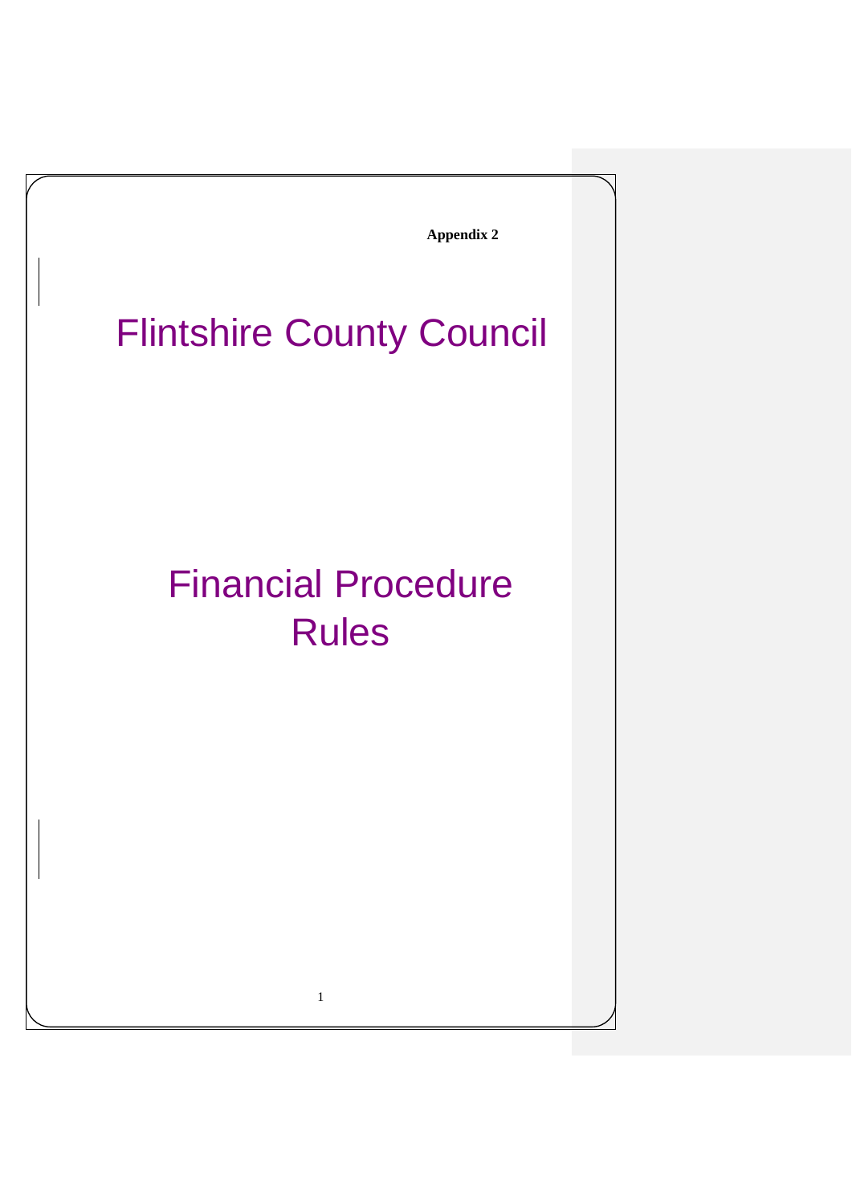**Appendix 2**

# Flintshire County Council

# Financial Procedure Rules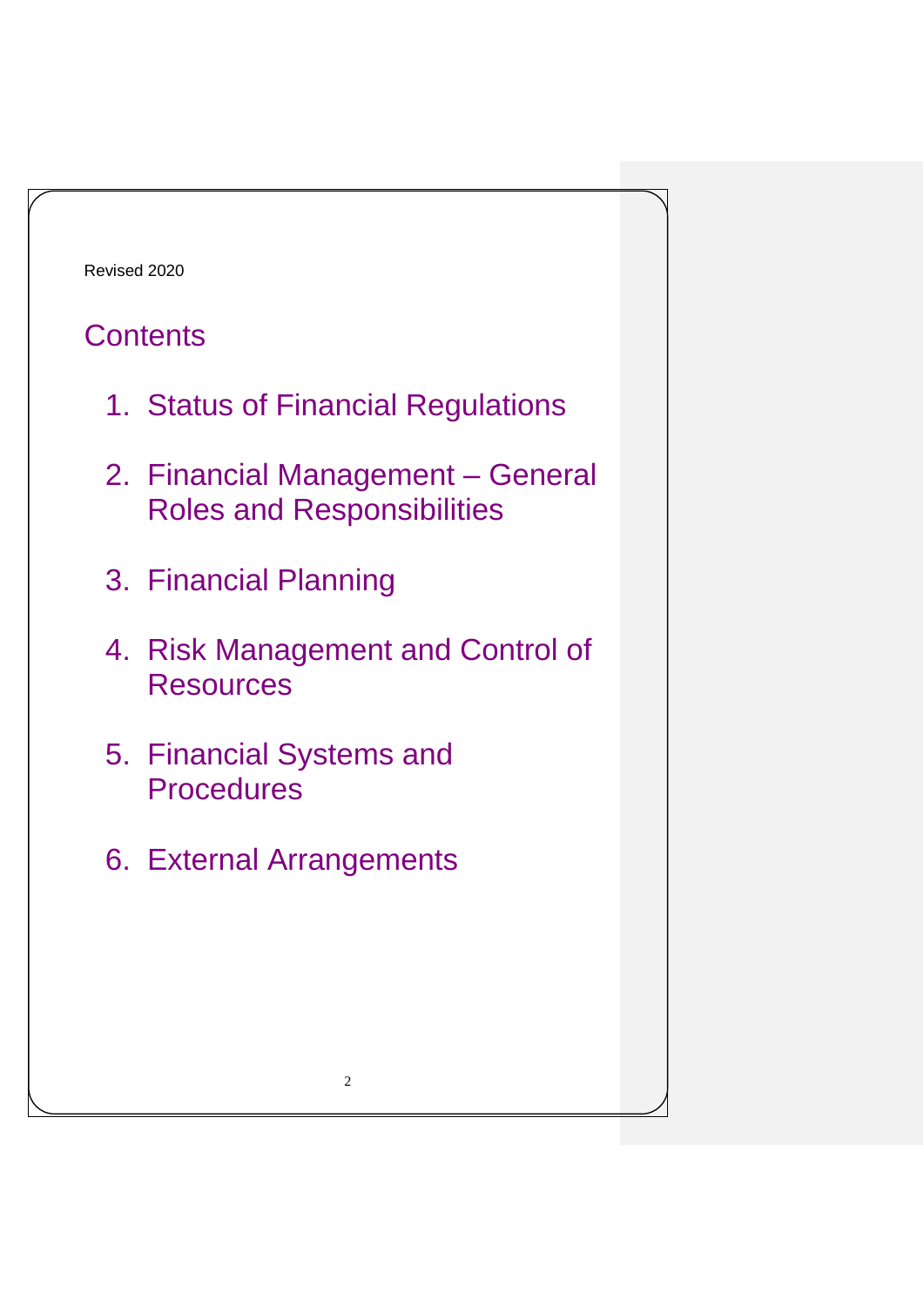Revised 2020

## Contents

1. Status of Financial Regulations
2. Financial Management – General Roles and Responsibilities
3. Financial Planning
4. Risk Management and Control of Resources
5. Financial Systems and Procedures
6. External Arrangements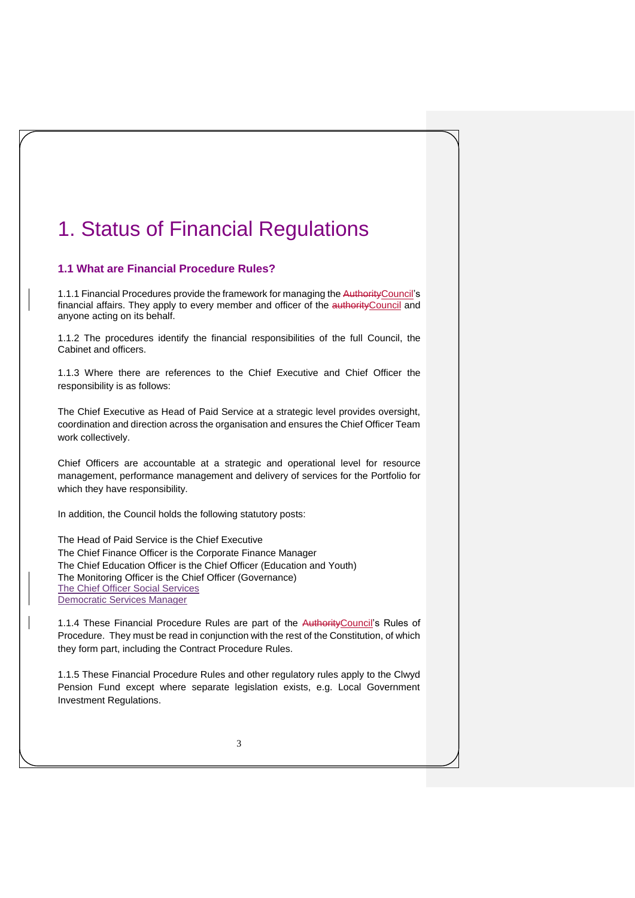# 1. Status of Financial Regulations

### 1.1 What are Financial Procedure Rules?

1.1.1 Financial Procedures provide the framework for managing the ~~Authority~~Council's financial affairs. They apply to every member and officer of the ~~authority~~Council and anyone acting on its behalf.

1.1.2 The procedures identify the financial responsibilities of the full Council, the Cabinet and officers.

1.1.3 Where there are references to the Chief Executive and Chief Officer the responsibility is as follows:

The Chief Executive as Head of Paid Service at a strategic level provides oversight, coordination and direction across the organisation and ensures the Chief Officer Team work collectively.

Chief Officers are accountable at a strategic and operational level for resource management, performance management and delivery of services for the Portfolio for which they have responsibility.

In addition, the Council holds the following statutory posts:

The Head of Paid Service is the Chief Executive
The Chief Finance Officer is the Corporate Finance Manager
The Chief Education Officer is the Chief Officer (Education and Youth)
The Monitoring Officer is the Chief Officer (Governance)
The Chief Officer Social Services
Democratic Services Manager

1.1.4 These Financial Procedure Rules are part of the ~~Authority~~Council's Rules of Procedure. They must be read in conjunction with the rest of the Constitution, of which they form part, including the Contract Procedure Rules.

1.1.5 These Financial Procedure Rules and other regulatory rules apply to the Clwyd Pension Fund except where separate legislation exists, e.g. Local Government Investment Regulations.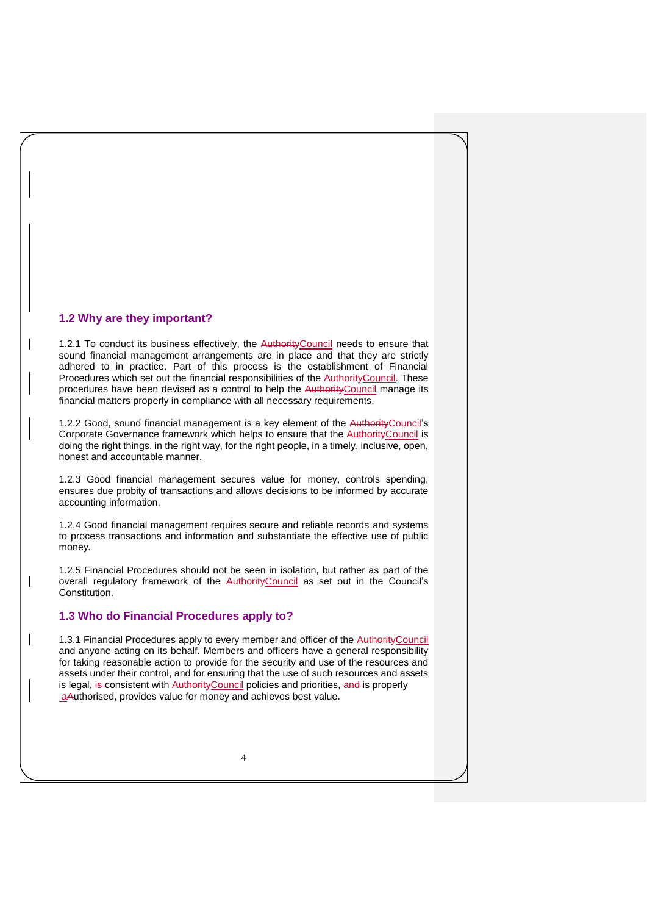## 1.2 Why are they important?

1.2.1 To conduct its business effectively, the ~~Authority~~Council needs to ensure that sound financial management arrangements are in place and that they are strictly adhered to in practice. Part of this process is the establishment of Financial Procedures which set out the financial responsibilities of the ~~Authority~~Council. These procedures have been devised as a control to help the ~~Authority~~Council manage its financial matters properly in compliance with all necessary requirements.

1.2.2 Good, sound financial management is a key element of the ~~Authority~~Council's Corporate Governance framework which helps to ensure that the ~~Authority~~Council is doing the right things, in the right way, for the right people, in a timely, inclusive, open, honest and accountable manner.

1.2.3 Good financial management secures value for money, controls spending, ensures due probity of transactions and allows decisions to be informed by accurate accounting information.

1.2.4 Good financial management requires secure and reliable records and systems to process transactions and information and substantiate the effective use of public money.

1.2.5 Financial Procedures should not be seen in isolation, but rather as part of the overall regulatory framework of the ~~Authority~~Council as set out in the Council's Constitution.

## 1.3 Who do Financial Procedures apply to?

1.3.1 Financial Procedures apply to every member and officer of the ~~Authority~~Council and anyone acting on its behalf. Members and officers have a general responsibility for taking reasonable action to provide for the security and use of the resources and assets under their control, and for ensuring that the use of such resources and assets is legal, ~~is~~ consistent with ~~Authority~~Council policies and priorities, ~~and~~ is properly a~~A~~uthorised, provides value for money and achieves best value.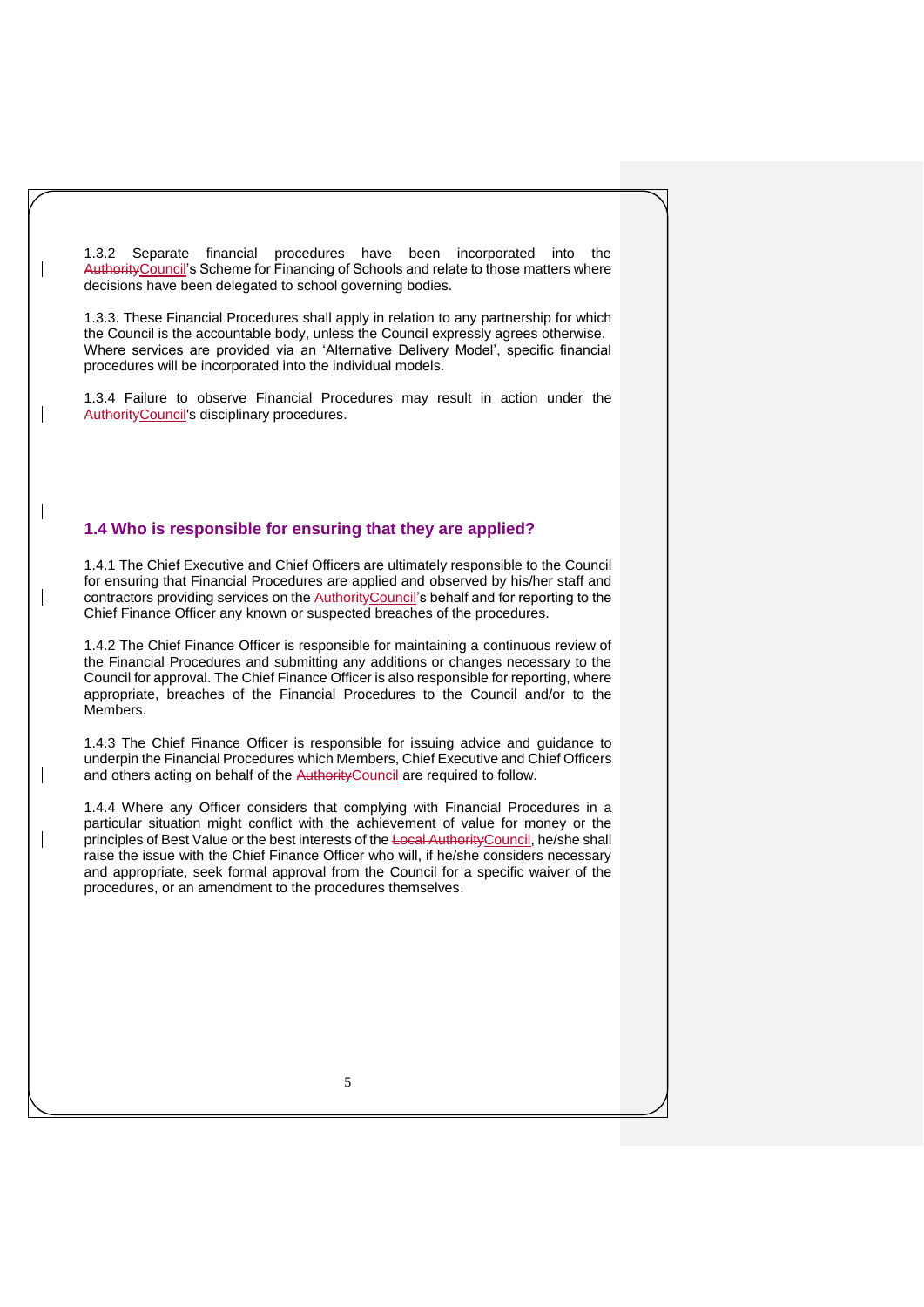1.3.2 Separate financial procedures have been incorporated into the ~~Authority~~Council's Scheme for Financing of Schools and relate to those matters where decisions have been delegated to school governing bodies.

1.3.3. These Financial Procedures shall apply in relation to any partnership for which the Council is the accountable body, unless the Council expressly agrees otherwise. Where services are provided via an 'Alternative Delivery Model', specific financial procedures will be incorporated into the individual models.

1.3.4 Failure to observe Financial Procedures may result in action under the ~~Authority~~Council's disciplinary procedures.

## 1.4 Who is responsible for ensuring that they are applied?

1.4.1 The Chief Executive and Chief Officers are ultimately responsible to the Council for ensuring that Financial Procedures are applied and observed by his/her staff and contractors providing services on the ~~Authority~~Council's behalf and for reporting to the Chief Finance Officer any known or suspected breaches of the procedures.

1.4.2 The Chief Finance Officer is responsible for maintaining a continuous review of the Financial Procedures and submitting any additions or changes necessary to the Council for approval. The Chief Finance Officer is also responsible for reporting, where appropriate, breaches of the Financial Procedures to the Council and/or to the Members.

1.4.3 The Chief Finance Officer is responsible for issuing advice and guidance to underpin the Financial Procedures which Members, Chief Executive and Chief Officers and others acting on behalf of the ~~Authority~~Council are required to follow.

1.4.4 Where any Officer considers that complying with Financial Procedures in a particular situation might conflict with the achievement of value for money or the principles of Best Value or the best interests of the ~~Local Authority~~Council, he/she shall raise the issue with the Chief Finance Officer who will, if he/she considers necessary and appropriate, seek formal approval from the Council for a specific waiver of the procedures, or an amendment to the procedures themselves.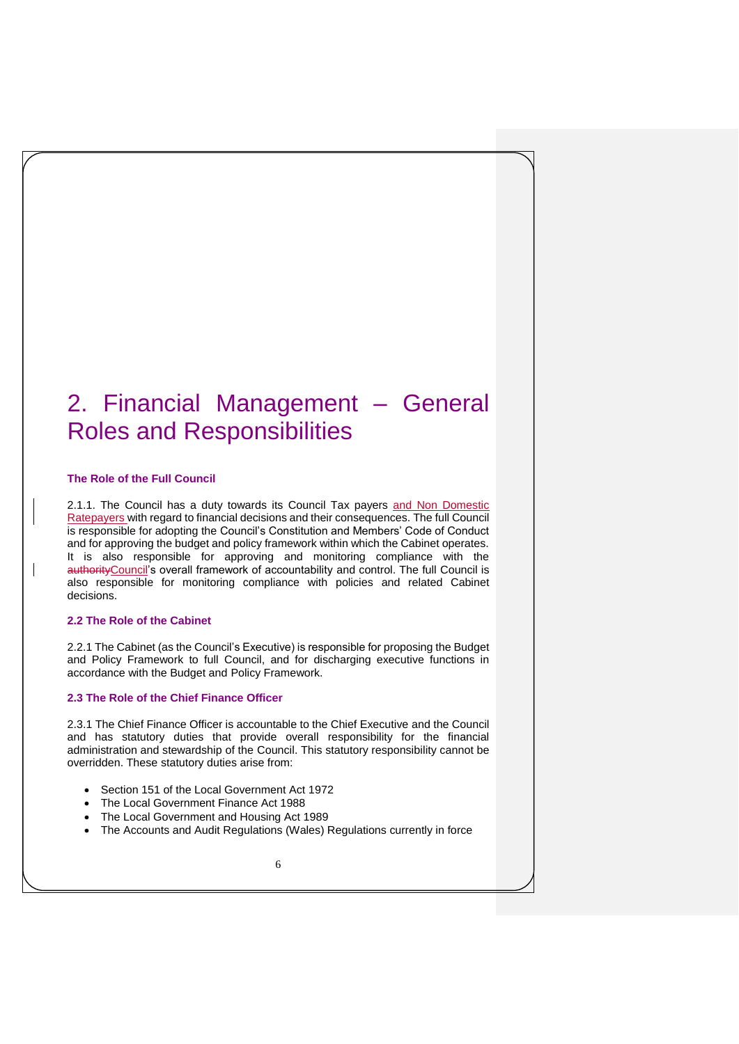# 2. Financial Management – General Roles and Responsibilities

### The Role of the Full Council

2.1.1. The Council has a duty towards its Council Tax payers and Non Domestic Ratepayers with regard to financial decisions and their consequences. The full Council is responsible for adopting the Council's Constitution and Members' Code of Conduct and for approving the budget and policy framework within which the Cabinet operates. It is also responsible for approving and monitoring compliance with the ~~authority~~Council's overall framework of accountability and control. The full Council is also responsible for monitoring compliance with policies and related Cabinet decisions.

### 2.2 The Role of the Cabinet

2.2.1 The Cabinet (as the Council's Executive) is responsible for proposing the Budget and Policy Framework to full Council, and for discharging executive functions in accordance with the Budget and Policy Framework.

### 2.3 The Role of the Chief Finance Officer

2.3.1 The Chief Finance Officer is accountable to the Chief Executive and the Council and has statutory duties that provide overall responsibility for the financial administration and stewardship of the Council. This statutory responsibility cannot be overridden. These statutory duties arise from:

- Section 151 of the Local Government Act 1972
- The Local Government Finance Act 1988
- The Local Government and Housing Act 1989
- The Accounts and Audit Regulations (Wales) Regulations currently in force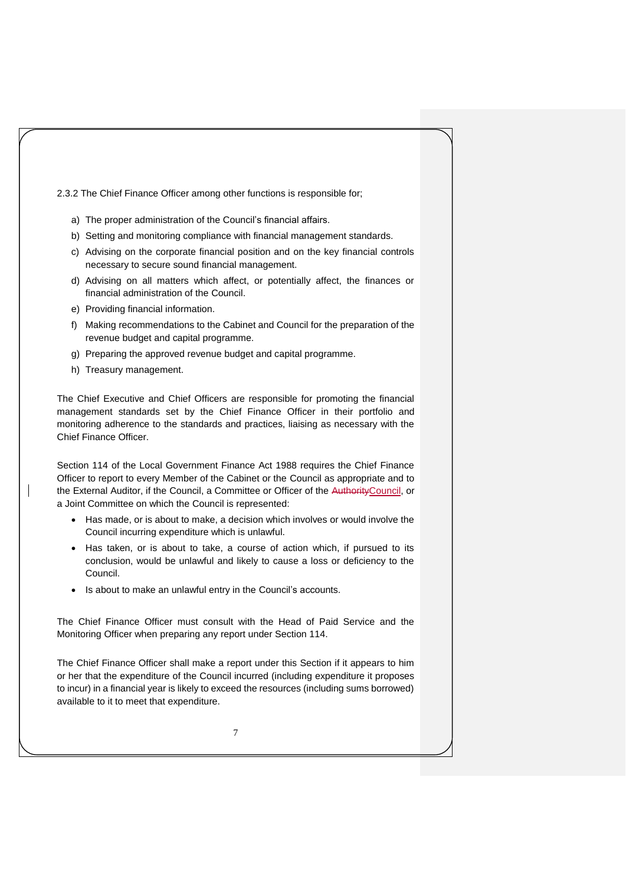2.3.2 The Chief Finance Officer among other functions is responsible for;

a) The proper administration of the Council's financial affairs.
b) Setting and monitoring compliance with financial management standards.
c) Advising on the corporate financial position and on the key financial controls necessary to secure sound financial management.
d) Advising on all matters which affect, or potentially affect, the finances or financial administration of the Council.
e) Providing financial information.
f) Making recommendations to the Cabinet and Council for the preparation of the revenue budget and capital programme.
g) Preparing the approved revenue budget and capital programme.
h) Treasury management.

The Chief Executive and Chief Officers are responsible for promoting the financial management standards set by the Chief Finance Officer in their portfolio and monitoring adherence to the standards and practices, liaising as necessary with the Chief Finance Officer.

Section 114 of the Local Government Finance Act 1988 requires the Chief Finance Officer to report to every Member of the Cabinet or the Council as appropriate and to the External Auditor, if the Council, a Committee or Officer of the ~~Authority~~Council, or a Joint Committee on which the Council is represented:

- Has made, or is about to make, a decision which involves or would involve the Council incurring expenditure which is unlawful.
- Has taken, or is about to take, a course of action which, if pursued to its conclusion, would be unlawful and likely to cause a loss or deficiency to the Council.
- Is about to make an unlawful entry in the Council's accounts.

The Chief Finance Officer must consult with the Head of Paid Service and the Monitoring Officer when preparing any report under Section 114.

The Chief Finance Officer shall make a report under this Section if it appears to him or her that the expenditure of the Council incurred (including expenditure it proposes to incur) in a financial year is likely to exceed the resources (including sums borrowed) available to it to meet that expenditure.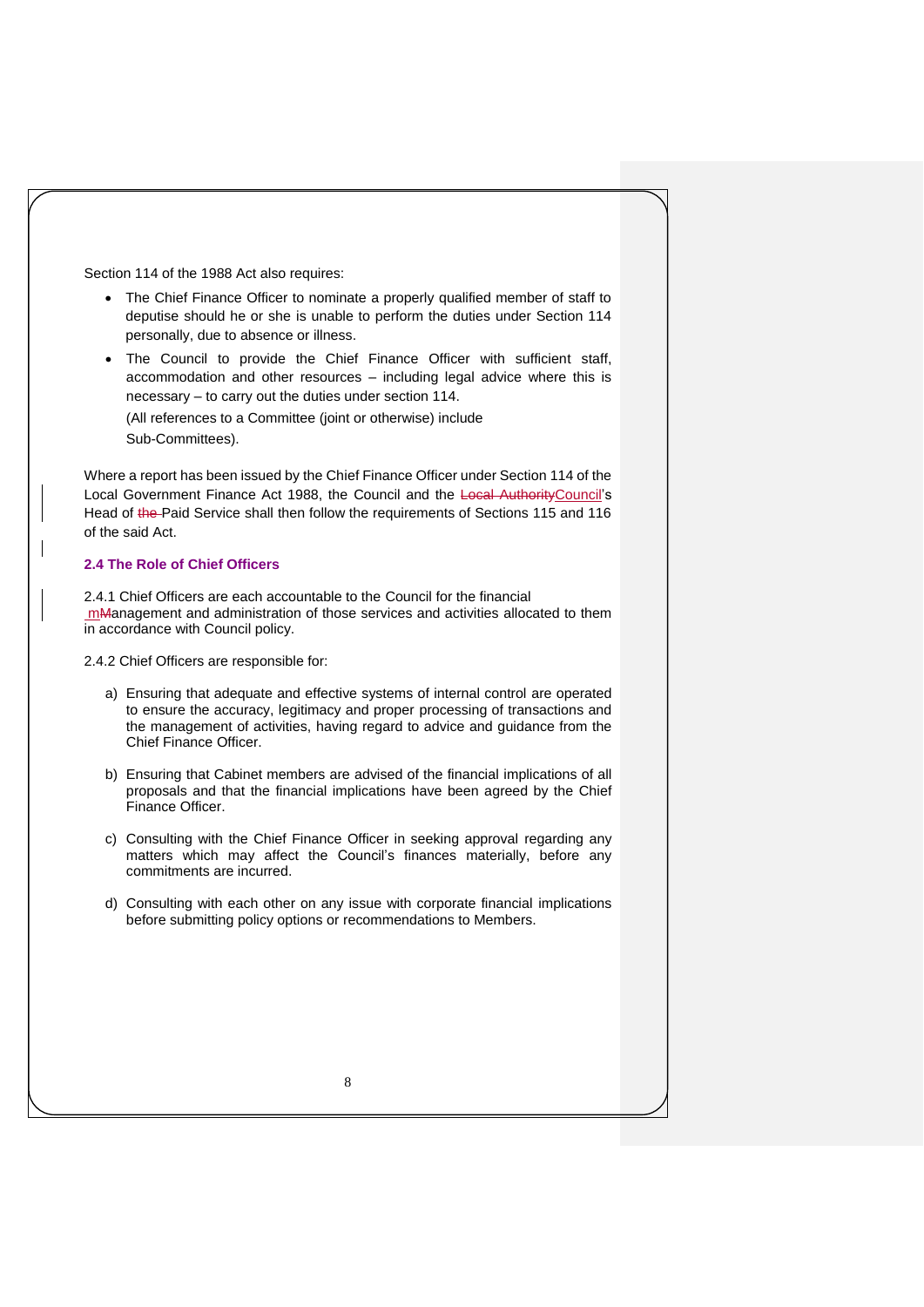Section 114 of the 1988 Act also requires:

- The Chief Finance Officer to nominate a properly qualified member of staff to deputise should he or she is unable to perform the duties under Section 114 personally, due to absence or illness.
- The Council to provide the Chief Finance Officer with sufficient staff, accommodation and other resources – including legal advice where this is necessary – to carry out the duties under section 114.

  (All references to a Committee (joint or otherwise) include Sub-Committees).

Where a report has been issued by the Chief Finance Officer under Section 114 of the Local Government Finance Act 1988, the Council and the Council's Head of Paid Service shall then follow the requirements of Sections 115 and 116 of the said Act.

### 2.4 The Role of Chief Officers

2.4.1 Chief Officers are each accountable to the Council for the financial management and administration of those services and activities allocated to them in accordance with Council policy.

2.4.2 Chief Officers are responsible for:

a) Ensuring that adequate and effective systems of internal control are operated to ensure the accuracy, legitimacy and proper processing of transactions and the management of activities, having regard to advice and guidance from the Chief Finance Officer.

b) Ensuring that Cabinet members are advised of the financial implications of all proposals and that the financial implications have been agreed by the Chief Finance Officer.

c) Consulting with the Chief Finance Officer in seeking approval regarding any matters which may affect the Council's finances materially, before any commitments are incurred.

d) Consulting with each other on any issue with corporate financial implications before submitting policy options or recommendations to Members.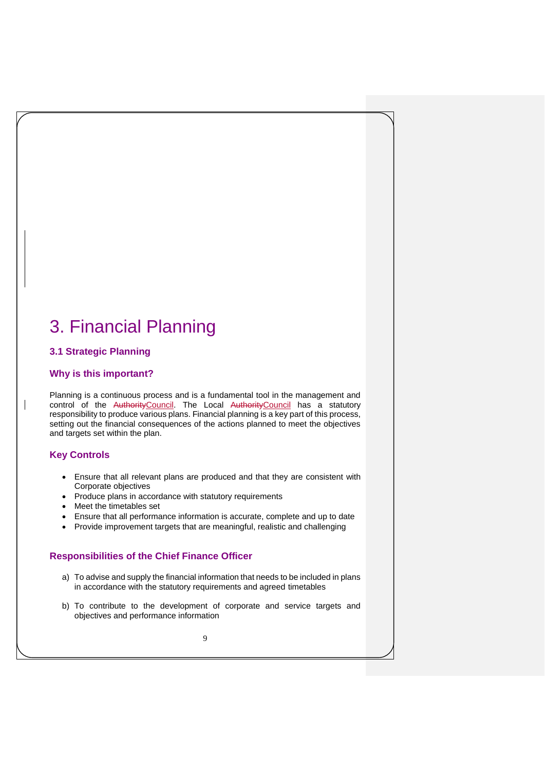# 3. Financial Planning

## 3.1 Strategic Planning

### Why is this important?

Planning is a continuous process and is a fundamental tool in the management and control of the ~~Authority~~Council. The Local ~~Authority~~Council has a statutory responsibility to produce various plans. Financial planning is a key part of this process, setting out the financial consequences of the actions planned to meet the objectives and targets set within the plan.

### Key Controls

- Ensure that all relevant plans are produced and that they are consistent with Corporate objectives
- Produce plans in accordance with statutory requirements
- Meet the timetables set
- Ensure that all performance information is accurate, complete and up to date
- Provide improvement targets that are meaningful, realistic and challenging

### Responsibilities of the Chief Finance Officer

a) To advise and supply the financial information that needs to be included in plans in accordance with the statutory requirements and agreed timetables

b) To contribute to the development of corporate and service targets and objectives and performance information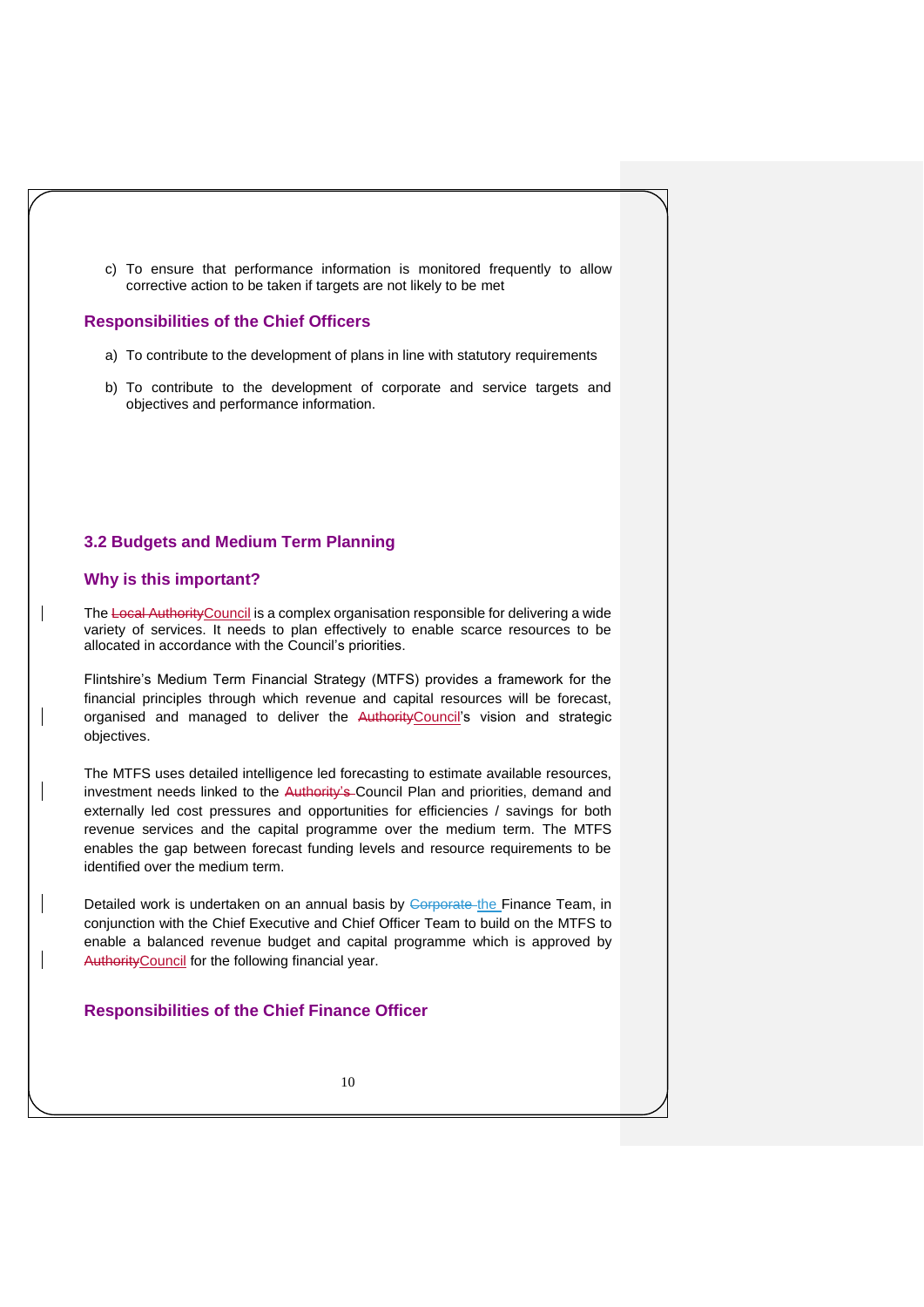c) To ensure that performance information is monitored frequently to allow corrective action to be taken if targets are not likely to be met

### Responsibilities of the Chief Officers

a) To contribute to the development of plans in line with statutory requirements

b) To contribute to the development of corporate and service targets and objectives and performance information.

## 3.2 Budgets and Medium Term Planning

### Why is this important?

The ~~Local Authority~~Council is a complex organisation responsible for delivering a wide variety of services. It needs to plan effectively to enable scarce resources to be allocated in accordance with the Council's priorities.

Flintshire's Medium Term Financial Strategy (MTFS) provides a framework for the financial principles through which revenue and capital resources will be forecast, organised and managed to deliver the ~~Authority~~Council's vision and strategic objectives.

The MTFS uses detailed intelligence led forecasting to estimate available resources, investment needs linked to the ~~Authority's~~ Council Plan and priorities, demand and externally led cost pressures and opportunities for efficiencies / savings for both revenue services and the capital programme over the medium term. The MTFS enables the gap between forecast funding levels and resource requirements to be identified over the medium term.

Detailed work is undertaken on an annual basis by ~~Corporate~~ the Finance Team, in conjunction with the Chief Executive and Chief Officer Team to build on the MTFS to enable a balanced revenue budget and capital programme which is approved by ~~Authority~~Council for the following financial year.

### Responsibilities of the Chief Finance Officer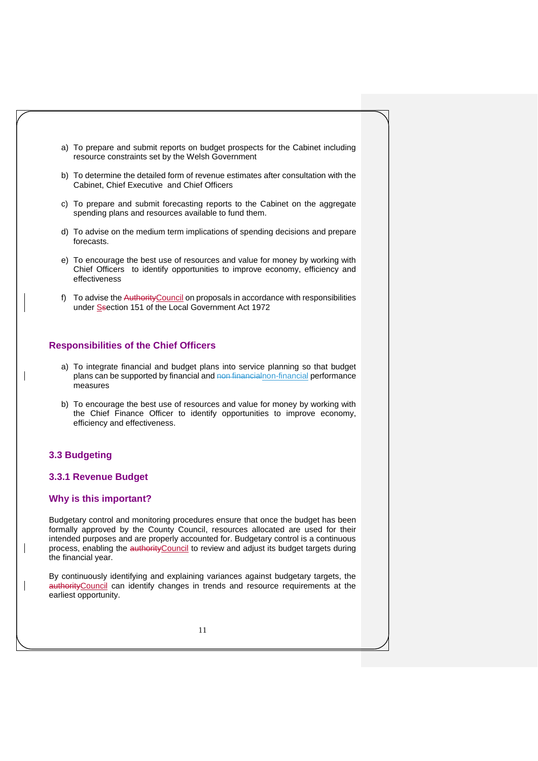a) To prepare and submit reports on budget prospects for the Cabinet including resource constraints set by the Welsh Government

b) To determine the detailed form of revenue estimates after consultation with the Cabinet, Chief Executive and Chief Officers

c) To prepare and submit forecasting reports to the Cabinet on the aggregate spending plans and resources available to fund them.

d) To advise on the medium term implications of spending decisions and prepare forecasts.

e) To encourage the best use of resources and value for money by working with Chief Officers to identify opportunities to improve economy, efficiency and effectiveness

f) To advise the Council on proposals in accordance with responsibilities under Section 151 of the Local Government Act 1972

### Responsibilities of the Chief Officers

a) To integrate financial and budget plans into service planning so that budget plans can be supported by financial and non-financial performance measures

b) To encourage the best use of resources and value for money by working with the Chief Finance Officer to identify opportunities to improve economy, efficiency and effectiveness.

## 3.3 Budgeting

### 3.3.1 Revenue Budget

### Why is this important?

Budgetary control and monitoring procedures ensure that once the budget has been formally approved by the County Council, resources allocated are used for their intended purposes and are properly accounted for. Budgetary control is a continuous process, enabling the Council to review and adjust its budget targets during the financial year.

By continuously identifying and explaining variances against budgetary targets, the Council can identify changes in trends and resource requirements at the earliest opportunity.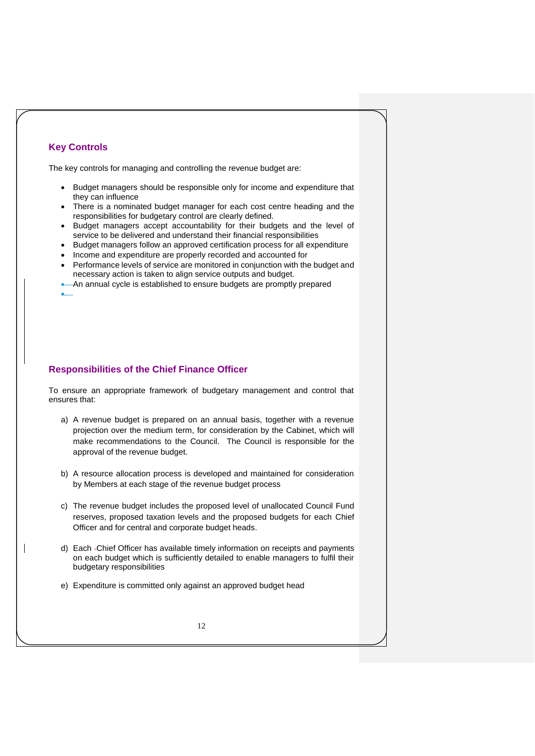## Key Controls

The key controls for managing and controlling the revenue budget are:

- Budget managers should be responsible only for income and expenditure that they can influence
- There is a nominated budget manager for each cost centre heading and the responsibilities for budgetary control are clearly defined.
- Budget managers accept accountability for their budgets and the level of service to be delivered and understand their financial responsibilities
- Budget managers follow an approved certification process for all expenditure
- Income and expenditure are properly recorded and accounted for
- Performance levels of service are monitored in conjunction with the budget and necessary action is taken to align service outputs and budget.
- An annual cycle is established to ensure budgets are promptly prepared

## Responsibilities of the Chief Finance Officer

To ensure an appropriate framework of budgetary management and control that ensures that:

a) A revenue budget is prepared on an annual basis, together with a revenue projection over the medium term, for consideration by the Cabinet, which will make recommendations to the Council. The Council is responsible for the approval of the revenue budget.

b) A resource allocation process is developed and maintained for consideration by Members at each stage of the revenue budget process

c) The revenue budget includes the proposed level of unallocated Council Fund reserves, proposed taxation levels and the proposed budgets for each Chief Officer and for central and corporate budget heads.

d) Each Chief Officer has available timely information on receipts and payments on each budget which is sufficiently detailed to enable managers to fulfil their budgetary responsibilities

e) Expenditure is committed only against an approved budget head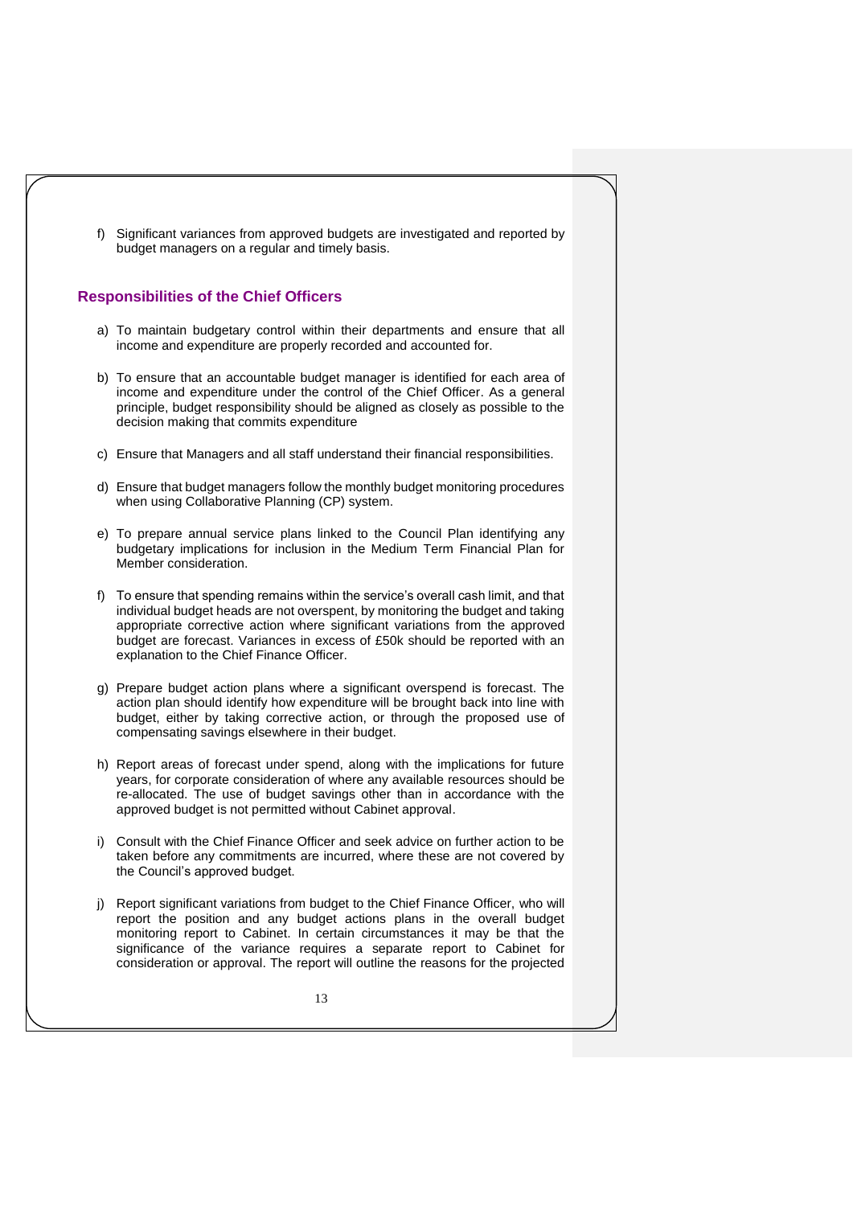f) Significant variances from approved budgets are investigated and reported by budget managers on a regular and timely basis.

### Responsibilities of the Chief Officers

a) To maintain budgetary control within their departments and ensure that all income and expenditure are properly recorded and accounted for.

b) To ensure that an accountable budget manager is identified for each area of income and expenditure under the control of the Chief Officer. As a general principle, budget responsibility should be aligned as closely as possible to the decision making that commits expenditure

c) Ensure that Managers and all staff understand their financial responsibilities.

d) Ensure that budget managers follow the monthly budget monitoring procedures when using Collaborative Planning (CP) system.

e) To prepare annual service plans linked to the Council Plan identifying any budgetary implications for inclusion in the Medium Term Financial Plan for Member consideration.

f) To ensure that spending remains within the service's overall cash limit, and that individual budget heads are not overspent, by monitoring the budget and taking appropriate corrective action where significant variations from the approved budget are forecast. Variances in excess of £50k should be reported with an explanation to the Chief Finance Officer.

g) Prepare budget action plans where a significant overspend is forecast. The action plan should identify how expenditure will be brought back into line with budget, either by taking corrective action, or through the proposed use of compensating savings elsewhere in their budget.

h) Report areas of forecast under spend, along with the implications for future years, for corporate consideration of where any available resources should be re-allocated. The use of budget savings other than in accordance with the approved budget is not permitted without Cabinet approval.

i) Consult with the Chief Finance Officer and seek advice on further action to be taken before any commitments are incurred, where these are not covered by the Council's approved budget.

j) Report significant variations from budget to the Chief Finance Officer, who will report the position and any budget actions plans in the overall budget monitoring report to Cabinet. In certain circumstances it may be that the significance of the variance requires a separate report to Cabinet for consideration or approval. The report will outline the reasons for the projected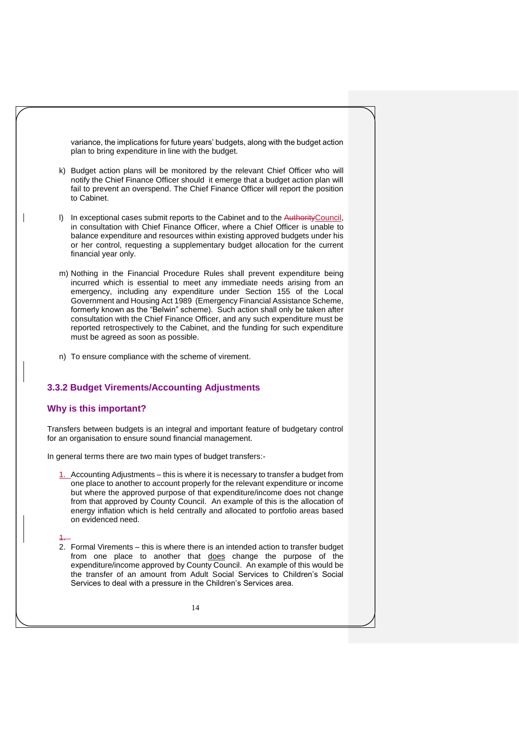variance, the implications for future years' budgets, along with the budget action plan to bring expenditure in line with the budget.

k) Budget action plans will be monitored by the relevant Chief Officer who will notify the Chief Finance Officer should it emerge that a budget action plan will fail to prevent an overspend. The Chief Finance Officer will report the position to Cabinet.

l) In exceptional cases submit reports to the Cabinet and to the ~~Authority~~Council, in consultation with Chief Finance Officer, where a Chief Officer is unable to balance expenditure and resources within existing approved budgets under his or her control, requesting a supplementary budget allocation for the current financial year only.

m) Nothing in the Financial Procedure Rules shall prevent expenditure being incurred which is essential to meet any immediate needs arising from an emergency, including any expenditure under Section 155 of the Local Government and Housing Act 1989 (Emergency Financial Assistance Scheme, formerly known as the "Belwin" scheme). Such action shall only be taken after consultation with the Chief Finance Officer, and any such expenditure must be reported retrospectively to the Cabinet, and the funding for such expenditure must be agreed as soon as possible.

n) To ensure compliance with the scheme of virement.

### 3.3.2 Budget Virements/Accounting Adjustments

### Why is this important?

Transfers between budgets is an integral and important feature of budgetary control for an organisation to ensure sound financial management.

In general terms there are two main types of budget transfers:-

1. Accounting Adjustments – this is where it is necessary to transfer a budget from one place to another to account properly for the relevant expenditure or income but where the approved purpose of that expenditure/income does not change from that approved by County Council. An example of this is the allocation of energy inflation which is held centrally and allocated to portfolio areas based on evidenced need.

2. Formal Virements – this is where there is an intended action to transfer budget from one place to another that does change the purpose of the expenditure/income approved by County Council. An example of this would be the transfer of an amount from Adult Social Services to Children's Social Services to deal with a pressure in the Children's Services area.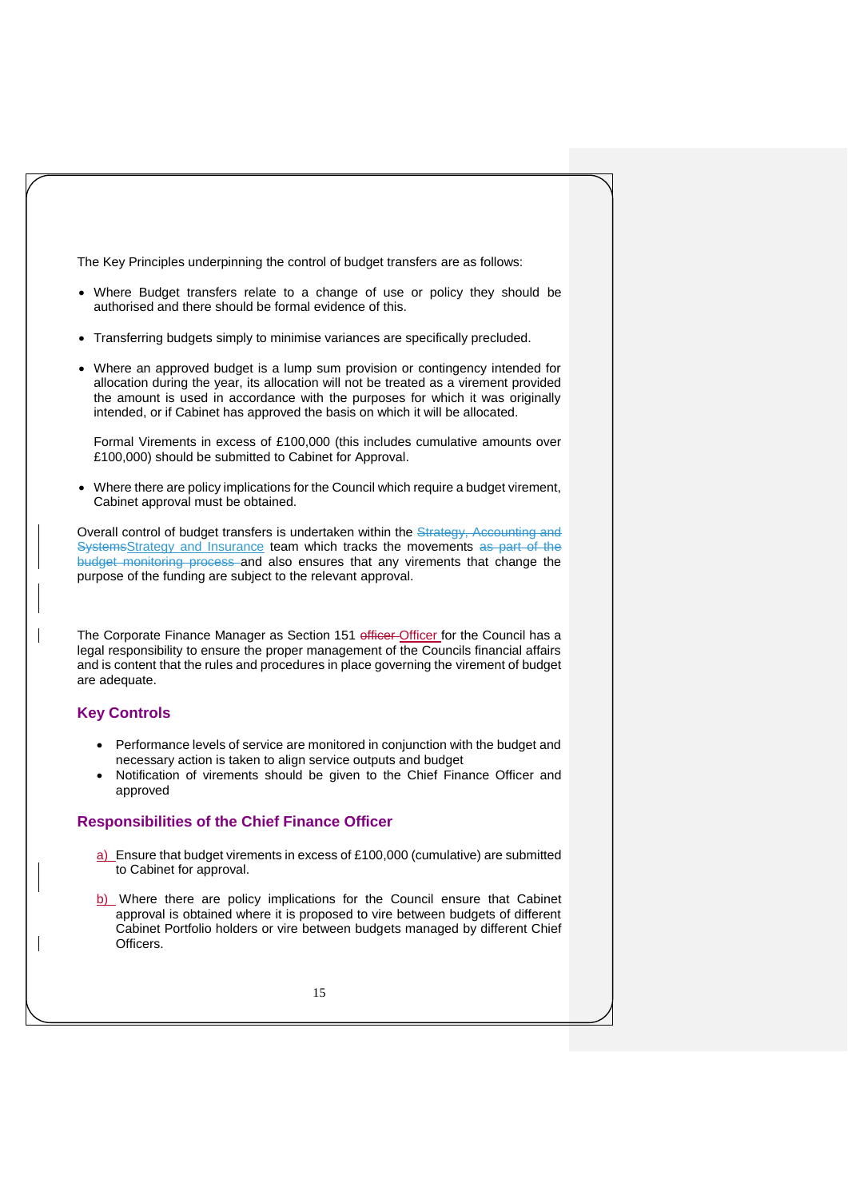The Key Principles underpinning the control of budget transfers are as follows:

- Where Budget transfers relate to a change of use or policy they should be authorised and there should be formal evidence of this.
- Transferring budgets simply to minimise variances are specifically precluded.
- Where an approved budget is a lump sum provision or contingency intended for allocation during the year, its allocation will not be treated as a virement provided the amount is used in accordance with the purposes for which it was originally intended, or if Cabinet has approved the basis on which it will be allocated.

  Formal Virements in excess of £100,000 (this includes cumulative amounts over £100,000) should be submitted to Cabinet for Approval.

- Where there are policy implications for the Council which require a budget virement, Cabinet approval must be obtained.

Overall control of budget transfers is undertaken within the Strategy and Insurance team which tracks the movements and also ensures that any virements that change the purpose of the funding are subject to the relevant approval.

The Corporate Finance Manager as Section 151 Officer for the Council has a legal responsibility to ensure the proper management of the Councils financial affairs and is content that the rules and procedures in place governing the virement of budget are adequate.

## Key Controls

- Performance levels of service are monitored in conjunction with the budget and necessary action is taken to align service outputs and budget
- Notification of virements should be given to the Chief Finance Officer and approved

## Responsibilities of the Chief Finance Officer

a) Ensure that budget virements in excess of £100,000 (cumulative) are submitted to Cabinet for approval.

b) Where there are policy implications for the Council ensure that Cabinet approval is obtained where it is proposed to vire between budgets of different Cabinet Portfolio holders or vire between budgets managed by different Chief Officers.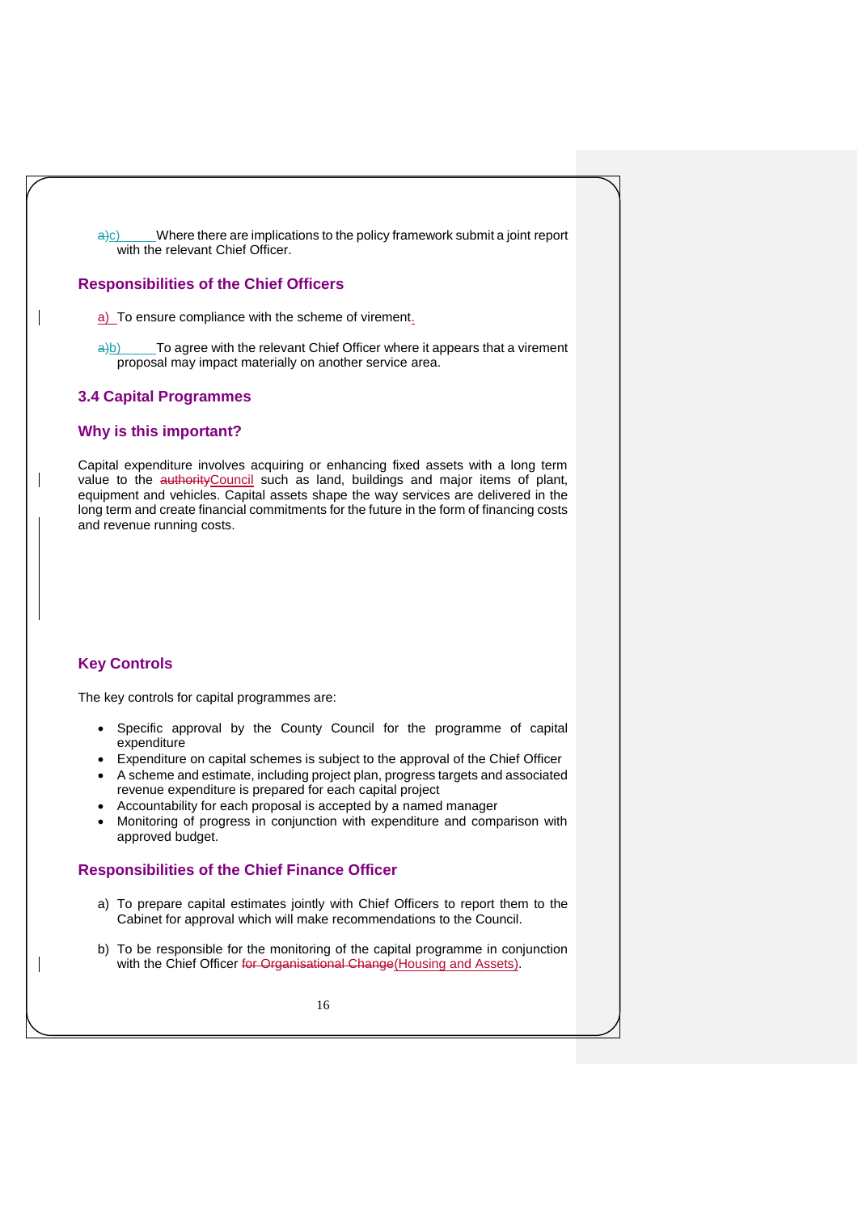c) Where there are implications to the policy framework submit a joint report with the relevant Chief Officer.

### Responsibilities of the Chief Officers

a) To ensure compliance with the scheme of virement.

b) To agree with the relevant Chief Officer where it appears that a virement proposal may impact materially on another service area.

## 3.4 Capital Programmes

### Why is this important?

Capital expenditure involves acquiring or enhancing fixed assets with a long term value to the Council such as land, buildings and major items of plant, equipment and vehicles. Capital assets shape the way services are delivered in the long term and create financial commitments for the future in the form of financing costs and revenue running costs.

### Key Controls

The key controls for capital programmes are:

- Specific approval by the County Council for the programme of capital expenditure
- Expenditure on capital schemes is subject to the approval of the Chief Officer
- A scheme and estimate, including project plan, progress targets and associated revenue expenditure is prepared for each capital project
- Accountability for each proposal is accepted by a named manager
- Monitoring of progress in conjunction with expenditure and comparison with approved budget.

### Responsibilities of the Chief Finance Officer

a) To prepare capital estimates jointly with Chief Officers to report them to the Cabinet for approval which will make recommendations to the Council.

b) To be responsible for the monitoring of the capital programme in conjunction with the Chief Officer (Housing and Assets).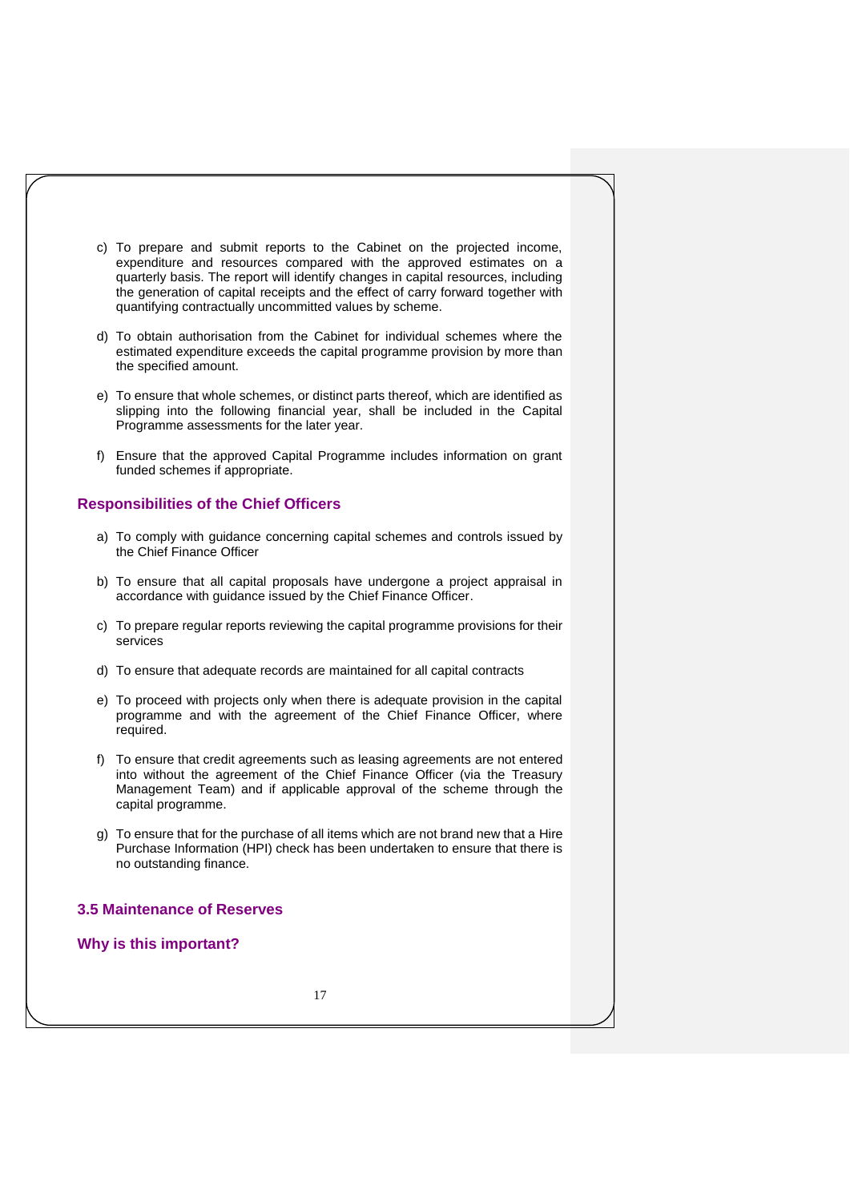c) To prepare and submit reports to the Cabinet on the projected income, expenditure and resources compared with the approved estimates on a quarterly basis. The report will identify changes in capital resources, including the generation of capital receipts and the effect of carry forward together with quantifying contractually uncommitted values by scheme.

d) To obtain authorisation from the Cabinet for individual schemes where the estimated expenditure exceeds the capital programme provision by more than the specified amount.

e) To ensure that whole schemes, or distinct parts thereof, which are identified as slipping into the following financial year, shall be included in the Capital Programme assessments for the later year.

f) Ensure that the approved Capital Programme includes information on grant funded schemes if appropriate.

### Responsibilities of the Chief Officers

a) To comply with guidance concerning capital schemes and controls issued by the Chief Finance Officer

b) To ensure that all capital proposals have undergone a project appraisal in accordance with guidance issued by the Chief Finance Officer.

c) To prepare regular reports reviewing the capital programme provisions for their services

d) To ensure that adequate records are maintained for all capital contracts

e) To proceed with projects only when there is adequate provision in the capital programme and with the agreement of the Chief Finance Officer, where required.

f) To ensure that credit agreements such as leasing agreements are not entered into without the agreement of the Chief Finance Officer (via the Treasury Management Team) and if applicable approval of the scheme through the capital programme.

g) To ensure that for the purchase of all items which are not brand new that a Hire Purchase Information (HPI) check has been undertaken to ensure that there is no outstanding finance.

## 3.5 Maintenance of Reserves

### Why is this important?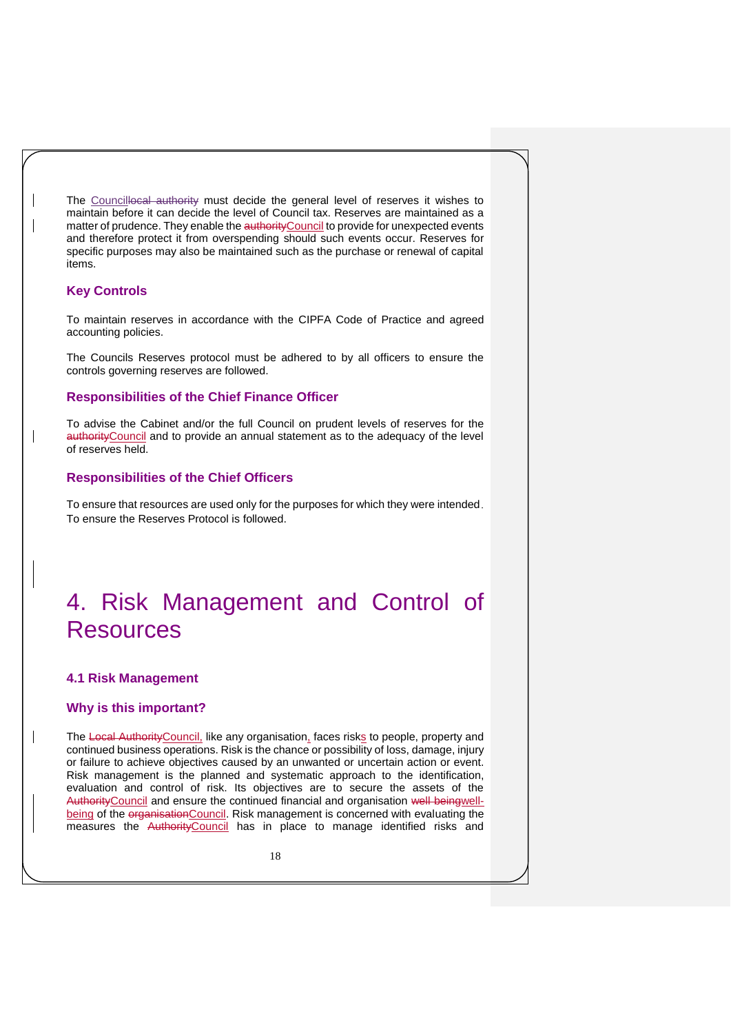The Council~~local authority~~ must decide the general level of reserves it wishes to maintain before it can decide the level of Council tax. Reserves are maintained as a matter of prudence. They enable the ~~authority~~Council to provide for unexpected events and therefore protect it from overspending should such events occur. Reserves for specific purposes may also be maintained such as the purchase or renewal of capital items.

### Key Controls

To maintain reserves in accordance with the CIPFA Code of Practice and agreed accounting policies.

The Councils Reserves protocol must be adhered to by all officers to ensure the controls governing reserves are followed.

### Responsibilities of the Chief Finance Officer

To advise the Cabinet and/or the full Council on prudent levels of reserves for the ~~authority~~Council and to provide an annual statement as to the adequacy of the level of reserves held.

### Responsibilities of the Chief Officers

To ensure that resources are used only for the purposes for which they were intended.
To ensure the Reserves Protocol is followed.

# 4. Risk Management and Control of Resources

### 4.1 Risk Management

### Why is this important?

The ~~Local Authority~~Council, like any organisation, faces risks to people, property and continued business operations. Risk is the chance or possibility of loss, damage, injury or failure to achieve objectives caused by an unwanted or uncertain action or event. Risk management is the planned and systematic approach to the identification, evaluation and control of risk. Its objectives are to secure the assets of the ~~Authority~~Council and ensure the continued financial and organisation ~~well being~~well-being of the ~~organisation~~Council. Risk management is concerned with evaluating the measures the ~~Authority~~Council has in place to manage identified risks and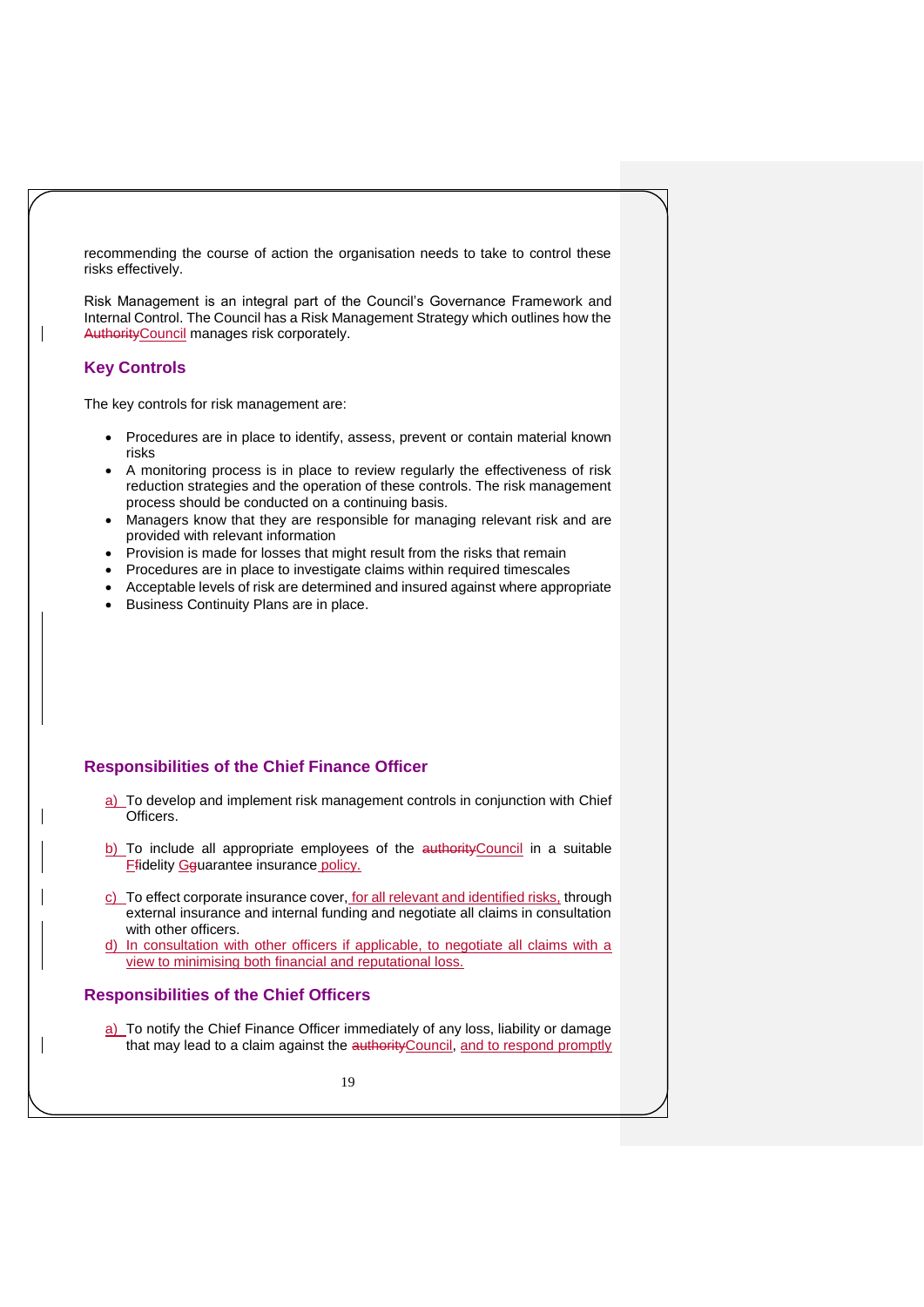recommending the course of action the organisation needs to take to control these risks effectively.

Risk Management is an integral part of the Council's Governance Framework and Internal Control. The Council has a Risk Management Strategy which outlines how the ~~Authority~~Council manages risk corporately.

## Key Controls

The key controls for risk management are:

- Procedures are in place to identify, assess, prevent or contain material known risks
- A monitoring process is in place to review regularly the effectiveness of risk reduction strategies and the operation of these controls. The risk management process should be conducted on a continuing basis.
- Managers know that they are responsible for managing relevant risk and are provided with relevant information
- Provision is made for losses that might result from the risks that remain
- Procedures are in place to investigate claims within required timescales
- Acceptable levels of risk are determined and insured against where appropriate
- Business Continuity Plans are in place.

## Responsibilities of the Chief Finance Officer

a) To develop and implement risk management controls in conjunction with Chief Officers.

b) To include all appropriate employees of the ~~authority~~Council in a suitable F~~f~~idelity G~~g~~uarantee insurance policy.

c) To effect corporate insurance cover, for all relevant and identified risks, through external insurance and internal funding and negotiate all claims in consultation with other officers.

d) In consultation with other officers if applicable, to negotiate all claims with a view to minimising both financial and reputational loss.

## Responsibilities of the Chief Officers

a) To notify the Chief Finance Officer immediately of any loss, liability or damage that may lead to a claim against the ~~authority~~Council, and to respond promptly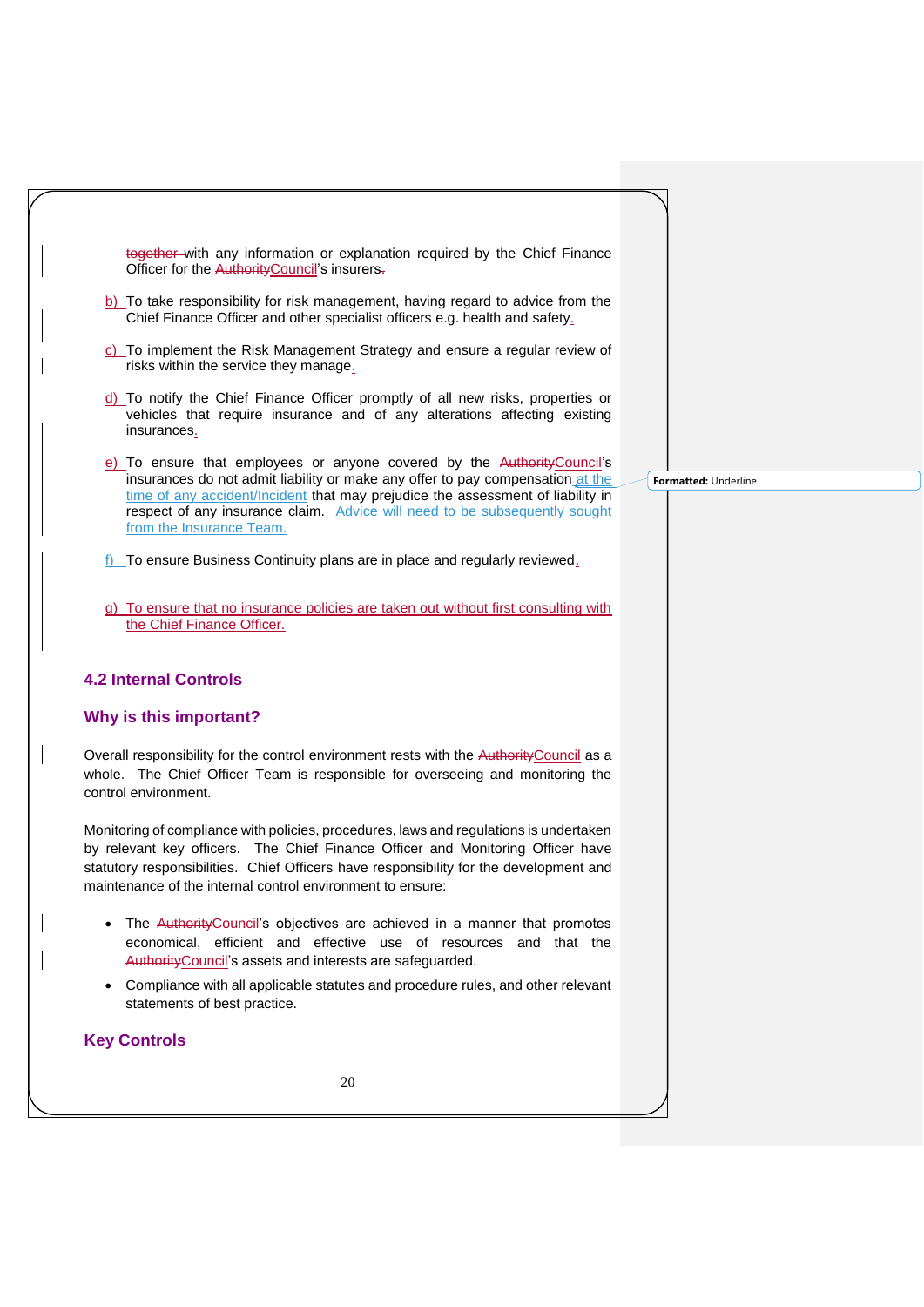together with any information or explanation required by the Chief Finance Officer for the Council's insurers.

b) To take responsibility for risk management, having regard to advice from the Chief Finance Officer and other specialist officers e.g. health and safety.

c) To implement the Risk Management Strategy and ensure a regular review of risks within the service they manage.

d) To notify the Chief Finance Officer promptly of all new risks, properties or vehicles that require insurance and of any alterations affecting existing insurances.

e) To ensure that employees or anyone covered by the Council's insurances do not admit liability or make any offer to pay compensation at the time of any accident/Incident that may prejudice the assessment of liability in respect of any insurance claim. Advice will need to be subsequently sought from the Insurance Team.

f) To ensure Business Continuity plans are in place and regularly reviewed.

g) To ensure that no insurance policies are taken out without first consulting with the Chief Finance Officer.

## 4.2 Internal Controls

### Why is this important?

Overall responsibility for the control environment rests with the Council as a whole. The Chief Officer Team is responsible for overseeing and monitoring the control environment.

Monitoring of compliance with policies, procedures, laws and regulations is undertaken by relevant key officers. The Chief Finance Officer and Monitoring Officer have statutory responsibilities. Chief Officers have responsibility for the development and maintenance of the internal control environment to ensure:

- The Council's objectives are achieved in a manner that promotes economical, efficient and effective use of resources and that the Council's assets and interests are safeguarded.
- Compliance with all applicable statutes and procedure rules, and other relevant statements of best practice.

### Key Controls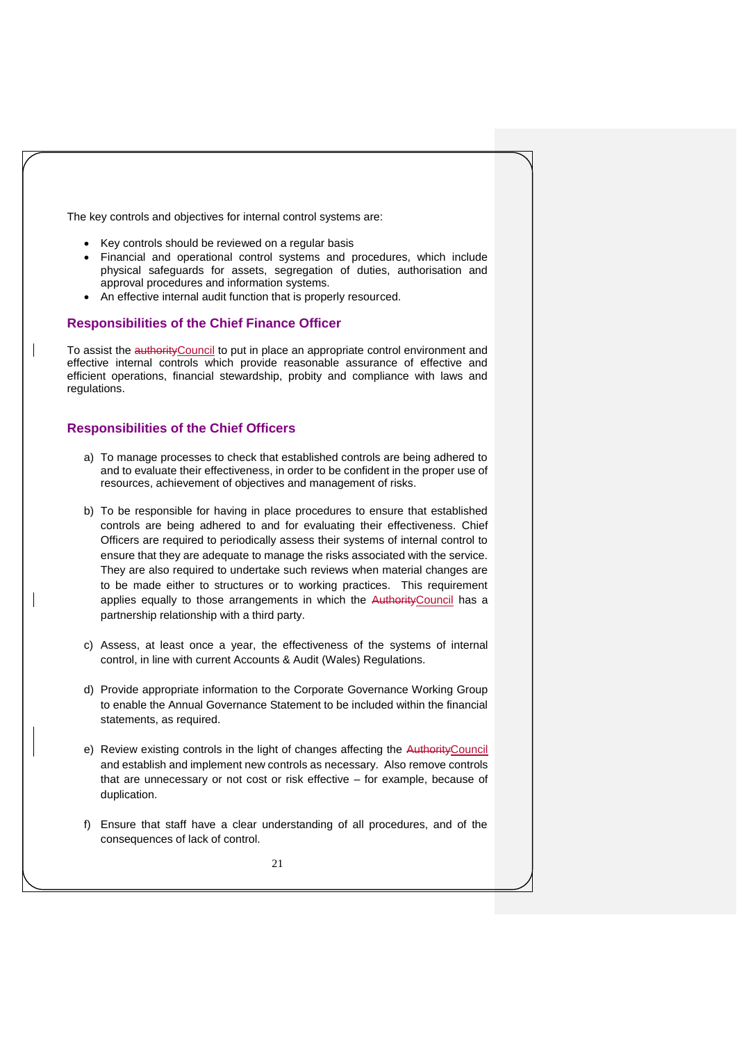The key controls and objectives for internal control systems are:

- Key controls should be reviewed on a regular basis
- Financial and operational control systems and procedures, which include physical safeguards for assets, segregation of duties, authorisation and approval procedures and information systems.
- An effective internal audit function that is properly resourced.

## Responsibilities of the Chief Finance Officer

To assist the ~~authority~~Council to put in place an appropriate control environment and effective internal controls which provide reasonable assurance of effective and efficient operations, financial stewardship, probity and compliance with laws and regulations.

## Responsibilities of the Chief Officers

a) To manage processes to check that established controls are being adhered to and to evaluate their effectiveness, in order to be confident in the proper use of resources, achievement of objectives and management of risks.

b) To be responsible for having in place procedures to ensure that established controls are being adhered to and for evaluating their effectiveness. Chief Officers are required to periodically assess their systems of internal control to ensure that they are adequate to manage the risks associated with the service. They are also required to undertake such reviews when material changes are to be made either to structures or to working practices. This requirement applies equally to those arrangements in which the ~~Authority~~Council has a partnership relationship with a third party.

c) Assess, at least once a year, the effectiveness of the systems of internal control, in line with current Accounts & Audit (Wales) Regulations.

d) Provide appropriate information to the Corporate Governance Working Group to enable the Annual Governance Statement to be included within the financial statements, as required.

e) Review existing controls in the light of changes affecting the ~~Authority~~Council and establish and implement new controls as necessary. Also remove controls that are unnecessary or not cost or risk effective – for example, because of duplication.

f) Ensure that staff have a clear understanding of all procedures, and of the consequences of lack of control.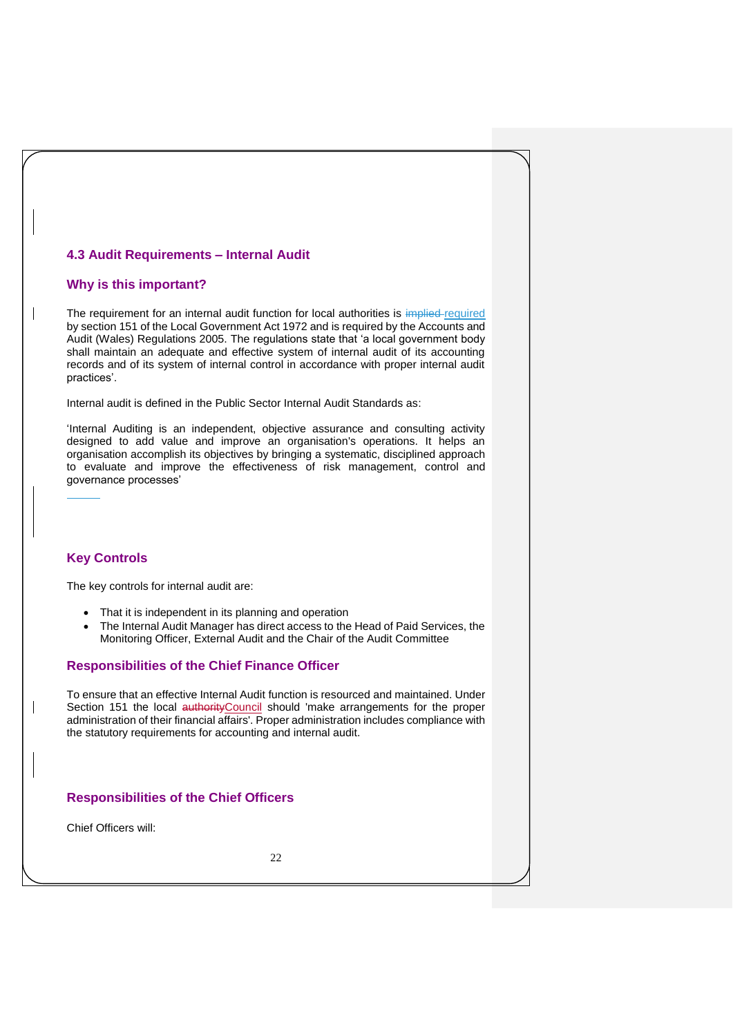## 4.3 Audit Requirements – Internal Audit

### Why is this important?

The requirement for an internal audit function for local authorities is ~~implied~~ required by section 151 of the Local Government Act 1972 and is required by the Accounts and Audit (Wales) Regulations 2005. The regulations state that 'a local government body shall maintain an adequate and effective system of internal audit of its accounting records and of its system of internal control in accordance with proper internal audit practices'.

Internal audit is defined in the Public Sector Internal Audit Standards as:

'Internal Auditing is an independent, objective assurance and consulting activity designed to add value and improve an organisation's operations. It helps an organisation accomplish its objectives by bringing a systematic, disciplined approach to evaluate and improve the effectiveness of risk management, control and governance processes'

### Key Controls

The key controls for internal audit are:

- That it is independent in its planning and operation
- The Internal Audit Manager has direct access to the Head of Paid Services, the Monitoring Officer, External Audit and the Chair of the Audit Committee

### Responsibilities of the Chief Finance Officer

To ensure that an effective Internal Audit function is resourced and maintained. Under Section 151 the local ~~authority~~Council should 'make arrangements for the proper administration of their financial affairs'. Proper administration includes compliance with the statutory requirements for accounting and internal audit.

### Responsibilities of the Chief Officers

Chief Officers will: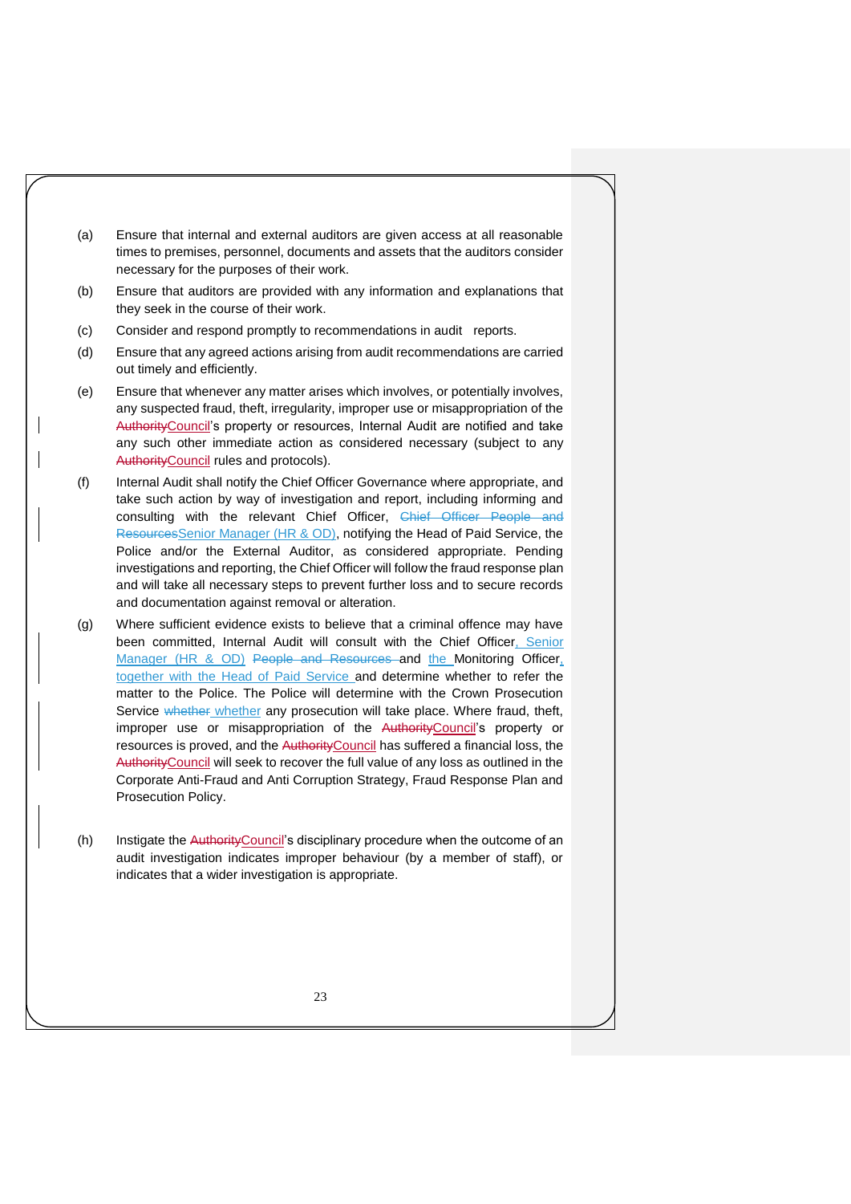(a) Ensure that internal and external auditors are given access at all reasonable times to premises, personnel, documents and assets that the auditors consider necessary for the purposes of their work.

(b) Ensure that auditors are provided with any information and explanations that they seek in the course of their work.

(c) Consider and respond promptly to recommendations in audit reports.

(d) Ensure that any agreed actions arising from audit recommendations are carried out timely and efficiently.

(e) Ensure that whenever any matter arises which involves, or potentially involves, any suspected fraud, theft, irregularity, improper use or misappropriation of the ~~Authority~~Council's property or resources, Internal Audit are notified and take any such other immediate action as considered necessary (subject to any ~~Authority~~Council rules and protocols).

(f) Internal Audit shall notify the Chief Officer Governance where appropriate, and take such action by way of investigation and report, including informing and consulting with the relevant Chief Officer, ~~Chief Officer People and Resources~~Senior Manager (HR & OD), notifying the Head of Paid Service, the Police and/or the External Auditor, as considered appropriate. Pending investigations and reporting, the Chief Officer will follow the fraud response plan and will take all necessary steps to prevent further loss and to secure records and documentation against removal or alteration.

(g) Where sufficient evidence exists to believe that a criminal offence may have been committed, Internal Audit will consult with the Chief Officer, Senior Manager (HR & OD) ~~People and Resources~~ and the Monitoring Officer, together with the Head of Paid Service and determine whether to refer the matter to the Police. The Police will determine with the Crown Prosecution Service ~~whether~~ whether any prosecution will take place. Where fraud, theft, improper use or misappropriation of the ~~Authority~~Council's property or resources is proved, and the ~~Authority~~Council has suffered a financial loss, the ~~Authority~~Council will seek to recover the full value of any loss as outlined in the Corporate Anti-Fraud and Anti Corruption Strategy, Fraud Response Plan and Prosecution Policy.

(h) Instigate the ~~Authority~~Council's disciplinary procedure when the outcome of an audit investigation indicates improper behaviour (by a member of staff), or indicates that a wider investigation is appropriate.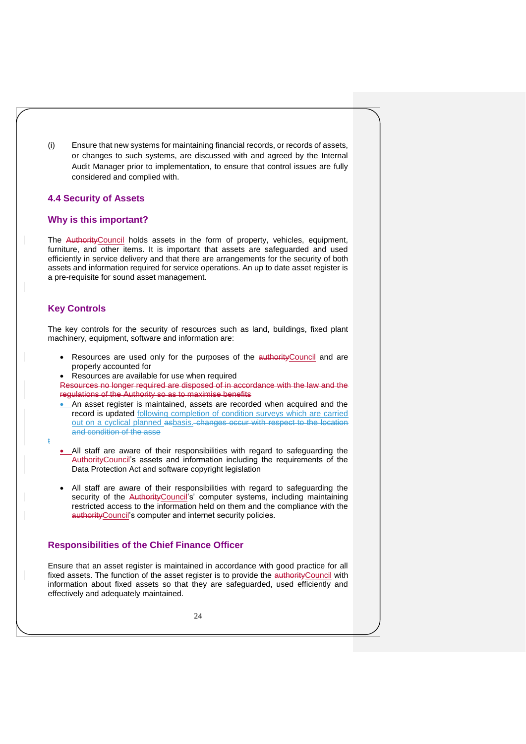(i) Ensure that new systems for maintaining financial records, or records of assets, or changes to such systems, are discussed with and agreed by the Internal Audit Manager prior to implementation, to ensure that control issues are fully considered and complied with.

### 4.4 Security of Assets

### Why is this important?

The ~~Authority~~Council holds assets in the form of property, vehicles, equipment, furniture, and other items. It is important that assets are safeguarded and used efficiently in service delivery and that there are arrangements for the security of both assets and information required for service operations. An up to date asset register is a pre-requisite for sound asset management.

### Key Controls

The key controls for the security of resources such as land, buildings, fixed plant machinery, equipment, software and information are:

- Resources are used only for the purposes of the ~~authority~~Council and are properly accounted for
- Resources are available for use when required

~~Resources no longer required are disposed of in accordance with the law and the regulations of the Authority so as to maximise benefits~~

- An asset register is maintained, assets are recorded when acquired and the record is updated following completion of condition surveys which are carried out on a cyclical planned ~~as~~basis. ~~changes occur with respect to the location and condition of the asse~~

~~t~~

- All staff are aware of their responsibilities with regard to safeguarding the ~~Authority~~Council's assets and information including the requirements of the Data Protection Act and software copyright legislation

- All staff are aware of their responsibilities with regard to safeguarding the security of the ~~Authority~~Council's' computer systems, including maintaining restricted access to the information held on them and the compliance with the ~~authority~~Council's computer and internet security policies.

### Responsibilities of the Chief Finance Officer

Ensure that an asset register is maintained in accordance with good practice for all fixed assets. The function of the asset register is to provide the ~~authority~~Council with information about fixed assets so that they are safeguarded, used efficiently and effectively and adequately maintained.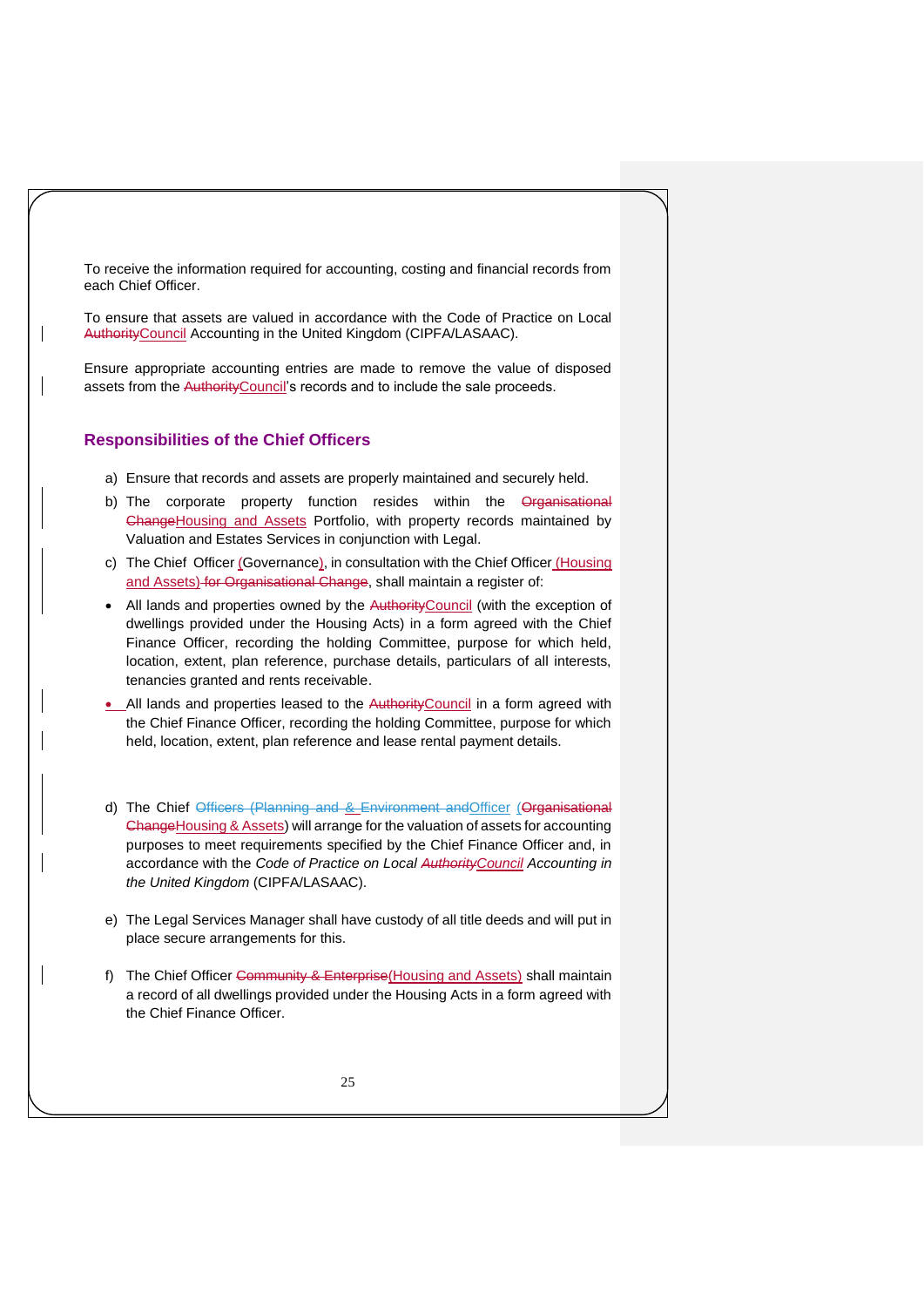To receive the information required for accounting, costing and financial records from each Chief Officer.

To ensure that assets are valued in accordance with the Code of Practice on Local ~~Authority~~Council Accounting in the United Kingdom (CIPFA/LASAAC).

Ensure appropriate accounting entries are made to remove the value of disposed assets from the ~~Authority~~Council's records and to include the sale proceeds.

## Responsibilities of the Chief Officers

a) Ensure that records and assets are properly maintained and securely held.

b) The corporate property function resides within the ~~Organisational Change~~Housing and Assets Portfolio, with property records maintained by Valuation and Estates Services in conjunction with Legal.

c) The Chief Officer (Governance), in consultation with the Chief Officer (Housing and Assets) ~~for Organisational Change~~, shall maintain a register of:

- All lands and properties owned by the ~~Authority~~Council (with the exception of dwellings provided under the Housing Acts) in a form agreed with the Chief Finance Officer, recording the holding Committee, purpose for which held, location, extent, plan reference, purchase details, particulars of all interests, tenancies granted and rents receivable.
- All lands and properties leased to the ~~Authority~~Council in a form agreed with the Chief Finance Officer, recording the holding Committee, purpose for which held, location, extent, plan reference and lease rental payment details.

d) The Chief ~~Officers (Planning and & Environment and~~Officer (~~Organisational Change~~Housing & Assets) will arrange for the valuation of assets for accounting purposes to meet requirements specified by the Chief Finance Officer and, in accordance with the *Code of Practice on Local ~~Authority~~Council Accounting in the United Kingdom* (CIPFA/LASAAC).

e) The Legal Services Manager shall have custody of all title deeds and will put in place secure arrangements for this.

f) The Chief Officer ~~Community & Enterprise~~(Housing and Assets) shall maintain a record of all dwellings provided under the Housing Acts in a form agreed with the Chief Finance Officer.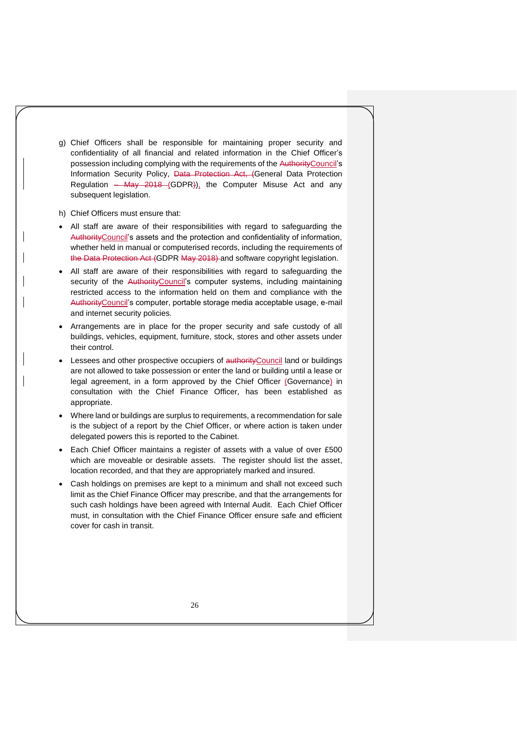g) Chief Officers shall be responsible for maintaining proper security and confidentiality of all financial and related information in the Chief Officer's possession including complying with the requirements of the ~~Authority~~Council's Information Security Policy, ~~Data Protection Act, (~~General Data Protection Regulation ~~– May 2018 (~~GDPR~~)~~), the Computer Misuse Act and any subsequent legislation.

h) Chief Officers must ensure that:

- All staff are aware of their responsibilities with regard to safeguarding the ~~Authority~~Council's assets and the protection and confidentiality of information, whether held in manual or computerised records, including the requirements of ~~the Data Protection Act (~~GDPR ~~May 2018)~~ and software copyright legislation.
- All staff are aware of their responsibilities with regard to safeguarding the security of the ~~Authority~~Council's computer systems, including maintaining restricted access to the information held on them and compliance with the ~~Authority~~Council's computer, portable storage media acceptable usage, e-mail and internet security policies.
- Arrangements are in place for the proper security and safe custody of all buildings, vehicles, equipment, furniture, stock, stores and other assets under their control.
- Lessees and other prospective occupiers of ~~authority~~Council land or buildings are not allowed to take possession or enter the land or building until a lease or legal agreement, in a form approved by the Chief Officer (Governance) in consultation with the Chief Finance Officer, has been established as appropriate.
- Where land or buildings are surplus to requirements, a recommendation for sale is the subject of a report by the Chief Officer, or where action is taken under delegated powers this is reported to the Cabinet.
- Each Chief Officer maintains a register of assets with a value of over £500 which are moveable or desirable assets. The register should list the asset, location recorded, and that they are appropriately marked and insured.
- Cash holdings on premises are kept to a minimum and shall not exceed such limit as the Chief Finance Officer may prescribe, and that the arrangements for such cash holdings have been agreed with Internal Audit. Each Chief Officer must, in consultation with the Chief Finance Officer ensure safe and efficient cover for cash in transit.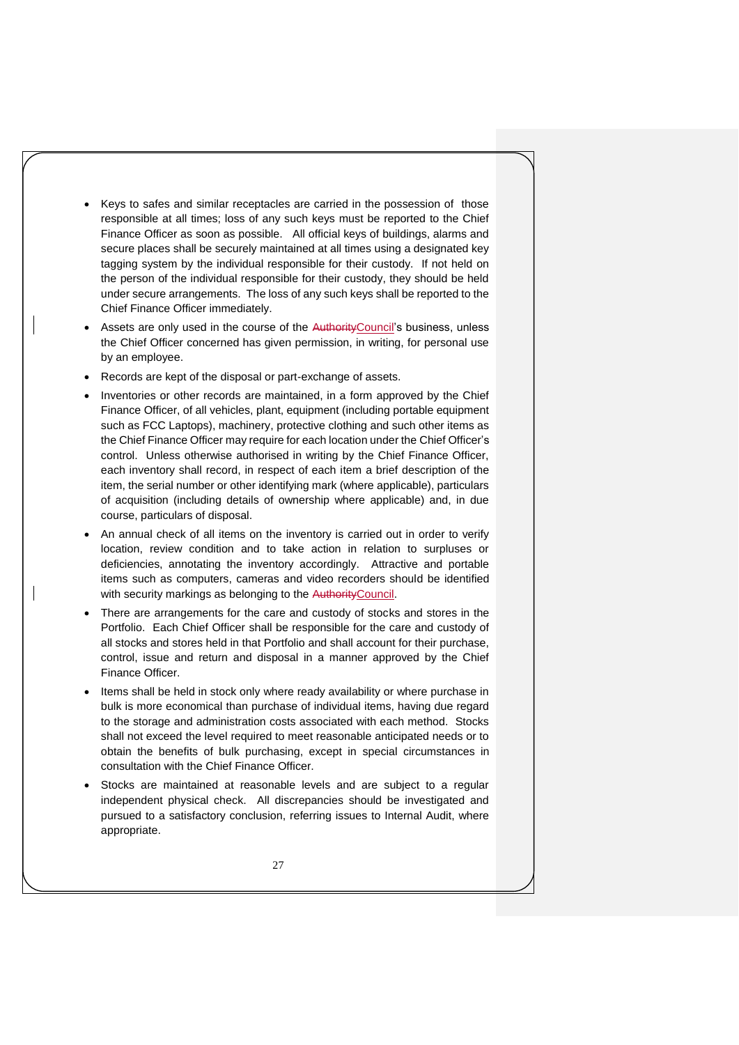- Keys to safes and similar receptacles are carried in the possession of those responsible at all times; loss of any such keys must be reported to the Chief Finance Officer as soon as possible. All official keys of buildings, alarms and secure places shall be securely maintained at all times using a designated key tagging system by the individual responsible for their custody. If not held on the person of the individual responsible for their custody, they should be held under secure arrangements. The loss of any such keys shall be reported to the Chief Finance Officer immediately.
- Assets are only used in the course of the ~~Authority~~Council's business, unless the Chief Officer concerned has given permission, in writing, for personal use by an employee.
- Records are kept of the disposal or part-exchange of assets.
- Inventories or other records are maintained, in a form approved by the Chief Finance Officer, of all vehicles, plant, equipment (including portable equipment such as FCC Laptops), machinery, protective clothing and such other items as the Chief Finance Officer may require for each location under the Chief Officer's control. Unless otherwise authorised in writing by the Chief Finance Officer, each inventory shall record, in respect of each item a brief description of the item, the serial number or other identifying mark (where applicable), particulars of acquisition (including details of ownership where applicable) and, in due course, particulars of disposal.
- An annual check of all items on the inventory is carried out in order to verify location, review condition and to take action in relation to surpluses or deficiencies, annotating the inventory accordingly. Attractive and portable items such as computers, cameras and video recorders should be identified with security markings as belonging to the ~~Authority~~Council.
- There are arrangements for the care and custody of stocks and stores in the Portfolio. Each Chief Officer shall be responsible for the care and custody of all stocks and stores held in that Portfolio and shall account for their purchase, control, issue and return and disposal in a manner approved by the Chief Finance Officer.
- Items shall be held in stock only where ready availability or where purchase in bulk is more economical than purchase of individual items, having due regard to the storage and administration costs associated with each method. Stocks shall not exceed the level required to meet reasonable anticipated needs or to obtain the benefits of bulk purchasing, except in special circumstances in consultation with the Chief Finance Officer.
- Stocks are maintained at reasonable levels and are subject to a regular independent physical check. All discrepancies should be investigated and pursued to a satisfactory conclusion, referring issues to Internal Audit, where appropriate.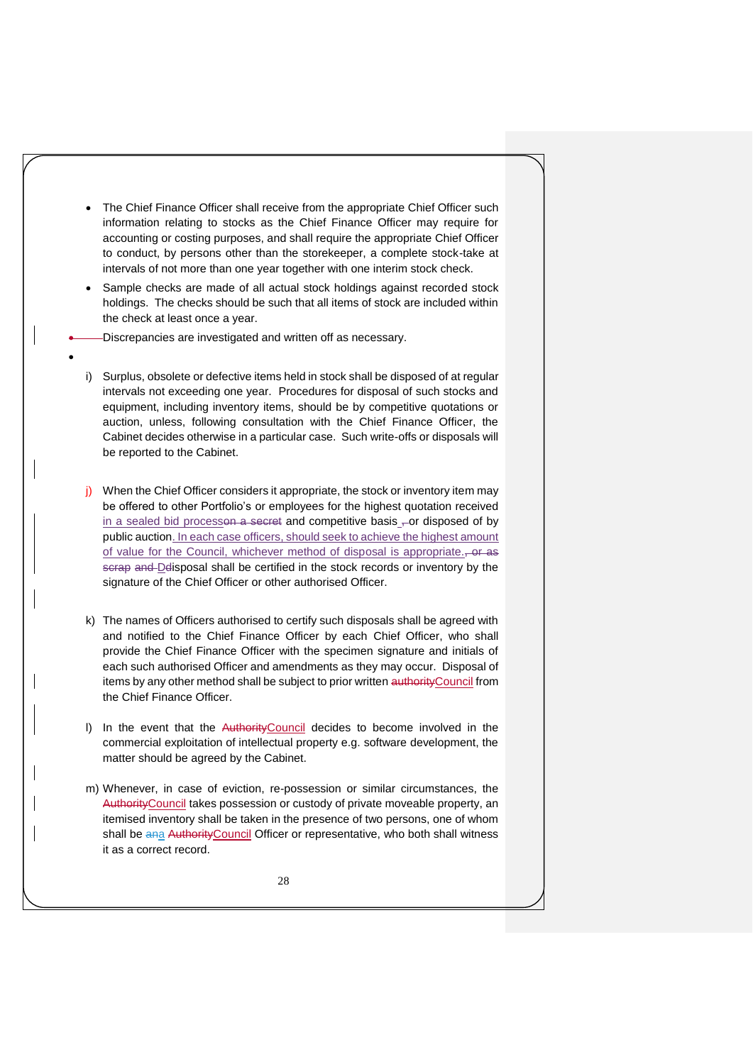- The Chief Finance Officer shall receive from the appropriate Chief Officer such information relating to stocks as the Chief Finance Officer may require for accounting or costing purposes, and shall require the appropriate Chief Officer to conduct, by persons other than the storekeeper, a complete stock-take at intervals of not more than one year together with one interim stock check.
- Sample checks are made of all actual stock holdings against recorded stock holdings. The checks should be such that all items of stock are included within the check at least once a year.
- Discrepancies are investigated and written off as necessary.

i) Surplus, obsolete or defective items held in stock shall be disposed of at regular intervals not exceeding one year. Procedures for disposal of such stocks and equipment, including inventory items, should be by competitive quotations or auction, unless, following consultation with the Chief Finance Officer, the Cabinet decides otherwise in a particular case. Such write-offs or disposals will be reported to the Cabinet.

j) When the Chief Officer considers it appropriate, the stock or inventory item may be offered to other Portfolio's or employees for the highest quotation received in a sealed bid process~~on a secret~~ and competitive basis ~~,~~ or disposed of by public auction. In each case officers, should seek to achieve the highest amount of value for the Council, whichever method of disposal is appropriate. ~~, or as scrap and D~~Disposal shall be certified in the stock records or inventory by the signature of the Chief Officer or other authorised Officer.

k) The names of Officers authorised to certify such disposals shall be agreed with and notified to the Chief Finance Officer by each Chief Officer, who shall provide the Chief Finance Officer with the specimen signature and initials of each such authorised Officer and amendments as they may occur. Disposal of items by any other method shall be subject to prior written ~~authority~~Council from the Chief Finance Officer.

l) In the event that the ~~Authority~~Council decides to become involved in the commercial exploitation of intellectual property e.g. software development, the matter should be agreed by the Cabinet.

m) Whenever, in case of eviction, re-possession or similar circumstances, the ~~Authority~~Council takes possession or custody of private moveable property, an itemised inventory shall be taken in the presence of two persons, one of whom shall be ~~an~~a ~~Authority~~Council Officer or representative, who both shall witness it as a correct record.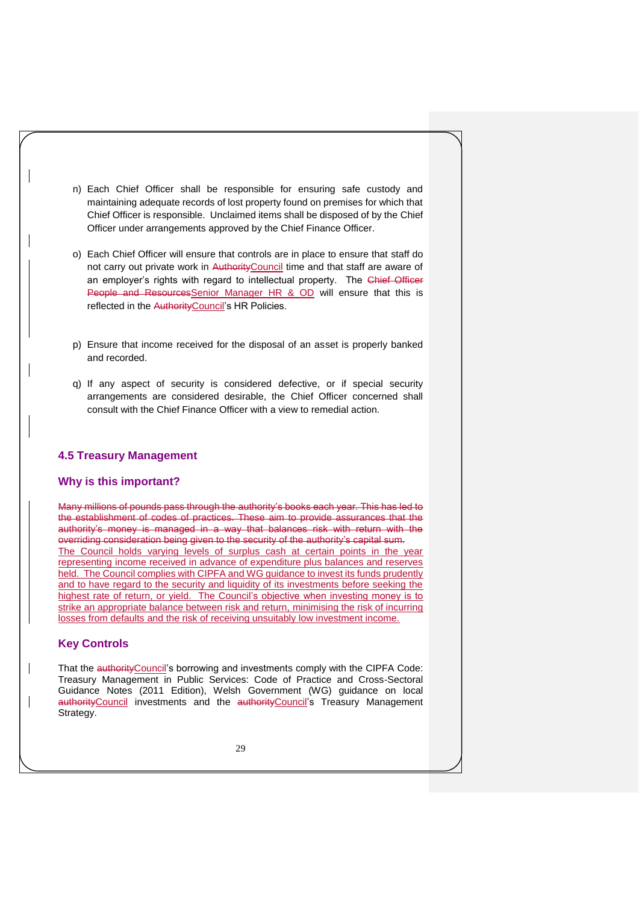n) Each Chief Officer shall be responsible for ensuring safe custody and maintaining adequate records of lost property found on premises for which that Chief Officer is responsible. Unclaimed items shall be disposed of by the Chief Officer under arrangements approved by the Chief Finance Officer.

o) Each Chief Officer will ensure that controls are in place to ensure that staff do not carry out private work in ~~Authority~~Council time and that staff are aware of an employer's rights with regard to intellectual property. The ~~Chief Officer People and Resources~~Senior Manager HR & OD will ensure that this is reflected in the ~~Authority~~Council's HR Policies.

p) Ensure that income received for the disposal of an asset is properly banked and recorded.

q) If any aspect of security is considered defective, or if special security arrangements are considered desirable, the Chief Officer concerned shall consult with the Chief Finance Officer with a view to remedial action.

### 4.5 Treasury Management

### Why is this important?

~~Many millions of pounds pass through the authority's books each year. This has led to the establishment of codes of practices. These aim to provide assurances that the authority's money is managed in a way that balances risk with return with the overriding consideration being given to the security of the authority's capital sum.~~
The Council holds varying levels of surplus cash at certain points in the year representing income received in advance of expenditure plus balances and reserves held. The Council complies with CIPFA and WG guidance to invest its funds prudently and to have regard to the security and liquidity of its investments before seeking the highest rate of return, or yield. The Council's objective when investing money is to strike an appropriate balance between risk and return, minimising the risk of incurring losses from defaults and the risk of receiving unsuitably low investment income.

### Key Controls

That the ~~authority~~Council's borrowing and investments comply with the CIPFA Code: Treasury Management in Public Services: Code of Practice and Cross-Sectoral Guidance Notes (2011 Edition), Welsh Government (WG) guidance on local ~~authority~~Council investments and the ~~authority~~Council's Treasury Management Strategy.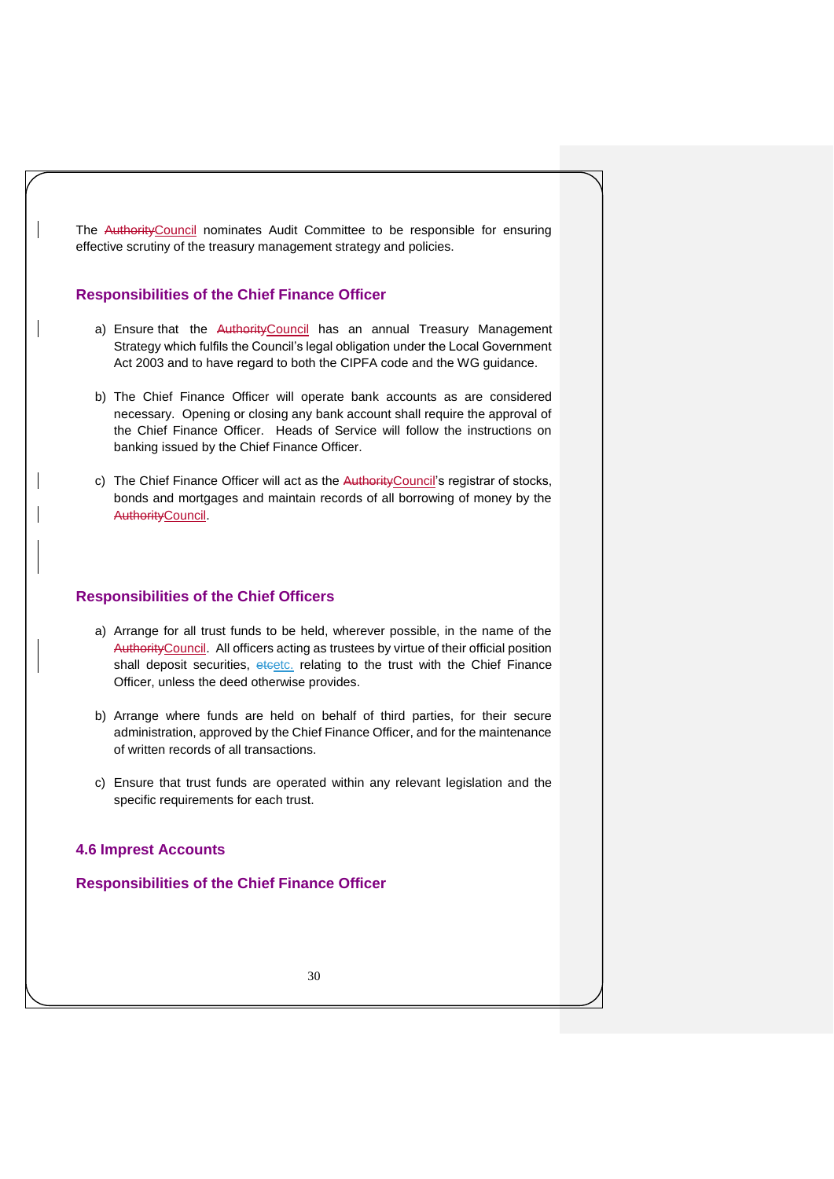The Council nominates Audit Committee to be responsible for ensuring effective scrutiny of the treasury management strategy and policies.

### Responsibilities of the Chief Finance Officer

a) Ensure that the Council has an annual Treasury Management Strategy which fulfils the Council's legal obligation under the Local Government Act 2003 and to have regard to both the CIPFA code and the WG guidance.

b) The Chief Finance Officer will operate bank accounts as are considered necessary. Opening or closing any bank account shall require the approval of the Chief Finance Officer. Heads of Service will follow the instructions on banking issued by the Chief Finance Officer.

c) The Chief Finance Officer will act as the Council's registrar of stocks, bonds and mortgages and maintain records of all borrowing of money by the Council.

### Responsibilities of the Chief Officers

a) Arrange for all trust funds to be held, wherever possible, in the name of the Council. All officers acting as trustees by virtue of their official position shall deposit securities, etc. relating to the trust with the Chief Finance Officer, unless the deed otherwise provides.

b) Arrange where funds are held on behalf of third parties, for their secure administration, approved by the Chief Finance Officer, and for the maintenance of written records of all transactions.

c) Ensure that trust funds are operated within any relevant legislation and the specific requirements for each trust.

## 4.6 Imprest Accounts

### Responsibilities of the Chief Finance Officer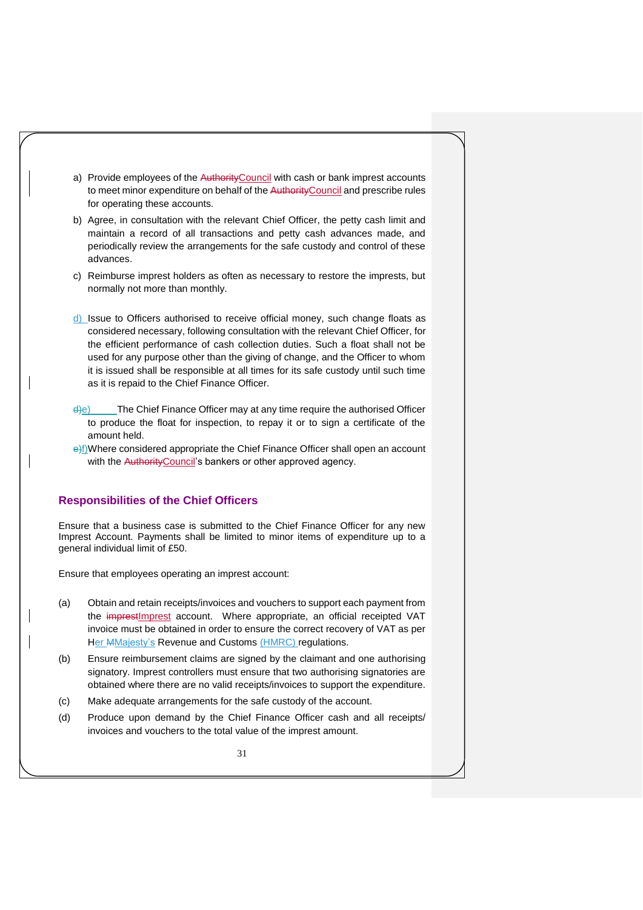a) Provide employees of the Council with cash or bank imprest accounts to meet minor expenditure on behalf of the Council and prescribe rules for operating these accounts.

b) Agree, in consultation with the relevant Chief Officer, the petty cash limit and maintain a record of all transactions and petty cash advances made, and periodically review the arrangements for the safe custody and control of these advances.

c) Reimburse imprest holders as often as necessary to restore the imprests, but normally not more than monthly.

d) Issue to Officers authorised to receive official money, such change floats as considered necessary, following consultation with the relevant Chief Officer, for the efficient performance of cash collection duties. Such a float shall not be used for any purpose other than the giving of change, and the Officer to whom it is issued shall be responsible at all times for its safe custody until such time as it is repaid to the Chief Finance Officer.

e) The Chief Finance Officer may at any time require the authorised Officer to produce the float for inspection, to repay it or to sign a certificate of the amount held.

f) Where considered appropriate the Chief Finance Officer shall open an account with the Council's bankers or other approved agency.

## Responsibilities of the Chief Officers

Ensure that a business case is submitted to the Chief Finance Officer for any new Imprest Account. Payments shall be limited to minor items of expenditure up to a general individual limit of £50.

Ensure that employees operating an imprest account:

(a) Obtain and retain receipts/invoices and vouchers to support each payment from the Imprest account. Where appropriate, an official receipted VAT invoice must be obtained in order to ensure the correct recovery of VAT as per His Majesty's Revenue and Customs (HMRC) regulations.

(b) Ensure reimbursement claims are signed by the claimant and one authorising signatory. Imprest controllers must ensure that two authorising signatories are obtained where there are no valid receipts/invoices to support the expenditure.

(c) Make adequate arrangements for the safe custody of the account.

(d) Produce upon demand by the Chief Finance Officer cash and all receipts/ invoices and vouchers to the total value of the imprest amount.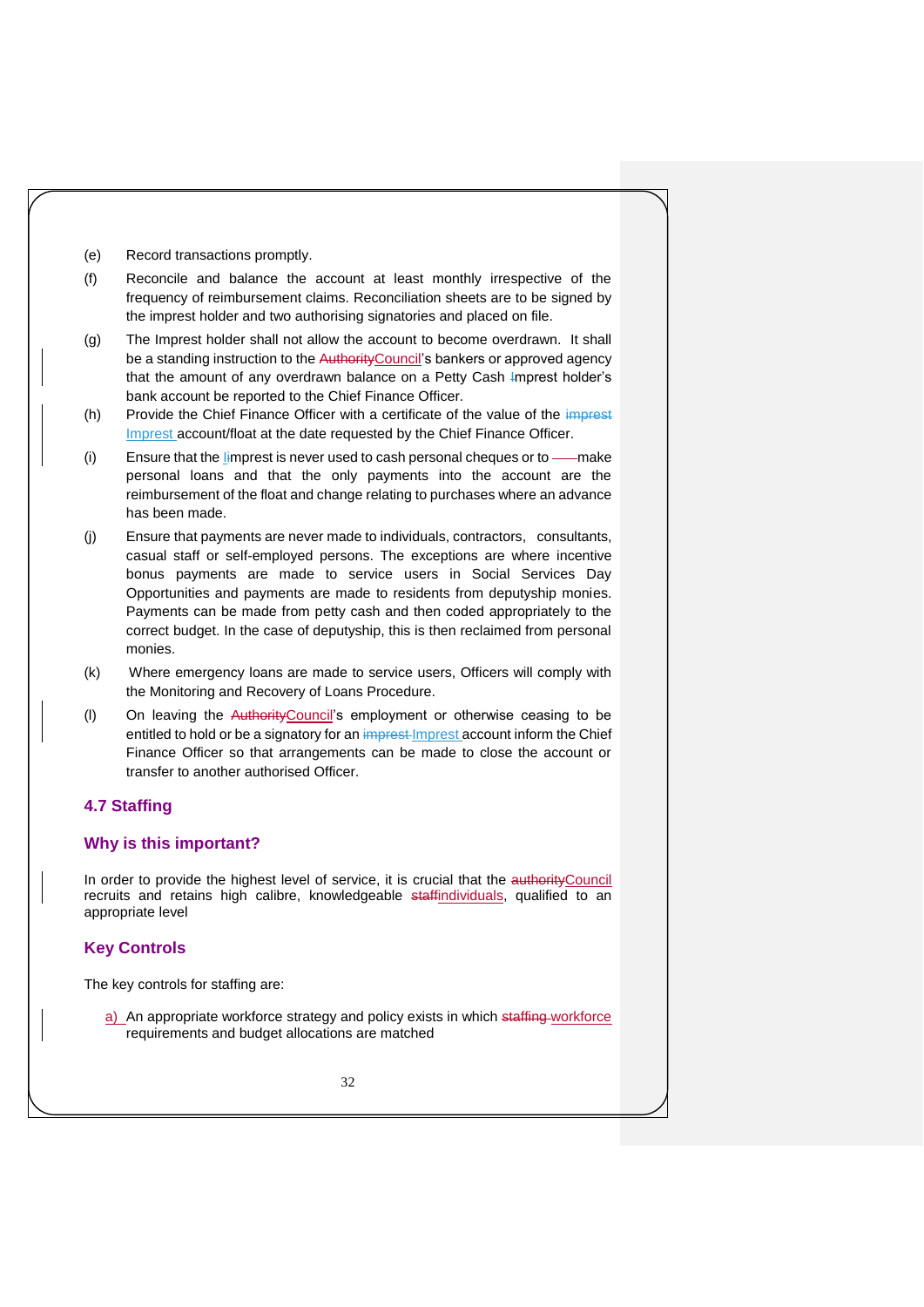(e) Record transactions promptly.

(f) Reconcile and balance the account at least monthly irrespective of the frequency of reimbursement claims. Reconciliation sheets are to be signed by the imprest holder and two authorising signatories and placed on file.

(g) The Imprest holder shall not allow the account to become overdrawn. It shall be a standing instruction to the Council's bankers or approved agency that the amount of any overdrawn balance on a Petty Cash Imprest holder's bank account be reported to the Chief Finance Officer.

(h) Provide the Chief Finance Officer with a certificate of the value of the Imprest account/float at the date requested by the Chief Finance Officer.

(i) Ensure that the Imprest is never used to cash personal cheques or to make personal loans and that the only payments into the account are the reimbursement of the float and change relating to purchases where an advance has been made.

(j) Ensure that payments are never made to individuals, contractors, consultants, casual staff or self-employed persons. The exceptions are where incentive bonus payments are made to service users in Social Services Day Opportunities and payments are made to residents from deputyship monies. Payments can be made from petty cash and then coded appropriately to the correct budget. In the case of deputyship, this is then reclaimed from personal monies.

(k) Where emergency loans are made to service users, Officers will comply with the Monitoring and Recovery of Loans Procedure.

(l) On leaving the Council's employment or otherwise ceasing to be entitled to hold or be a signatory for an Imprest account inform the Chief Finance Officer so that arrangements can be made to close the account or transfer to another authorised Officer.

### 4.7 Staffing

### Why is this important?

In order to provide the highest level of service, it is crucial that the Council recruits and retains high calibre, knowledgeable individuals, qualified to an appropriate level

### Key Controls

The key controls for staffing are:

a) An appropriate workforce strategy and policy exists in which workforce requirements and budget allocations are matched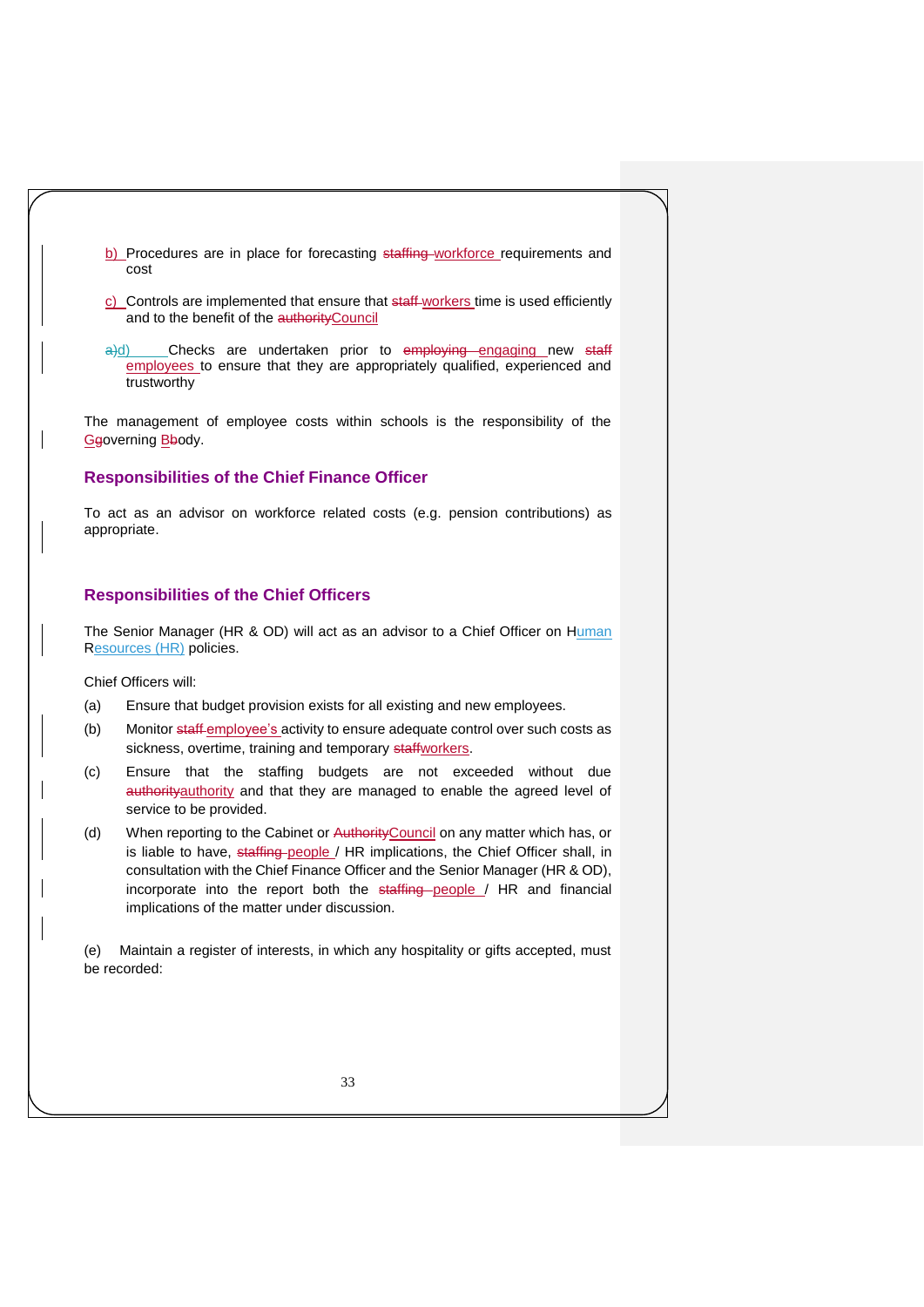b) Procedures are in place for forecasting workforce requirements and cost

c) Controls are implemented that ensure that workers time is used efficiently and to the benefit of the Council

d) Checks are undertaken prior to engaging new employees to ensure that they are appropriately qualified, experienced and trustworthy

The management of employee costs within schools is the responsibility of the Governing Body.

## Responsibilities of the Chief Finance Officer

To act as an advisor on workforce related costs (e.g. pension contributions) as appropriate.

## Responsibilities of the Chief Officers

The Senior Manager (HR & OD) will act as an advisor to a Chief Officer on Human Resources (HR) policies.

Chief Officers will:

(a) Ensure that budget provision exists for all existing and new employees.

(b) Monitor employee's activity to ensure adequate control over such costs as sickness, overtime, training and temporary workers.

(c) Ensure that the staffing budgets are not exceeded without due authority and that they are managed to enable the agreed level of service to be provided.

(d) When reporting to the Cabinet or Council on any matter which has, or is liable to have, people / HR implications, the Chief Officer shall, in consultation with the Chief Finance Officer and the Senior Manager (HR & OD), incorporate into the report both the people / HR and financial implications of the matter under discussion.

(e) Maintain a register of interests, in which any hospitality or gifts accepted, must be recorded: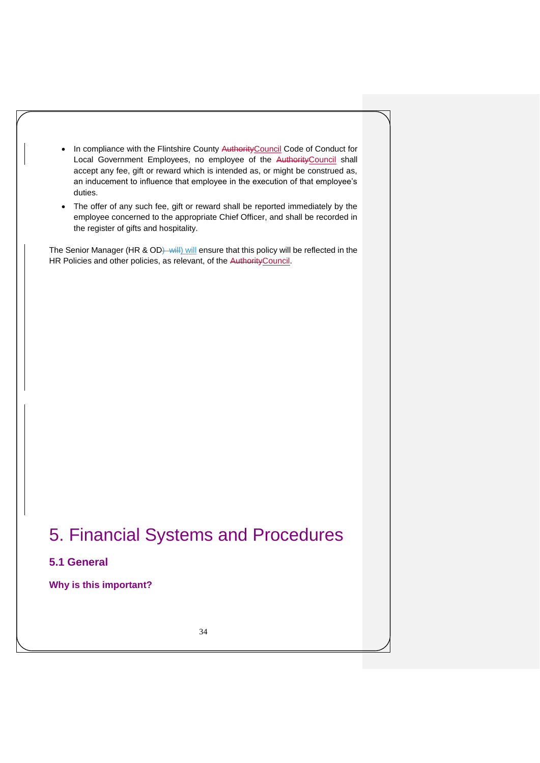- In compliance with the Flintshire County Council Code of Conduct for Local Government Employees, no employee of the Council shall accept any fee, gift or reward which is intended as, or might be construed as, an inducement to influence that employee in the execution of that employee's duties.
- The offer of any such fee, gift or reward shall be reported immediately by the employee concerned to the appropriate Chief Officer, and shall be recorded in the register of gifts and hospitality.

The Senior Manager (HR & OD) will ensure that this policy will be reflected in the HR Policies and other policies, as relevant, of the Council.

# 5. Financial Systems and Procedures

## 5.1 General

### Why is this important?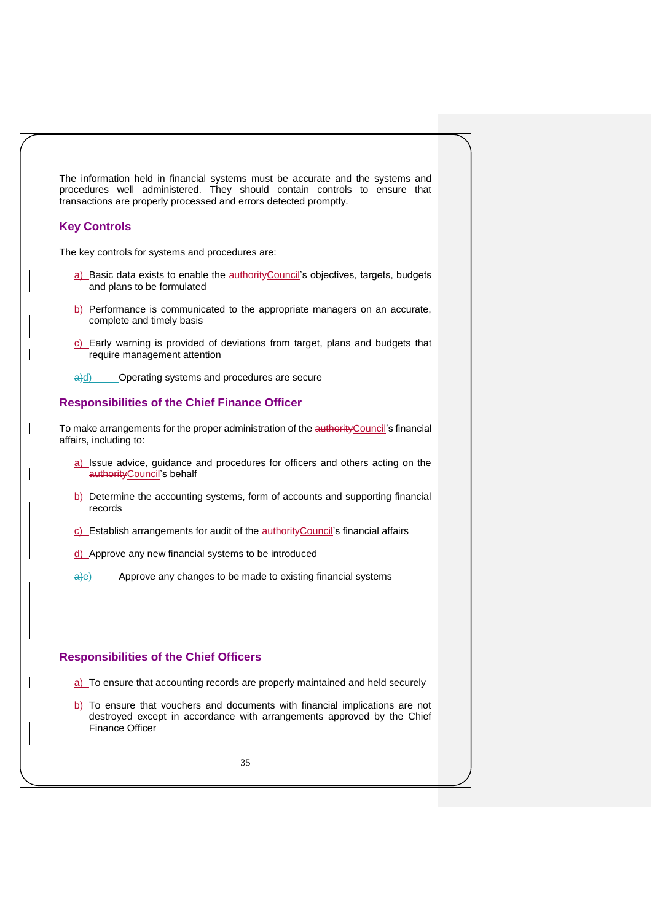The information held in financial systems must be accurate and the systems and procedures well administered. They should contain controls to ensure that transactions are properly processed and errors detected promptly.

### Key Controls

The key controls for systems and procedures are:

a) Basic data exists to enable the Council's objectives, targets, budgets and plans to be formulated

b) Performance is communicated to the appropriate managers on an accurate, complete and timely basis

c) Early warning is provided of deviations from target, plans and budgets that require management attention

d) Operating systems and procedures are secure

### Responsibilities of the Chief Finance Officer

To make arrangements for the proper administration of the Council's financial affairs, including to:

a) Issue advice, guidance and procedures for officers and others acting on the Council's behalf

b) Determine the accounting systems, form of accounts and supporting financial records

c) Establish arrangements for audit of the Council's financial affairs

d) Approve any new financial systems to be introduced

e) Approve any changes to be made to existing financial systems

### Responsibilities of the Chief Officers

a) To ensure that accounting records are properly maintained and held securely

b) To ensure that vouchers and documents with financial implications are not destroyed except in accordance with arrangements approved by the Chief Finance Officer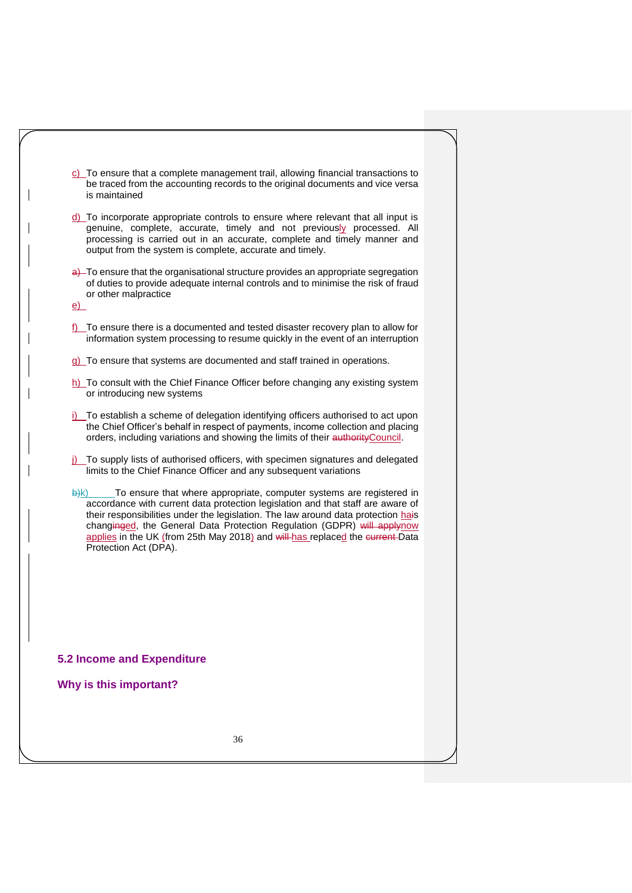c) To ensure that a complete management trail, allowing financial transactions to be traced from the accounting records to the original documents and vice versa is maintained

d) To incorporate appropriate controls to ensure where relevant that all input is genuine, complete, accurate, timely and not previously processed. All processing is carried out in an accurate, complete and timely manner and output from the system is complete, accurate and timely.

e) To ensure that the organisational structure provides an appropriate segregation of duties to provide adequate internal controls and to minimise the risk of fraud or other malpractice

f) To ensure there is a documented and tested disaster recovery plan to allow for information system processing to resume quickly in the event of an interruption

g) To ensure that systems are documented and staff trained in operations.

h) To consult with the Chief Finance Officer before changing any existing system or introducing new systems

i) To establish a scheme of delegation identifying officers authorised to act upon the Chief Officer's behalf in respect of payments, income collection and placing orders, including variations and showing the limits of their Council.

j) To supply lists of authorised officers, with specimen signatures and delegated limits to the Chief Finance Officer and any subsequent variations

k) To ensure that where appropriate, computer systems are registered in accordance with current data protection legislation and that staff are aware of their responsibilities under the legislation. The law around data protection has changed, the General Data Protection Regulation (GDPR) now applies in the UK (from 25th May 2018) and has replaced the Data Protection Act (DPA).

## 5.2 Income and Expenditure

### Why is this important?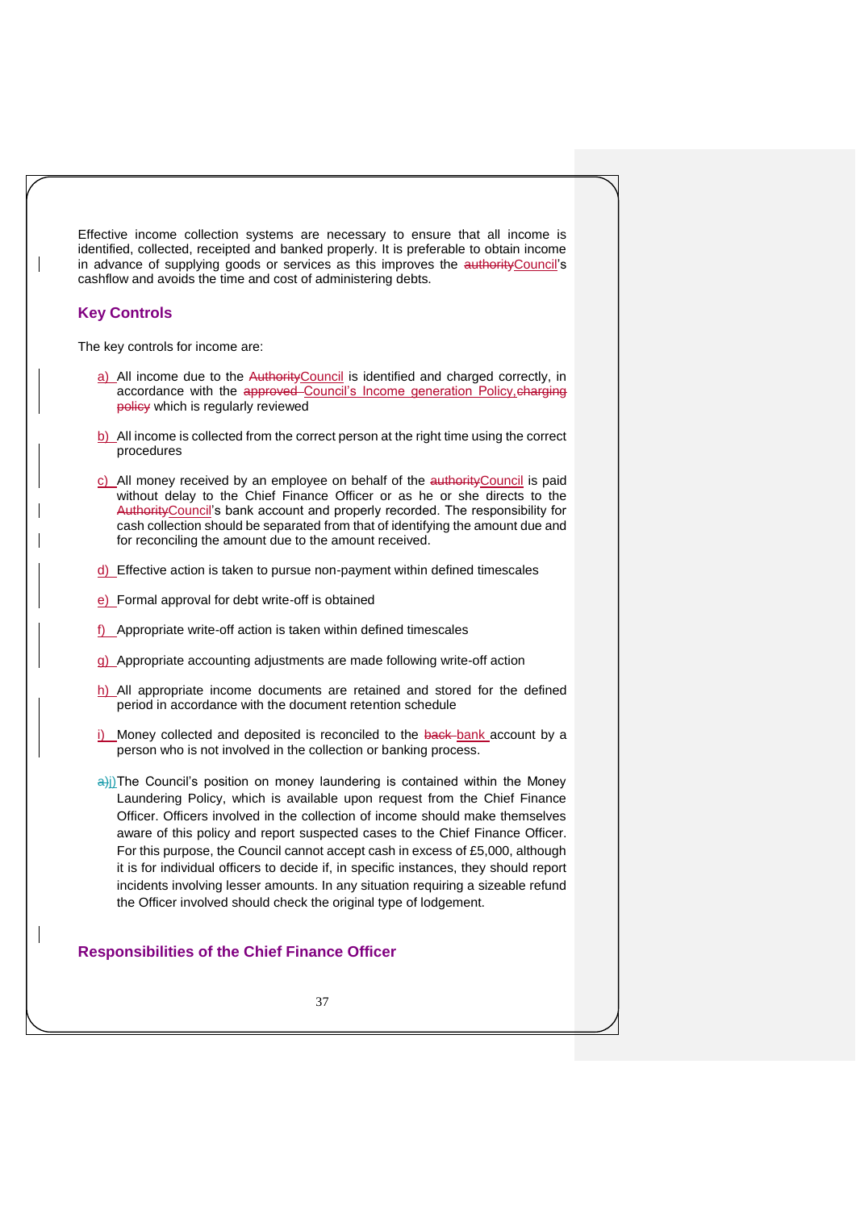Effective income collection systems are necessary to ensure that all income is identified, collected, receipted and banked properly. It is preferable to obtain income in advance of supplying goods or services as this improves the Council's cashflow and avoids the time and cost of administering debts.

## Key Controls

The key controls for income are:

a) All income due to the Council is identified and charged correctly, in accordance with the Council's Income generation Policy, which is regularly reviewed

b) All income is collected from the correct person at the right time using the correct procedures

c) All money received by an employee on behalf of the Council is paid without delay to the Chief Finance Officer or as he or she directs to the Council's bank account and properly recorded. The responsibility for cash collection should be separated from that of identifying the amount due and for reconciling the amount due to the amount received.

d) Effective action is taken to pursue non-payment within defined timescales

e) Formal approval for debt write-off is obtained

f) Appropriate write-off action is taken within defined timescales

g) Appropriate accounting adjustments are made following write-off action

h) All appropriate income documents are retained and stored for the defined period in accordance with the document retention schedule

i) Money collected and deposited is reconciled to the bank account by a person who is not involved in the collection or banking process.

j) The Council's position on money laundering is contained within the Money Laundering Policy, which is available upon request from the Chief Finance Officer. Officers involved in the collection of income should make themselves aware of this policy and report suspected cases to the Chief Finance Officer. For this purpose, the Council cannot accept cash in excess of £5,000, although it is for individual officers to decide if, in specific instances, they should report incidents involving lesser amounts. In any situation requiring a sizeable refund the Officer involved should check the original type of lodgement.

## Responsibilities of the Chief Finance Officer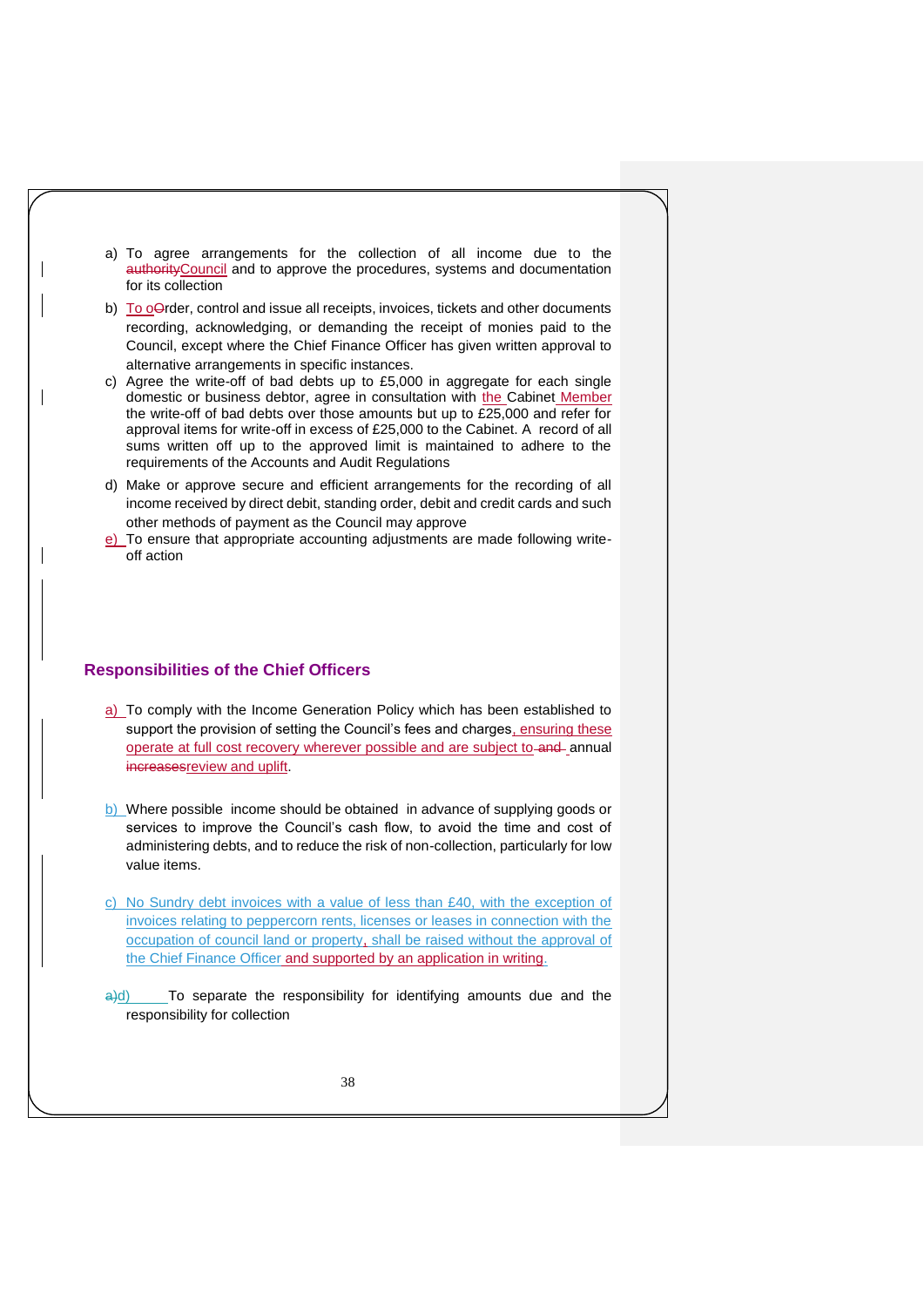a) To agree arrangements for the collection of all income due to the Council and to approve the procedures, systems and documentation for its collection

b) To order, control and issue all receipts, invoices, tickets and other documents recording, acknowledging, or demanding the receipt of monies paid to the Council, except where the Chief Finance Officer has given written approval to alternative arrangements in specific instances.

c) Agree the write-off of bad debts up to £5,000 in aggregate for each single domestic or business debtor, agree in consultation with the Cabinet Member the write-off of bad debts over those amounts but up to £25,000 and refer for approval items for write-off in excess of £25,000 to the Cabinet. A record of all sums written off up to the approved limit is maintained to adhere to the requirements of the Accounts and Audit Regulations

d) Make or approve secure and efficient arrangements for the recording of all income received by direct debit, standing order, debit and credit cards and such other methods of payment as the Council may approve

e) To ensure that appropriate accounting adjustments are made following write-off action

## Responsibilities of the Chief Officers

a) To comply with the Income Generation Policy which has been established to support the provision of setting the Council's fees and charges, ensuring these operate at full cost recovery wherever possible and are subject to annual review and uplift.

b) Where possible income should be obtained in advance of supplying goods or services to improve the Council's cash flow, to avoid the time and cost of administering debts, and to reduce the risk of non-collection, particularly for low value items.

c) No Sundry debt invoices with a value of less than £40, with the exception of invoices relating to peppercorn rents, licenses or leases in connection with the occupation of council land or property, shall be raised without the approval of the Chief Finance Officer and supported by an application in writing.

d) To separate the responsibility for identifying amounts due and the responsibility for collection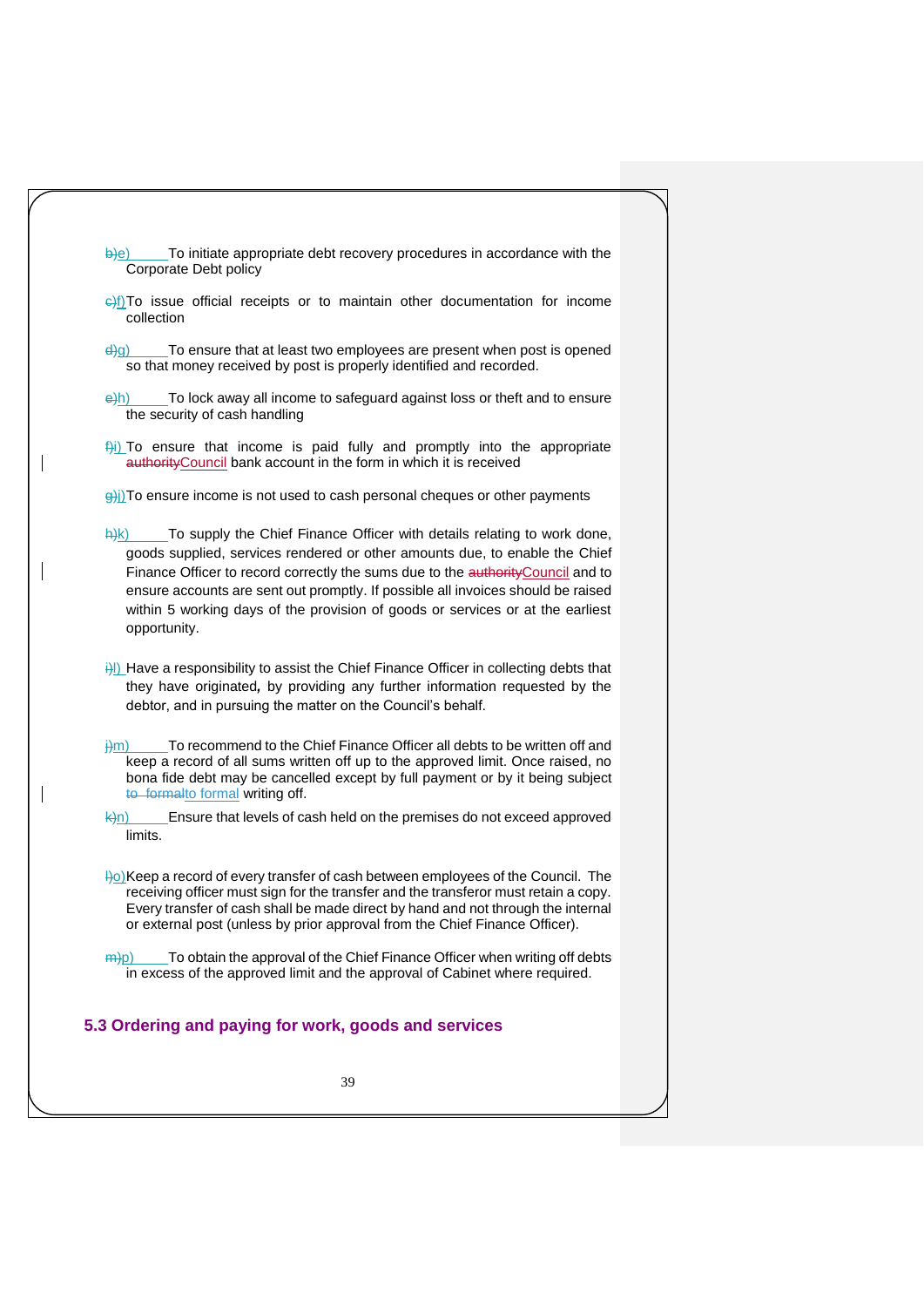e) To initiate appropriate debt recovery procedures in accordance with the Corporate Debt policy

f) To issue official receipts or to maintain other documentation for income collection

g) To ensure that at least two employees are present when post is opened so that money received by post is properly identified and recorded.

h) To lock away all income to safeguard against loss or theft and to ensure the security of cash handling

i) To ensure that income is paid fully and promptly into the appropriate Council bank account in the form in which it is received

j) To ensure income is not used to cash personal cheques or other payments

k) To supply the Chief Finance Officer with details relating to work done, goods supplied, services rendered or other amounts due, to enable the Chief Finance Officer to record correctly the sums due to the Council and to ensure accounts are sent out promptly. If possible all invoices should be raised within 5 working days of the provision of goods or services or at the earliest opportunity.

l) Have a responsibility to assist the Chief Finance Officer in collecting debts that they have originated**,** by providing any further information requested by the debtor, and in pursuing the matter on the Council's behalf.

m) To recommend to the Chief Finance Officer all debts to be written off and keep a record of all sums written off up to the approved limit. Once raised, no bona fide debt may be cancelled except by full payment or by it being subject to formal writing off.

n) Ensure that levels of cash held on the premises do not exceed approved limits.

o) Keep a record of every transfer of cash between employees of the Council. The receiving officer must sign for the transfer and the transferor must retain a copy. Every transfer of cash shall be made direct by hand and not through the internal or external post (unless by prior approval from the Chief Finance Officer).

p) To obtain the approval of the Chief Finance Officer when writing off debts in excess of the approved limit and the approval of Cabinet where required.

### 5.3 Ordering and paying for work, goods and services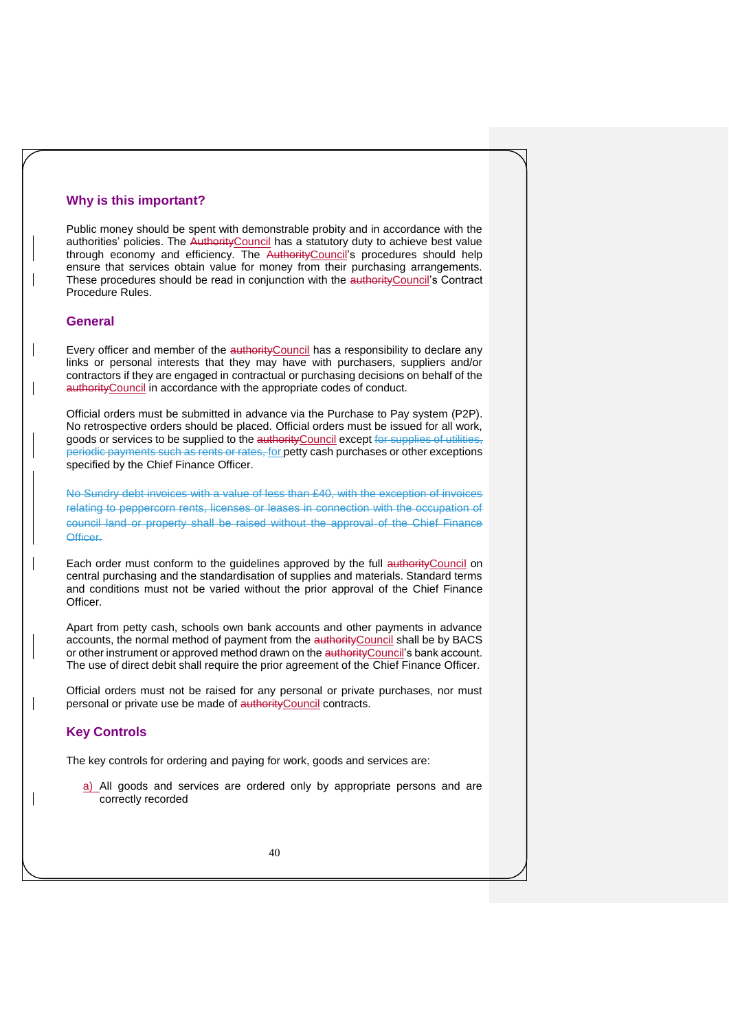## Why is this important?

Public money should be spent with demonstrable probity and in accordance with the authorities' policies. The ~~Authority~~Council has a statutory duty to achieve best value through economy and efficiency. The ~~Authority~~Council's procedures should help ensure that services obtain value for money from their purchasing arrangements. These procedures should be read in conjunction with the ~~authority~~Council's Contract Procedure Rules.

## General

Every officer and member of the ~~authority~~Council has a responsibility to declare any links or personal interests that they may have with purchasers, suppliers and/or contractors if they are engaged in contractual or purchasing decisions on behalf of the ~~authority~~Council in accordance with the appropriate codes of conduct.

Official orders must be submitted in advance via the Purchase to Pay system (P2P). No retrospective orders should be placed. Official orders must be issued for all work, goods or services to be supplied to the ~~authority~~Council except ~~for supplies of utilities, periodic payments such as rents or rates,~~ for petty cash purchases or other exceptions specified by the Chief Finance Officer.

~~No Sundry debt invoices with a value of less than £40, with the exception of invoices relating to peppercorn rents, licenses or leases in connection with the occupation of council land or property shall be raised without the approval of the Chief Finance Officer.~~

Each order must conform to the guidelines approved by the full ~~authority~~Council on central purchasing and the standardisation of supplies and materials. Standard terms and conditions must not be varied without the prior approval of the Chief Finance Officer.

Apart from petty cash, schools own bank accounts and other payments in advance accounts, the normal method of payment from the ~~authority~~Council shall be by BACS or other instrument or approved method drawn on the ~~authority~~Council's bank account. The use of direct debit shall require the prior agreement of the Chief Finance Officer.

Official orders must not be raised for any personal or private purchases, nor must personal or private use be made of ~~authority~~Council contracts.

## Key Controls

The key controls for ordering and paying for work, goods and services are:

a) All goods and services are ordered only by appropriate persons and are correctly recorded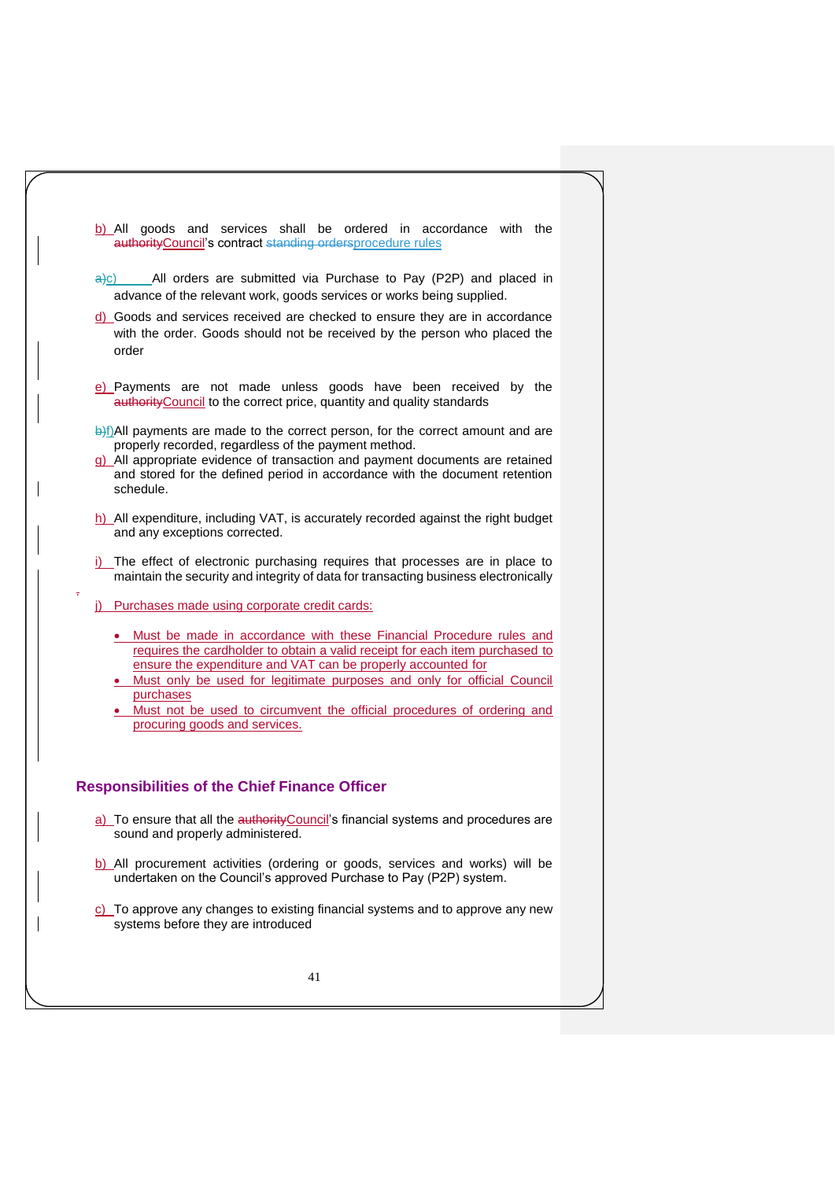b) All goods and services shall be ordered in accordance with the ~~authority~~Council's contract ~~standing orders~~procedure rules

~~a)~~c) All orders are submitted via Purchase to Pay (P2P) and placed in advance of the relevant work, goods services or works being supplied.

d) Goods and services received are checked to ensure they are in accordance with the order. Goods should not be received by the person who placed the order

e) Payments are not made unless goods have been received by the ~~authority~~Council to the correct price, quantity and quality standards

~~b)~~f) All payments are made to the correct person, for the correct amount and are properly recorded, regardless of the payment method.

g) All appropriate evidence of transaction and payment documents are retained and stored for the defined period in accordance with the document retention schedule.

h) All expenditure, including VAT, is accurately recorded against the right budget and any exceptions corrected.

i) The effect of electronic purchasing requires that processes are in place to maintain the security and integrity of data for transacting business electronically

j) Purchases made using corporate credit cards:

- Must be made in accordance with these Financial Procedure rules and requires the cardholder to obtain a valid receipt for each item purchased to ensure the expenditure and VAT can be properly accounted for
- Must only be used for legitimate purposes and only for official Council purchases
- Must not be used to circumvent the official procedures of ordering and procuring goods and services.

## Responsibilities of the Chief Finance Officer

a) To ensure that all the ~~authority~~Council's financial systems and procedures are sound and properly administered.

b) All procurement activities (ordering or goods, services and works) will be undertaken on the Council's approved Purchase to Pay (P2P) system.

c) To approve any changes to existing financial systems and to approve any new systems before they are introduced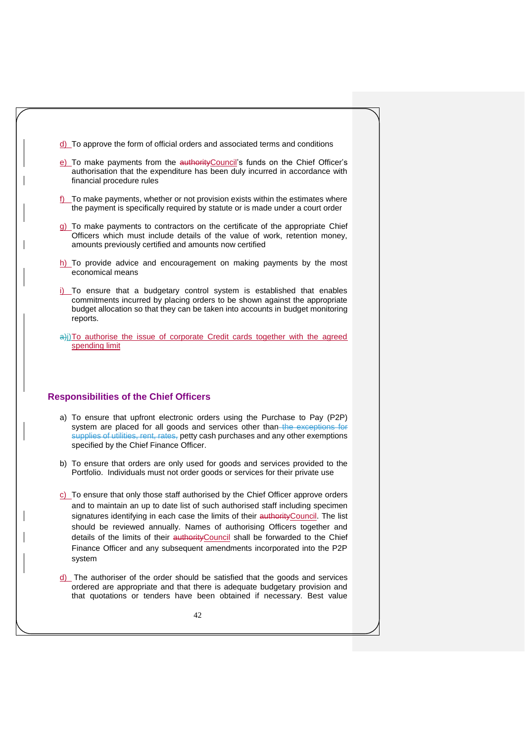d) To approve the form of official orders and associated terms and conditions

e) To make payments from the authorityCouncil's funds on the Chief Officer's authorisation that the expenditure has been duly incurred in accordance with financial procedure rules

f) To make payments, whether or not provision exists within the estimates where the payment is specifically required by statute or is made under a court order

g) To make payments to contractors on the certificate of the appropriate Chief Officers which must include details of the value of work, retention money, amounts previously certified and amounts now certified

h) To provide advice and encouragement on making payments by the most economical means

i) To ensure that a budgetary control system is established that enables commitments incurred by placing orders to be shown against the appropriate budget allocation so that they can be taken into accounts in budget monitoring reports.

a)j) To authorise the issue of corporate Credit cards together with the agreed spending limit

## Responsibilities of the Chief Officers

a) To ensure that upfront electronic orders using the Purchase to Pay (P2P) system are placed for all goods and services other than the exceptions for supplies of utilities, rent, rates, petty cash purchases and any other exemptions specified by the Chief Finance Officer.

b) To ensure that orders are only used for goods and services provided to the Portfolio. Individuals must not order goods or services for their private use

c) To ensure that only those staff authorised by the Chief Officer approve orders and to maintain an up to date list of such authorised staff including specimen signatures identifying in each case the limits of their authorityCouncil. The list should be reviewed annually. Names of authorising Officers together and details of the limits of their authorityCouncil shall be forwarded to the Chief Finance Officer and any subsequent amendments incorporated into the P2P system

d) The authoriser of the order should be satisfied that the goods and services ordered are appropriate and that there is adequate budgetary provision and that quotations or tenders have been obtained if necessary. Best value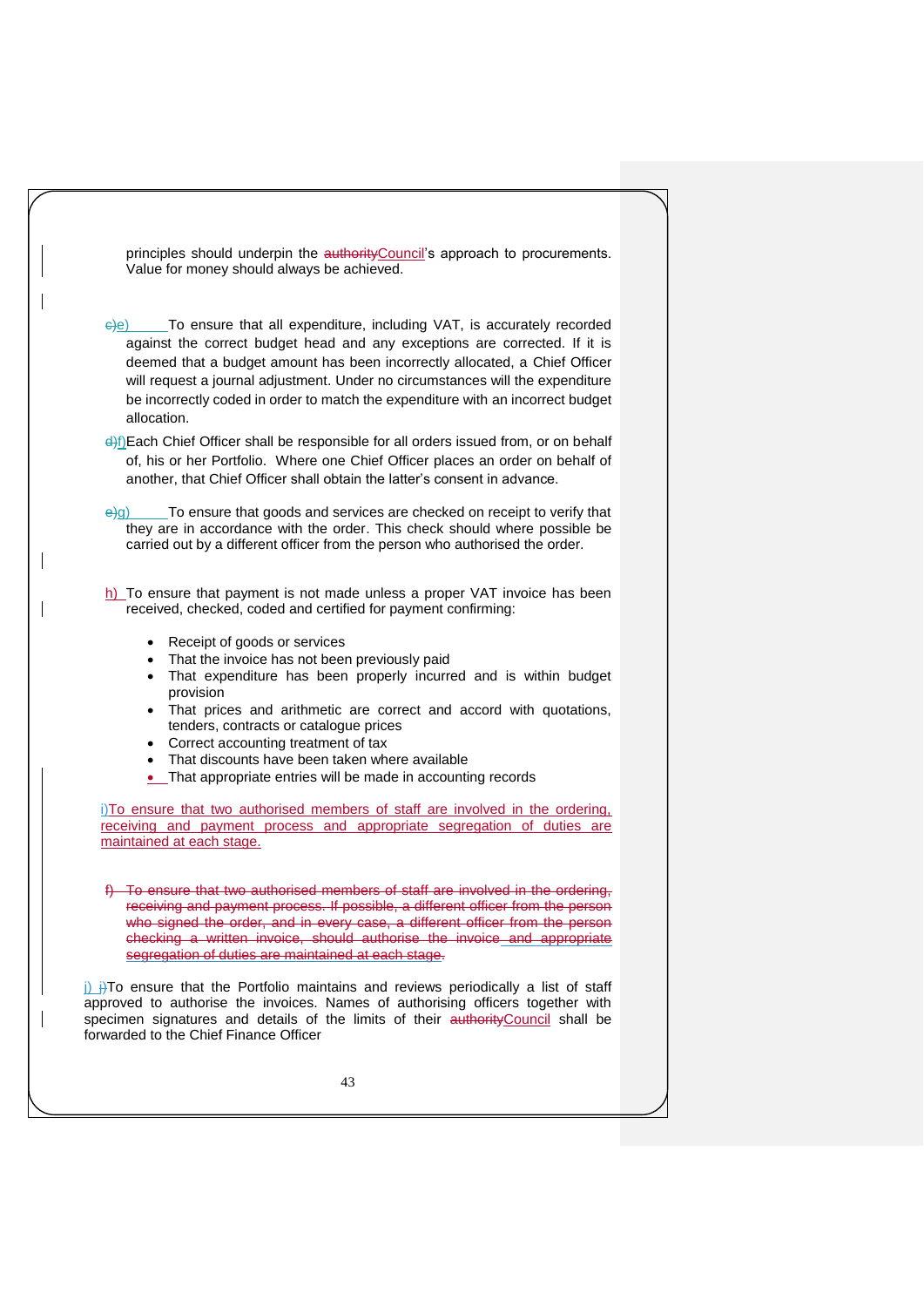principles should underpin the ~~authority~~Council's approach to procurements. Value for money should always be achieved.

~~c)~~e) To ensure that all expenditure, including VAT, is accurately recorded against the correct budget head and any exceptions are corrected. If it is deemed that a budget amount has been incorrectly allocated, a Chief Officer will request a journal adjustment. Under no circumstances will the expenditure be incorrectly coded in order to match the expenditure with an incorrect budget allocation.

~~d)~~f) Each Chief Officer shall be responsible for all orders issued from, or on behalf of, his or her Portfolio. Where one Chief Officer places an order on behalf of another, that Chief Officer shall obtain the latter's consent in advance.

~~e)~~g) To ensure that goods and services are checked on receipt to verify that they are in accordance with the order. This check should where possible be carried out by a different officer from the person who authorised the order.

h) To ensure that payment is not made unless a proper VAT invoice has been received, checked, coded and certified for payment confirming:

- Receipt of goods or services
- That the invoice has not been previously paid
- That expenditure has been properly incurred and is within budget provision
- That prices and arithmetic are correct and accord with quotations, tenders, contracts or catalogue prices
- Correct accounting treatment of tax
- That discounts have been taken where available
- That appropriate entries will be made in accounting records

i) To ensure that two authorised members of staff are involved in the ordering, receiving and payment process and appropriate segregation of duties are maintained at each stage.

~~f) To ensure that two authorised members of staff are involved in the ordering, receiving and payment process. If possible, a different officer from the person who signed the order, and in every case, a different officer from the person checking a written invoice, should authorise the invoice and appropriate segregation of duties are maintained at each stage.~~

j) ~~i)~~ To ensure that the Portfolio maintains and reviews periodically a list of staff approved to authorise the invoices. Names of authorising officers together with specimen signatures and details of the limits of their ~~authority~~Council shall be forwarded to the Chief Finance Officer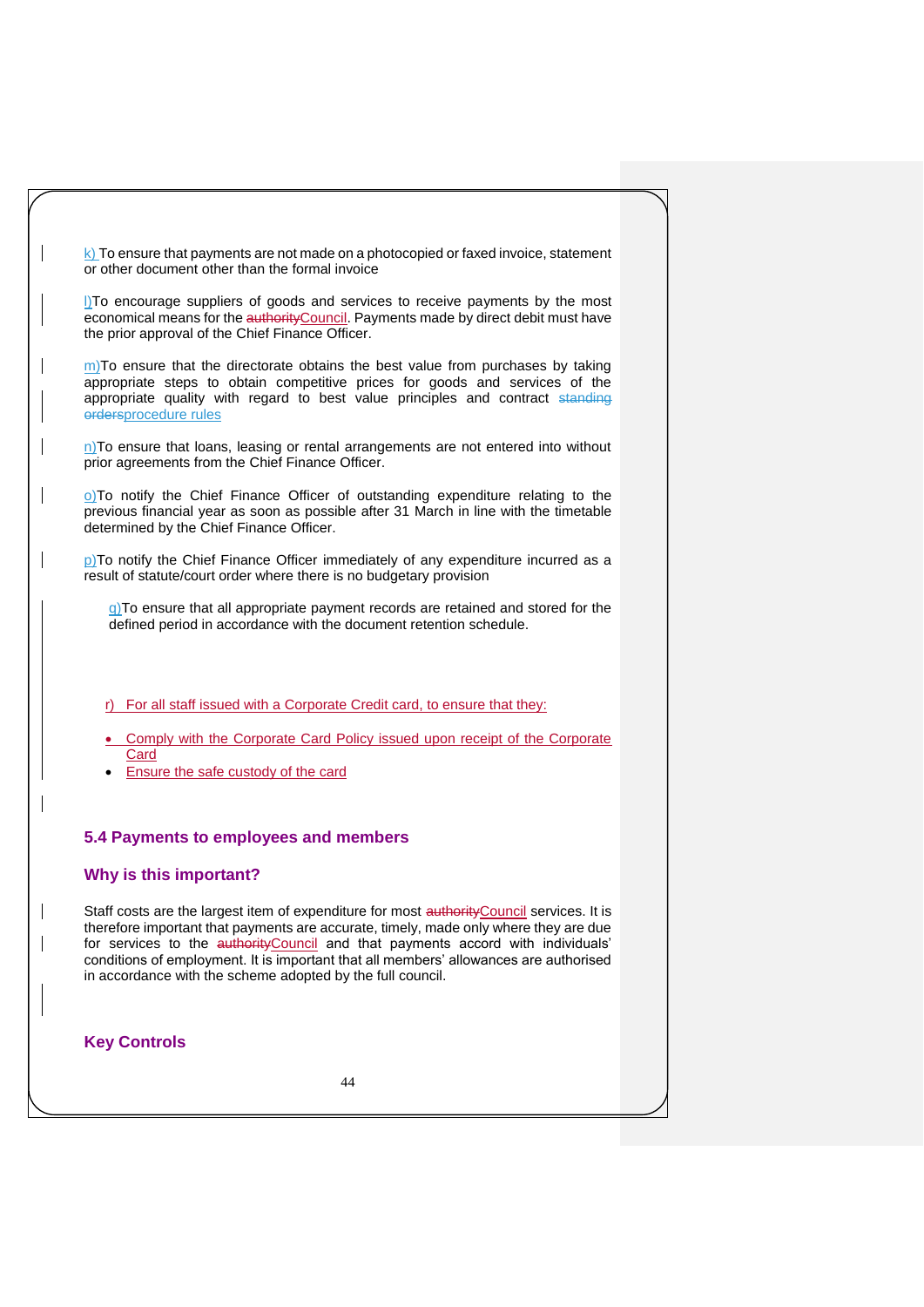k) To ensure that payments are not made on a photocopied or faxed invoice, statement or other document other than the formal invoice

l) To encourage suppliers of goods and services to receive payments by the most economical means for the authorityCouncil. Payments made by direct debit must have the prior approval of the Chief Finance Officer.

m) To ensure that the directorate obtains the best value from purchases by taking appropriate steps to obtain competitive prices for goods and services of the appropriate quality with regard to best value principles and contract standing ordersprocedure rules

n) To ensure that loans, leasing or rental arrangements are not entered into without prior agreements from the Chief Finance Officer.

o) To notify the Chief Finance Officer of outstanding expenditure relating to the previous financial year as soon as possible after 31 March in line with the timetable determined by the Chief Finance Officer.

p) To notify the Chief Finance Officer immediately of any expenditure incurred as a result of statute/court order where there is no budgetary provision

q) To ensure that all appropriate payment records are retained and stored for the defined period in accordance with the document retention schedule.

r) For all staff issued with a Corporate Credit card, to ensure that they:

- Comply with the Corporate Card Policy issued upon receipt of the Corporate Card
- Ensure the safe custody of the card

### 5.4 Payments to employees and members

### Why is this important?

Staff costs are the largest item of expenditure for most authorityCouncil services. It is therefore important that payments are accurate, timely, made only where they are due for services to the authorityCouncil and that payments accord with individuals' conditions of employment. It is important that all members' allowances are authorised in accordance with the scheme adopted by the full council.

### Key Controls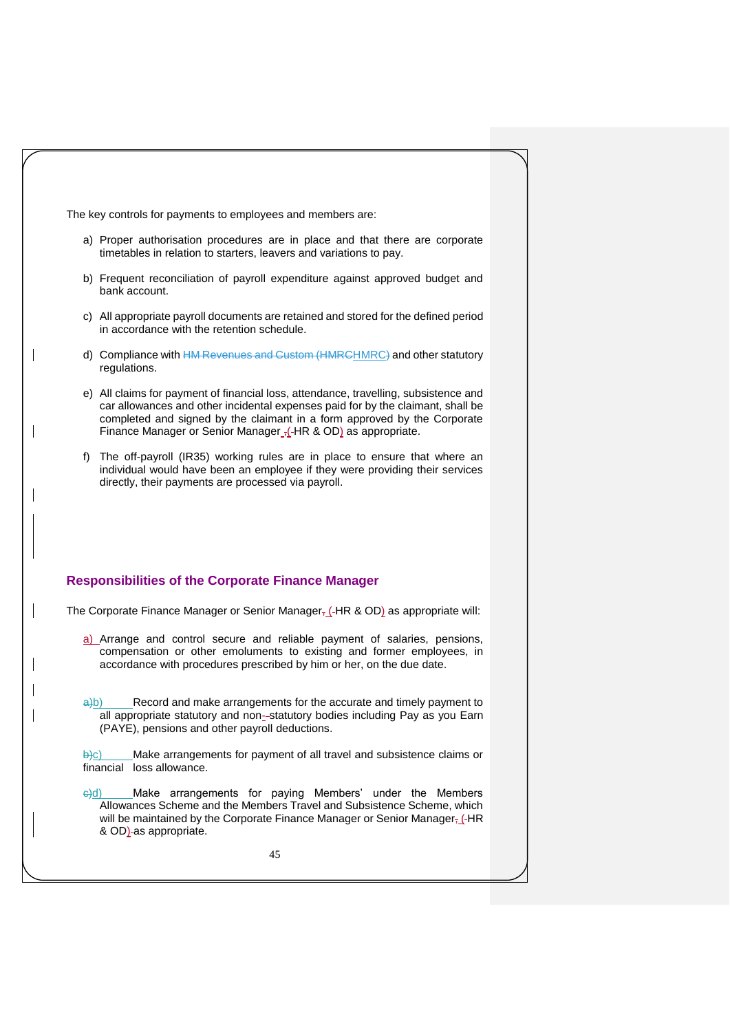The key controls for payments to employees and members are:

a) Proper authorisation procedures are in place and that there are corporate timetables in relation to starters, leavers and variations to pay.

b) Frequent reconciliation of payroll expenditure against approved budget and bank account.

c) All appropriate payroll documents are retained and stored for the defined period in accordance with the retention schedule.

d) Compliance with HMRC and other statutory regulations.

e) All claims for payment of financial loss, attendance, travelling, subsistence and car allowances and other incidental expenses paid for by the claimant, shall be completed and signed by the claimant in a form approved by the Corporate Finance Manager or Senior Manager (HR & OD) as appropriate.

f) The off-payroll (IR35) working rules are in place to ensure that where an individual would have been an employee if they were providing their services directly, their payments are processed via payroll.

## Responsibilities of the Corporate Finance Manager

The Corporate Finance Manager or Senior Manager (HR & OD) as appropriate will:

a) Arrange and control secure and reliable payment of salaries, pensions, compensation or other emoluments to existing and former employees, in accordance with procedures prescribed by him or her, on the due date.

b) Record and make arrangements for the accurate and timely payment to all appropriate statutory and non-statutory bodies including Pay as you Earn (PAYE), pensions and other payroll deductions.

c) Make arrangements for payment of all travel and subsistence claims or financial loss allowance.

d) Make arrangements for paying Members' under the Members Allowances Scheme and the Members Travel and Subsistence Scheme, which will be maintained by the Corporate Finance Manager or Senior Manager (HR & OD) as appropriate.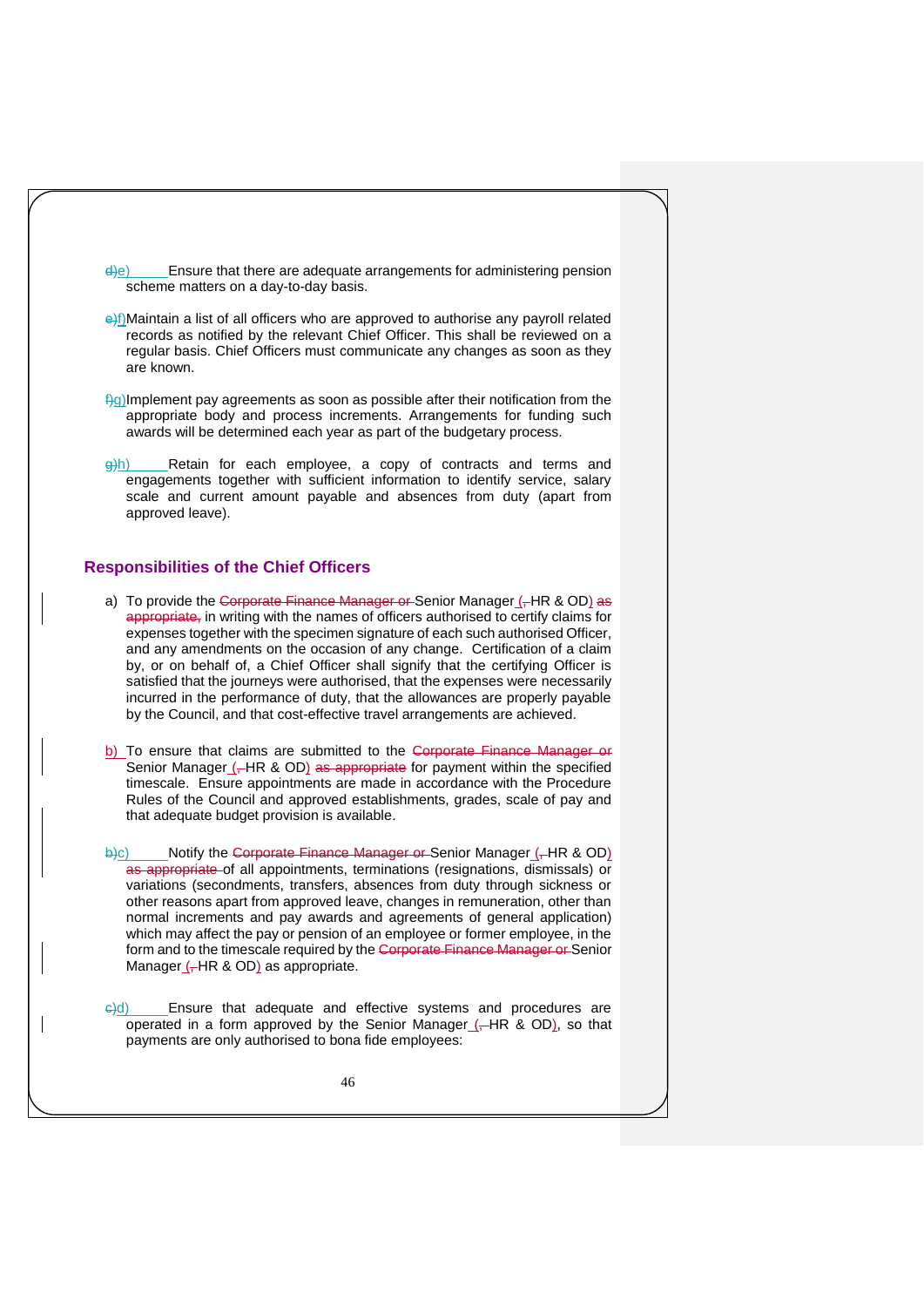~~d)~~e) Ensure that there are adequate arrangements for administering pension scheme matters on a day-to-day basis.

~~e)~~f) Maintain a list of all officers who are approved to authorise any payroll related records as notified by the relevant Chief Officer. This shall be reviewed on a regular basis. Chief Officers must communicate any changes as soon as they are known.

~~f)~~g) Implement pay agreements as soon as possible after their notification from the appropriate body and process increments. Arrangements for funding such awards will be determined each year as part of the budgetary process.

~~g)~~h) Retain for each employee, a copy of contracts and terms and engagements together with sufficient information to identify service, salary scale and current amount payable and absences from duty (apart from approved leave).

## Responsibilities of the Chief Officers

a) To provide the ~~Corporate Finance Manager or~~ Senior Manager (~~,~~HR & OD) ~~as appropriate,~~ in writing with the names of officers authorised to certify claims for expenses together with the specimen signature of each such authorised Officer, and any amendments on the occasion of any change. Certification of a claim by, or on behalf of, a Chief Officer shall signify that the certifying Officer is satisfied that the journeys were authorised, that the expenses were necessarily incurred in the performance of duty, that the allowances are properly payable by the Council, and that cost-effective travel arrangements are achieved.

b) To ensure that claims are submitted to the ~~Corporate Finance Manager or~~ Senior Manager (~~,~~HR & OD) ~~as appropriate~~ for payment within the specified timescale. Ensure appointments are made in accordance with the Procedure Rules of the Council and approved establishments, grades, scale of pay and that adequate budget provision is available.

~~b)~~c) Notify the ~~Corporate Finance Manager or~~ Senior Manager (~~,~~HR & OD) ~~as appropriate~~ of all appointments, terminations (resignations, dismissals) or variations (secondments, transfers, absences from duty through sickness or other reasons apart from approved leave, changes in remuneration, other than normal increments and pay awards and agreements of general application) which may affect the pay or pension of an employee or former employee, in the form and to the timescale required by the ~~Corporate Finance Manager or~~ Senior Manager (~~,~~HR & OD) as appropriate.

~~c)~~d) Ensure that adequate and effective systems and procedures are operated in a form approved by the Senior Manager (~~,~~HR & OD), so that payments are only authorised to bona fide employees: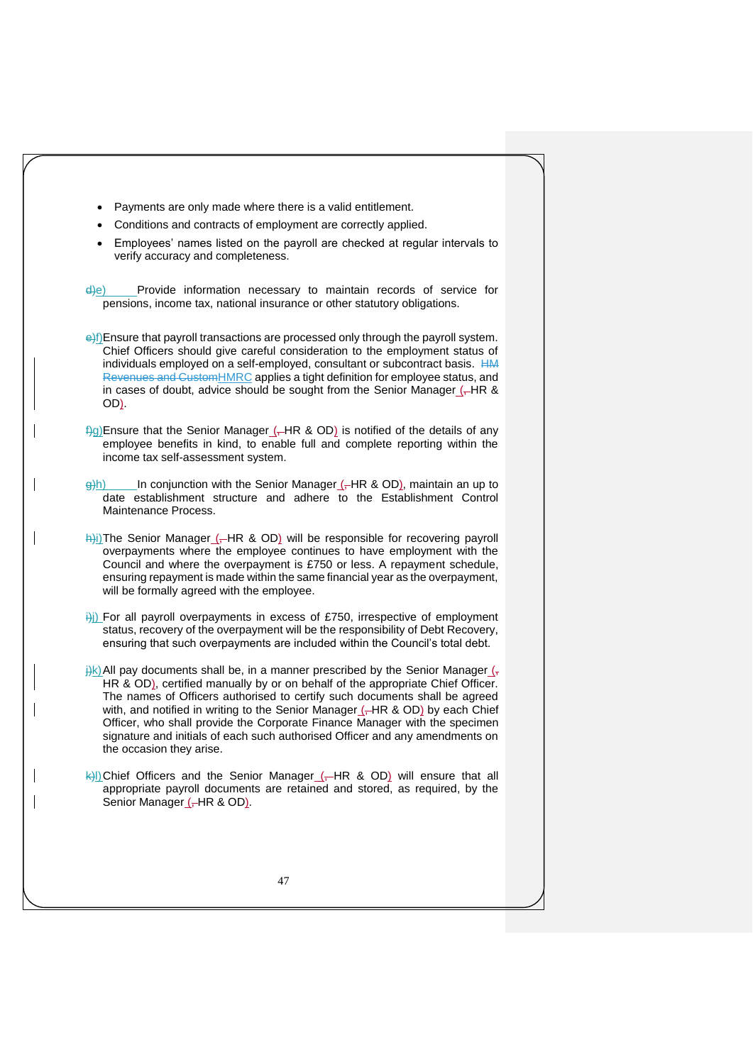- Payments are only made where there is a valid entitlement.
- Conditions and contracts of employment are correctly applied.
- Employees' names listed on the payroll are checked at regular intervals to verify accuracy and completeness.

e) Provide information necessary to maintain records of service for pensions, income tax, national insurance or other statutory obligations.

f) Ensure that payroll transactions are processed only through the payroll system. Chief Officers should give careful consideration to the employment status of individuals employed on a self-employed, consultant or subcontract basis. HMRC applies a tight definition for employee status, and in cases of doubt, advice should be sought from the Senior Manager (HR & OD).

g) Ensure that the Senior Manager (HR & OD) is notified of the details of any employee benefits in kind, to enable full and complete reporting within the income tax self-assessment system.

h) In conjunction with the Senior Manager (HR & OD), maintain an up to date establishment structure and adhere to the Establishment Control Maintenance Process.

i) The Senior Manager (HR & OD) will be responsible for recovering payroll overpayments where the employee continues to have employment with the Council and where the overpayment is £750 or less. A repayment schedule, ensuring repayment is made within the same financial year as the overpayment, will be formally agreed with the employee.

j) For all payroll overpayments in excess of £750, irrespective of employment status, recovery of the overpayment will be the responsibility of Debt Recovery, ensuring that such overpayments are included within the Council's total debt.

k) All pay documents shall be, in a manner prescribed by the Senior Manager (HR & OD), certified manually by or on behalf of the appropriate Chief Officer. The names of Officers authorised to certify such documents shall be agreed with, and notified in writing to the Senior Manager (HR & OD) by each Chief Officer, who shall provide the Corporate Finance Manager with the specimen signature and initials of each such authorised Officer and any amendments on the occasion they arise.

l) Chief Officers and the Senior Manager (HR & OD) will ensure that all appropriate payroll documents are retained and stored, as required, by the Senior Manager (HR & OD).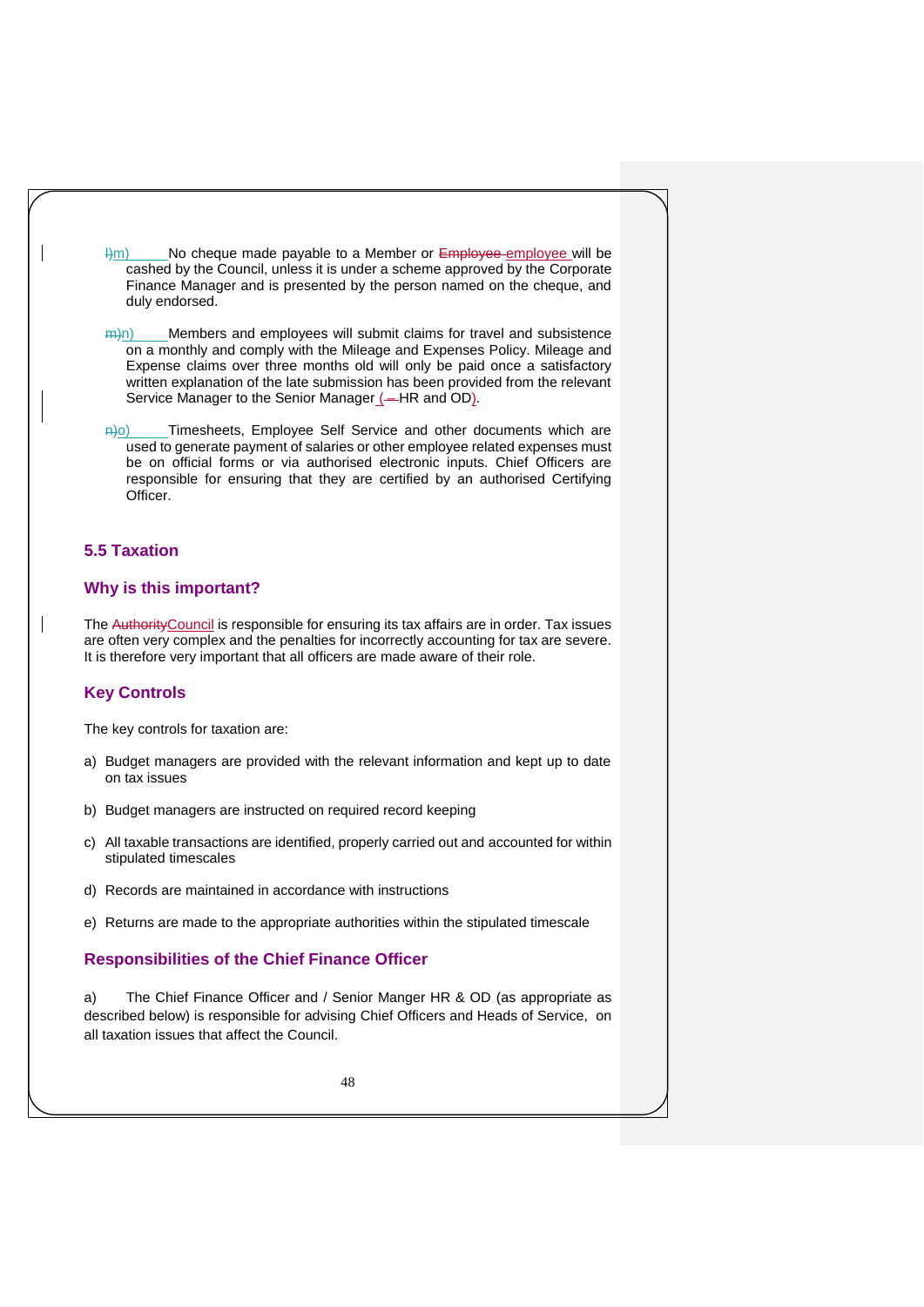m) No cheque made payable to a Member or employee will be cashed by the Council, unless it is under a scheme approved by the Corporate Finance Manager and is presented by the person named on the cheque, and duly endorsed.

n) Members and employees will submit claims for travel and subsistence on a monthly and comply with the Mileage and Expenses Policy. Mileage and Expense claims over three months old will only be paid once a satisfactory written explanation of the late submission has been provided from the relevant Service Manager to the Senior Manager (HR and OD).

o) Timesheets, Employee Self Service and other documents which are used to generate payment of salaries or other employee related expenses must be on official forms or via authorised electronic inputs. Chief Officers are responsible for ensuring that they are certified by an authorised Certifying Officer.

## 5.5 Taxation

### Why is this important?

The Council is responsible for ensuring its tax affairs are in order. Tax issues are often very complex and the penalties for incorrectly accounting for tax are severe. It is therefore very important that all officers are made aware of their role.

### Key Controls

The key controls for taxation are:

a) Budget managers are provided with the relevant information and kept up to date on tax issues

b) Budget managers are instructed on required record keeping

c) All taxable transactions are identified, properly carried out and accounted for within stipulated timescales

d) Records are maintained in accordance with instructions

e) Returns are made to the appropriate authorities within the stipulated timescale

### Responsibilities of the Chief Finance Officer

a) The Chief Finance Officer and / Senior Manger HR & OD (as appropriate as described below) is responsible for advising Chief Officers and Heads of Service, on all taxation issues that affect the Council.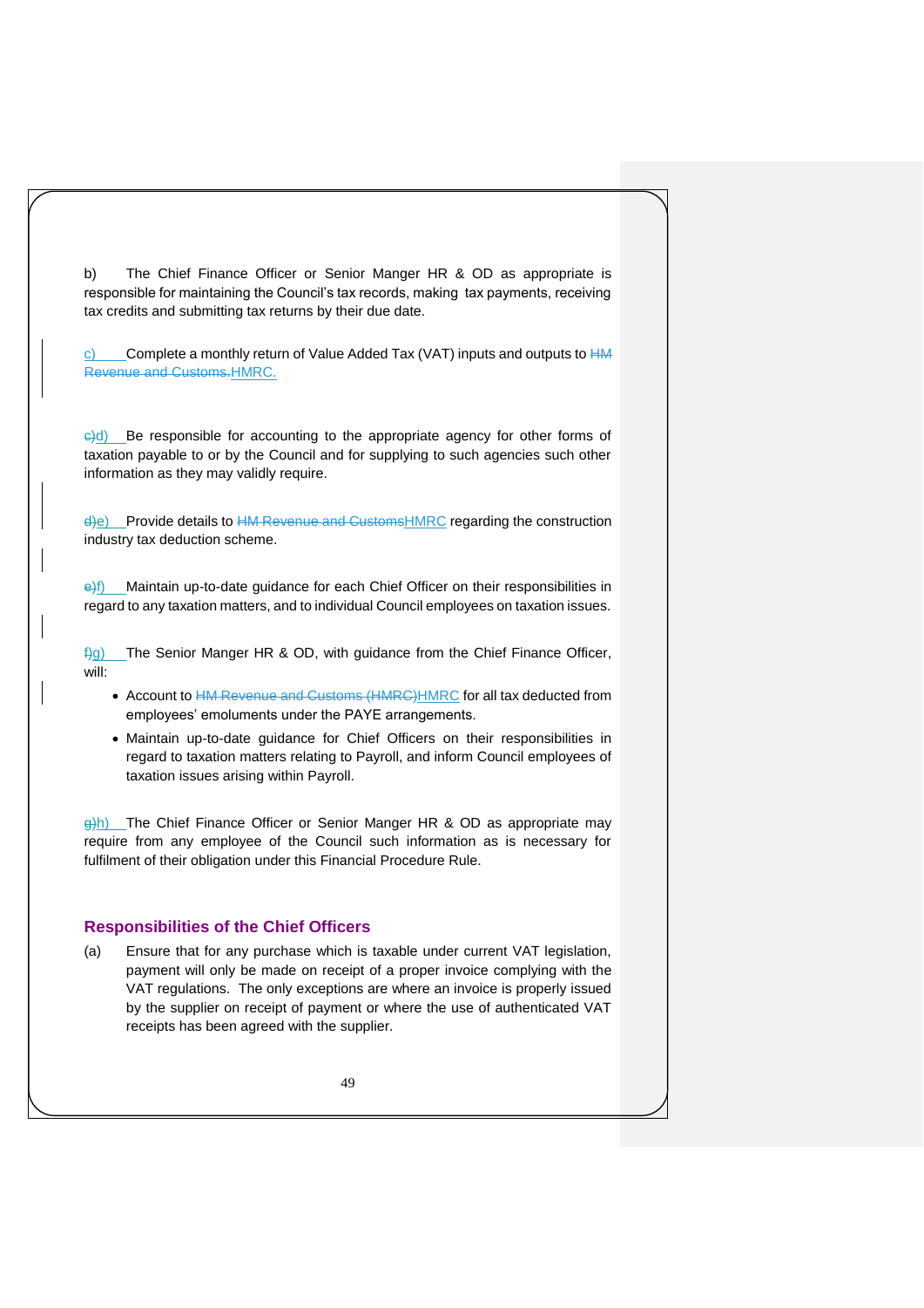b) The Chief Finance Officer or Senior Manger HR & OD as appropriate is responsible for maintaining the Council's tax records, making tax payments, receiving tax credits and submitting tax returns by their due date.

c) Complete a monthly return of Value Added Tax (VAT) inputs and outputs to HMRC.

d) Be responsible for accounting to the appropriate agency for other forms of taxation payable to or by the Council and for supplying to such agencies such other information as they may validly require.

e) Provide details to HMRC regarding the construction industry tax deduction scheme.

f) Maintain up-to-date guidance for each Chief Officer on their responsibilities in regard to any taxation matters, and to individual Council employees on taxation issues.

g) The Senior Manger HR & OD, with guidance from the Chief Finance Officer, will:

- Account to HMRC for all tax deducted from employees' emoluments under the PAYE arrangements.
- Maintain up-to-date guidance for Chief Officers on their responsibilities in regard to taxation matters relating to Payroll, and inform Council employees of taxation issues arising within Payroll.

h) The Chief Finance Officer or Senior Manger HR & OD as appropriate may require from any employee of the Council such information as is necessary for fulfilment of their obligation under this Financial Procedure Rule.

### Responsibilities of the Chief Officers

(a) Ensure that for any purchase which is taxable under current VAT legislation, payment will only be made on receipt of a proper invoice complying with the VAT regulations. The only exceptions are where an invoice is properly issued by the supplier on receipt of payment or where the use of authenticated VAT receipts has been agreed with the supplier.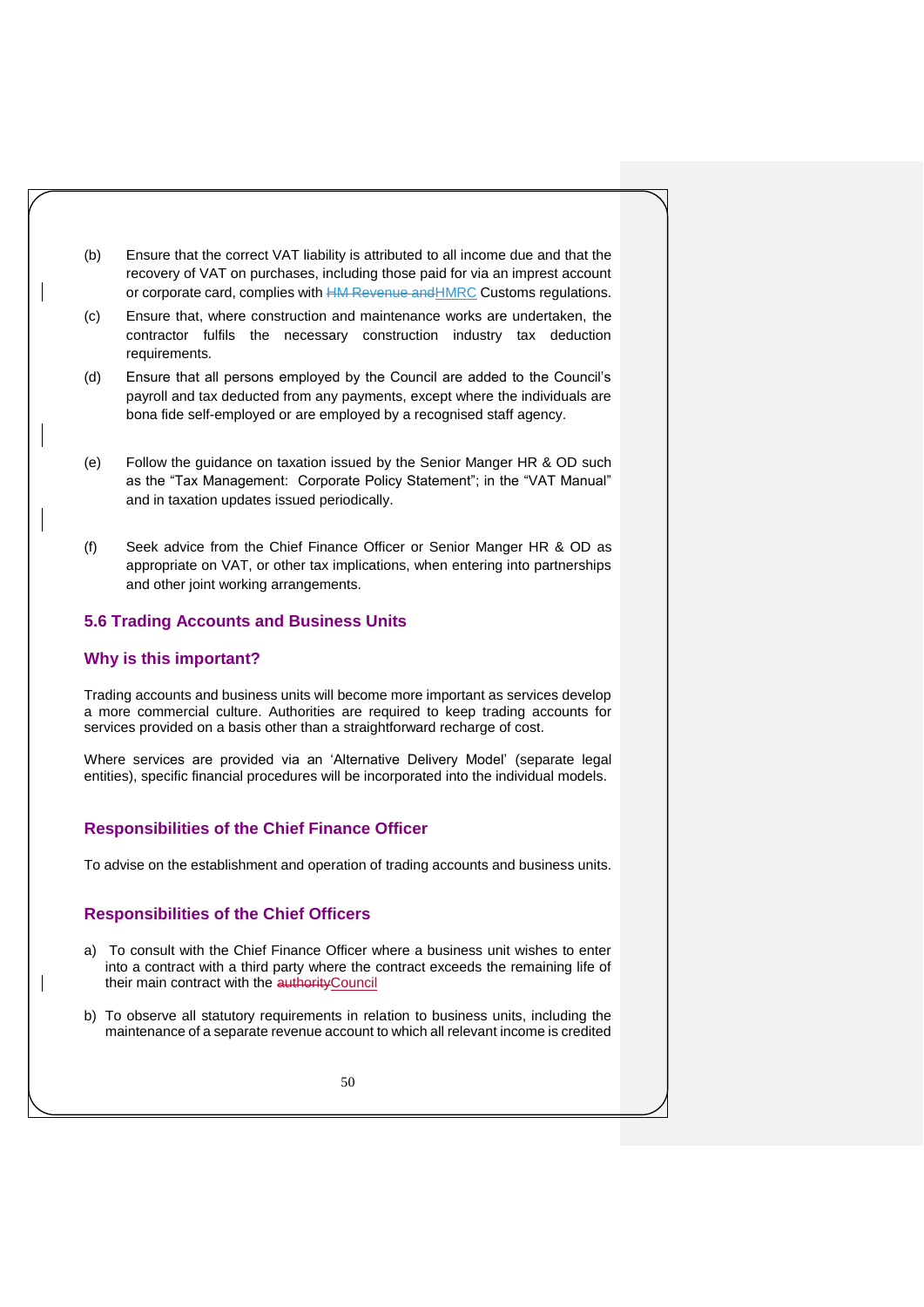(b) Ensure that the correct VAT liability is attributed to all income due and that the recovery of VAT on purchases, including those paid for via an imprest account or corporate card, complies with ~~HM Revenue and~~HMRC Customs regulations.

(c) Ensure that, where construction and maintenance works are undertaken, the contractor fulfils the necessary construction industry tax deduction requirements.

(d) Ensure that all persons employed by the Council are added to the Council's payroll and tax deducted from any payments, except where the individuals are bona fide self-employed or are employed by a recognised staff agency.

(e) Follow the guidance on taxation issued by the Senior Manger HR & OD such as the "Tax Management: Corporate Policy Statement"; in the "VAT Manual" and in taxation updates issued periodically.

(f) Seek advice from the Chief Finance Officer or Senior Manger HR & OD as appropriate on VAT, or other tax implications, when entering into partnerships and other joint working arrangements.

## 5.6 Trading Accounts and Business Units

### Why is this important?

Trading accounts and business units will become more important as services develop a more commercial culture. Authorities are required to keep trading accounts for services provided on a basis other than a straightforward recharge of cost.

Where services are provided via an 'Alternative Delivery Model' (separate legal entities), specific financial procedures will be incorporated into the individual models.

### Responsibilities of the Chief Finance Officer

To advise on the establishment and operation of trading accounts and business units.

### Responsibilities of the Chief Officers

a) To consult with the Chief Finance Officer where a business unit wishes to enter into a contract with a third party where the contract exceeds the remaining life of their main contract with the ~~authority~~Council

b) To observe all statutory requirements in relation to business units, including the maintenance of a separate revenue account to which all relevant income is credited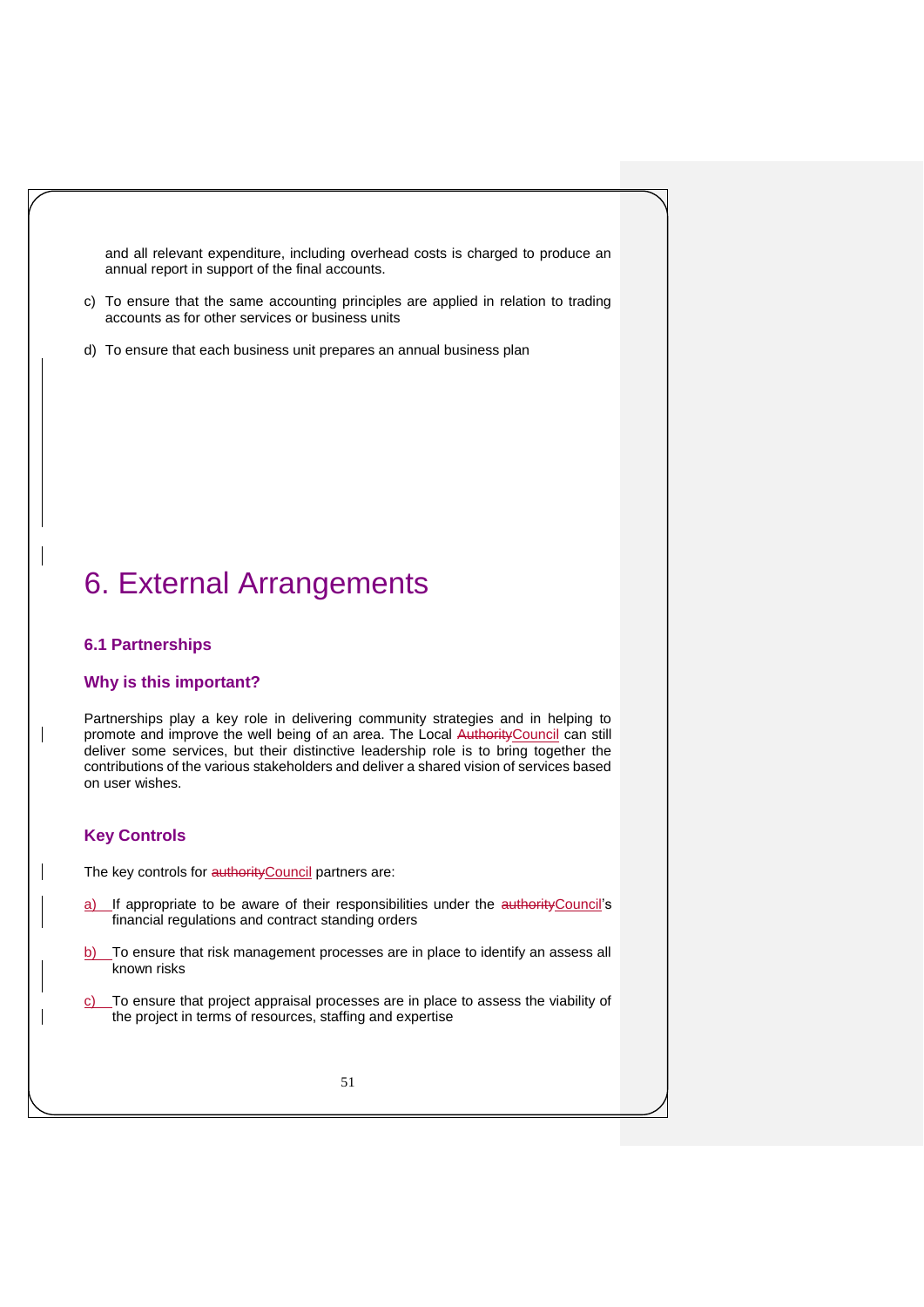and all relevant expenditure, including overhead costs is charged to produce an annual report in support of the final accounts.

c) To ensure that the same accounting principles are applied in relation to trading accounts as for other services or business units

d) To ensure that each business unit prepares an annual business plan

# 6. External Arrangements

### 6.1 Partnerships

### Why is this important?

Partnerships play a key role in delivering community strategies and in helping to promote and improve the well being of an area. The Local Council can still deliver some services, but their distinctive leadership role is to bring together the contributions of the various stakeholders and deliver a shared vision of services based on user wishes.

### Key Controls

The key controls for Council partners are:

a) If appropriate to be aware of their responsibilities under the Council's financial regulations and contract standing orders

b) To ensure that risk management processes are in place to identify an assess all known risks

c) To ensure that project appraisal processes are in place to assess the viability of the project in terms of resources, staffing and expertise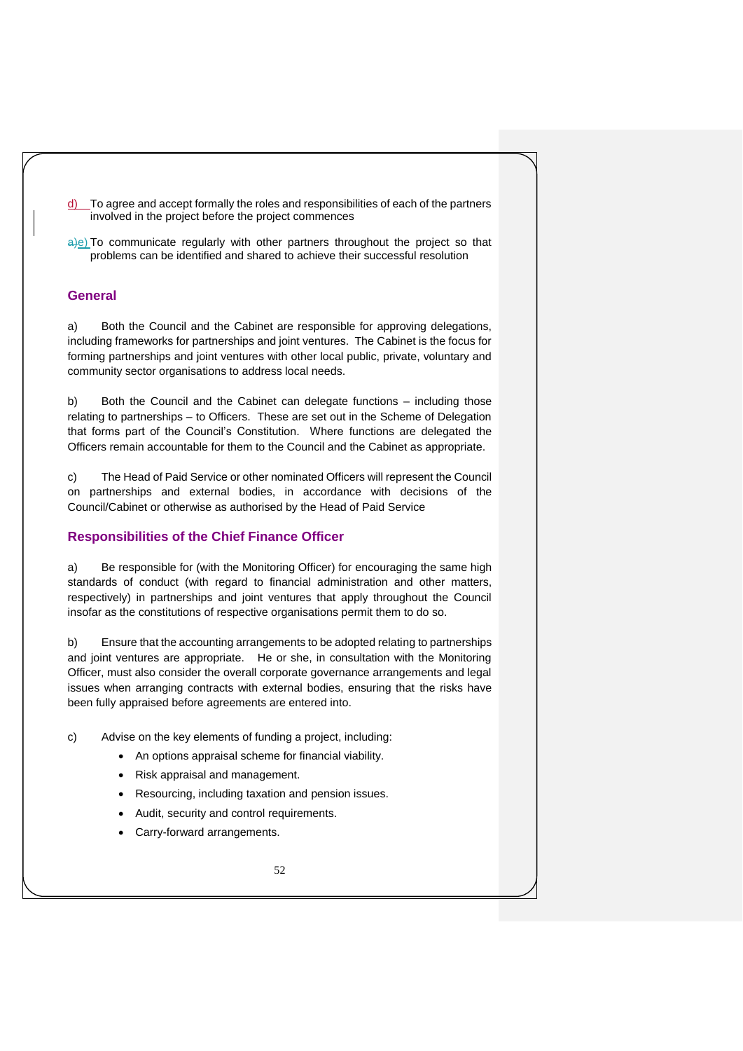d) To agree and accept formally the roles and responsibilities of each of the partners involved in the project before the project commences

e) To communicate regularly with other partners throughout the project so that problems can be identified and shared to achieve their successful resolution

## General

a) Both the Council and the Cabinet are responsible for approving delegations, including frameworks for partnerships and joint ventures. The Cabinet is the focus for forming partnerships and joint ventures with other local public, private, voluntary and community sector organisations to address local needs.

b) Both the Council and the Cabinet can delegate functions – including those relating to partnerships – to Officers. These are set out in the Scheme of Delegation that forms part of the Council's Constitution. Where functions are delegated the Officers remain accountable for them to the Council and the Cabinet as appropriate.

c) The Head of Paid Service or other nominated Officers will represent the Council on partnerships and external bodies, in accordance with decisions of the Council/Cabinet or otherwise as authorised by the Head of Paid Service

## Responsibilities of the Chief Finance Officer

a) Be responsible for (with the Monitoring Officer) for encouraging the same high standards of conduct (with regard to financial administration and other matters, respectively) in partnerships and joint ventures that apply throughout the Council insofar as the constitutions of respective organisations permit them to do so.

b) Ensure that the accounting arrangements to be adopted relating to partnerships and joint ventures are appropriate. He or she, in consultation with the Monitoring Officer, must also consider the overall corporate governance arrangements and legal issues when arranging contracts with external bodies, ensuring that the risks have been fully appraised before agreements are entered into.

c) Advise on the key elements of funding a project, including:

- An options appraisal scheme for financial viability.
- Risk appraisal and management.
- Resourcing, including taxation and pension issues.
- Audit, security and control requirements.
- Carry-forward arrangements.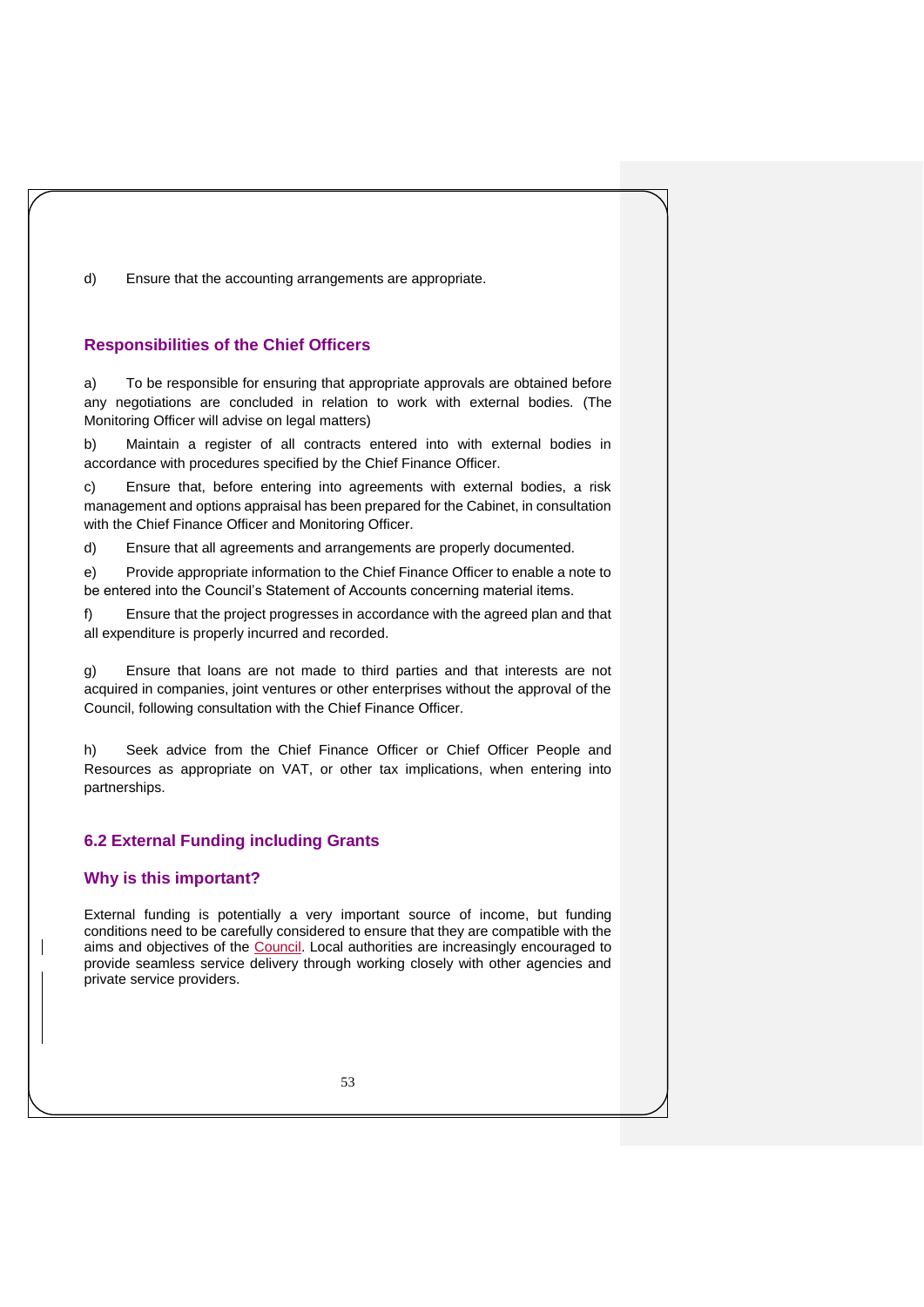d) Ensure that the accounting arrangements are appropriate.

### Responsibilities of the Chief Officers

a) To be responsible for ensuring that appropriate approvals are obtained before any negotiations are concluded in relation to work with external bodies. (The Monitoring Officer will advise on legal matters)

b) Maintain a register of all contracts entered into with external bodies in accordance with procedures specified by the Chief Finance Officer.

c) Ensure that, before entering into agreements with external bodies, a risk management and options appraisal has been prepared for the Cabinet, in consultation with the Chief Finance Officer and Monitoring Officer.

d) Ensure that all agreements and arrangements are properly documented.

e) Provide appropriate information to the Chief Finance Officer to enable a note to be entered into the Council's Statement of Accounts concerning material items.

f) Ensure that the project progresses in accordance with the agreed plan and that all expenditure is properly incurred and recorded.

g) Ensure that loans are not made to third parties and that interests are not acquired in companies, joint ventures or other enterprises without the approval of the Council, following consultation with the Chief Finance Officer.

h) Seek advice from the Chief Finance Officer or Chief Officer People and Resources as appropriate on VAT, or other tax implications, when entering into partnerships.

## 6.2 External Funding including Grants

### Why is this important?

External funding is potentially a very important source of income, but funding conditions need to be carefully considered to ensure that they are compatible with the aims and objectives of the Council. Local authorities are increasingly encouraged to provide seamless service delivery through working closely with other agencies and private service providers.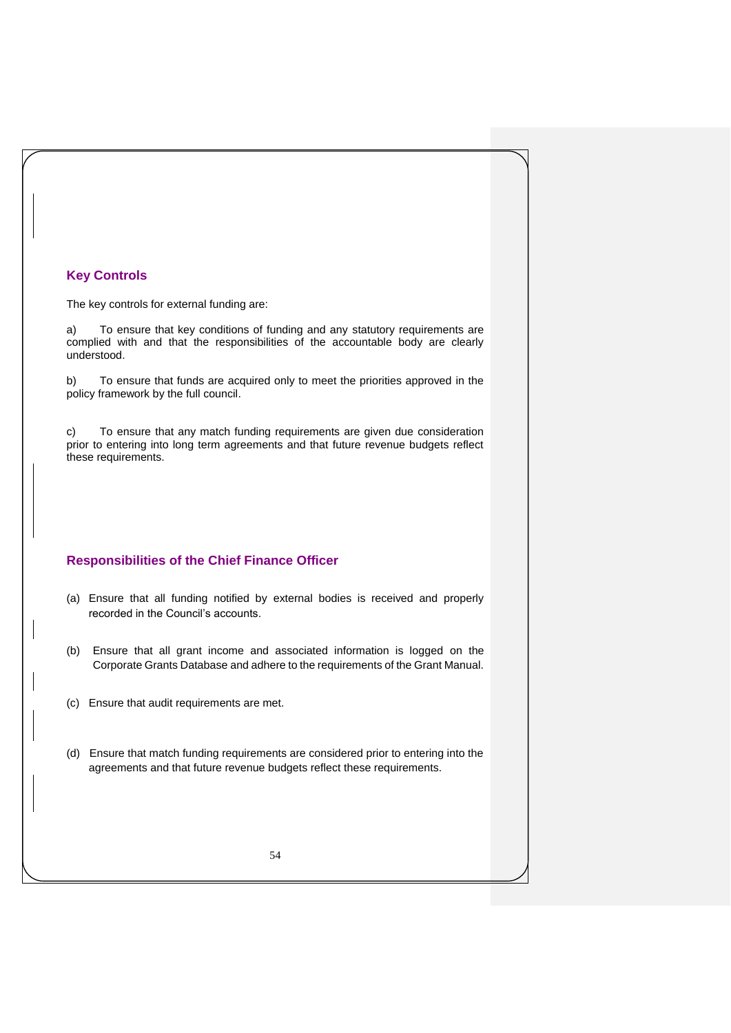## Key Controls

The key controls for external funding are:

a) To ensure that key conditions of funding and any statutory requirements are complied with and that the responsibilities of the accountable body are clearly understood.

b) To ensure that funds are acquired only to meet the priorities approved in the policy framework by the full council.

c) To ensure that any match funding requirements are given due consideration prior to entering into long term agreements and that future revenue budgets reflect these requirements.

## Responsibilities of the Chief Finance Officer

(a) Ensure that all funding notified by external bodies is received and properly recorded in the Council's accounts.

(b) Ensure that all grant income and associated information is logged on the Corporate Grants Database and adhere to the requirements of the Grant Manual.

(c) Ensure that audit requirements are met.

(d) Ensure that match funding requirements are considered prior to entering into the agreements and that future revenue budgets reflect these requirements.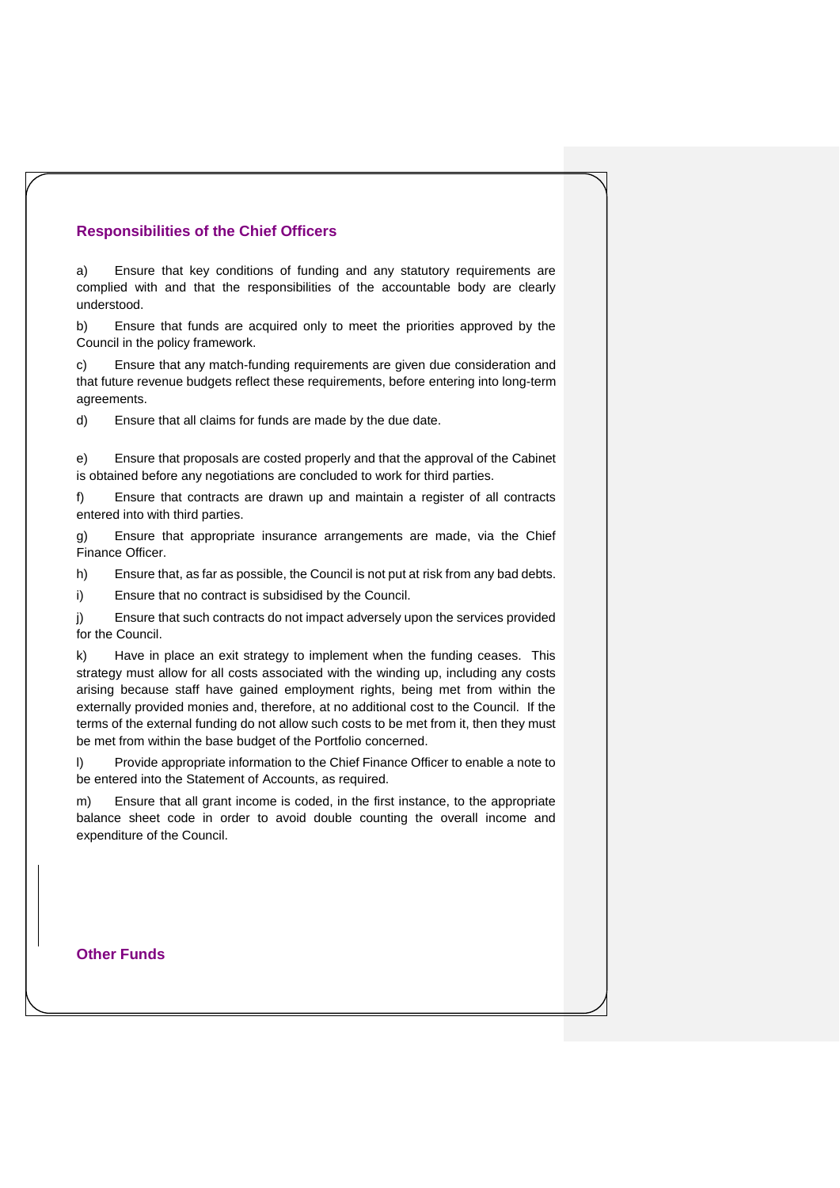## Responsibilities of the Chief Officers

a) Ensure that key conditions of funding and any statutory requirements are complied with and that the responsibilities of the accountable body are clearly understood.

b) Ensure that funds are acquired only to meet the priorities approved by the Council in the policy framework.

c) Ensure that any match-funding requirements are given due consideration and that future revenue budgets reflect these requirements, before entering into long-term agreements.

d) Ensure that all claims for funds are made by the due date.

e) Ensure that proposals are costed properly and that the approval of the Cabinet is obtained before any negotiations are concluded to work for third parties.

f) Ensure that contracts are drawn up and maintain a register of all contracts entered into with third parties.

g) Ensure that appropriate insurance arrangements are made, via the Chief Finance Officer.

h) Ensure that, as far as possible, the Council is not put at risk from any bad debts.

i) Ensure that no contract is subsidised by the Council.

j) Ensure that such contracts do not impact adversely upon the services provided for the Council.

k) Have in place an exit strategy to implement when the funding ceases. This strategy must allow for all costs associated with the winding up, including any costs arising because staff have gained employment rights, being met from within the externally provided monies and, therefore, at no additional cost to the Council. If the terms of the external funding do not allow such costs to be met from it, then they must be met from within the base budget of the Portfolio concerned.

l) Provide appropriate information to the Chief Finance Officer to enable a note to be entered into the Statement of Accounts, as required.

m) Ensure that all grant income is coded, in the first instance, to the appropriate balance sheet code in order to avoid double counting the overall income and expenditure of the Council.

## Other Funds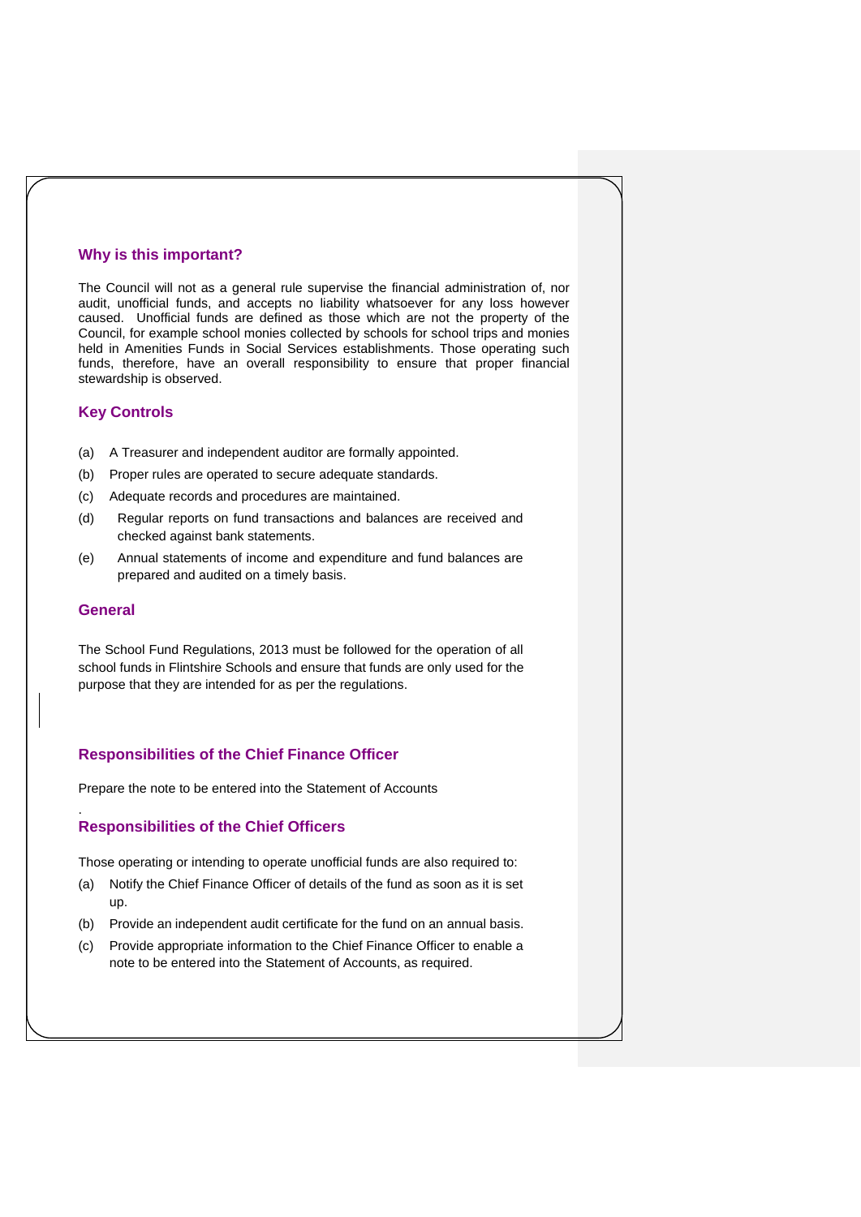## Why is this important?

The Council will not as a general rule supervise the financial administration of, nor audit, unofficial funds, and accepts no liability whatsoever for any loss however caused. Unofficial funds are defined as those which are not the property of the Council, for example school monies collected by schools for school trips and monies held in Amenities Funds in Social Services establishments. Those operating such funds, therefore, have an overall responsibility to ensure that proper financial stewardship is observed.

## Key Controls

(a) A Treasurer and independent auditor are formally appointed.

(b) Proper rules are operated to secure adequate standards.

(c) Adequate records and procedures are maintained.

(d) Regular reports on fund transactions and balances are received and checked against bank statements.

(e) Annual statements of income and expenditure and fund balances are prepared and audited on a timely basis.

## General

The School Fund Regulations, 2013 must be followed for the operation of all school funds in Flintshire Schools and ensure that funds are only used for the purpose that they are intended for as per the regulations.

## Responsibilities of the Chief Finance Officer

Prepare the note to be entered into the Statement of Accounts

## Responsibilities of the Chief Officers

Those operating or intending to operate unofficial funds are also required to:

(a) Notify the Chief Finance Officer of details of the fund as soon as it is set up.

(b) Provide an independent audit certificate for the fund on an annual basis.

(c) Provide appropriate information to the Chief Finance Officer to enable a note to be entered into the Statement of Accounts, as required.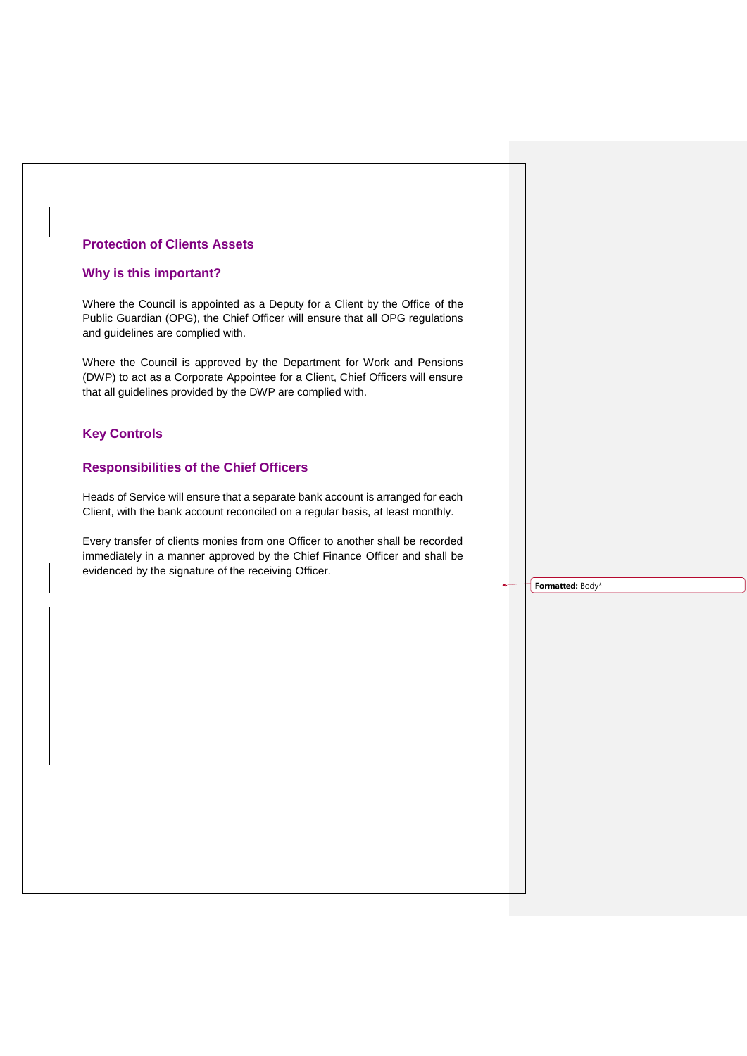## Protection of Clients Assets

### Why is this important?

Where the Council is appointed as a Deputy for a Client by the Office of the Public Guardian (OPG), the Chief Officer will ensure that all OPG regulations and guidelines are complied with.

Where the Council is approved by the Department for Work and Pensions (DWP) to act as a Corporate Appointee for a Client, Chief Officers will ensure that all guidelines provided by the DWP are complied with.

### Key Controls

### Responsibilities of the Chief Officers

Heads of Service will ensure that a separate bank account is arranged for each Client, with the bank account reconciled on a regular basis, at least monthly.

Every transfer of clients monies from one Officer to another shall be recorded immediately in a manner approved by the Chief Finance Officer and shall be evidenced by the signature of the receiving Officer.